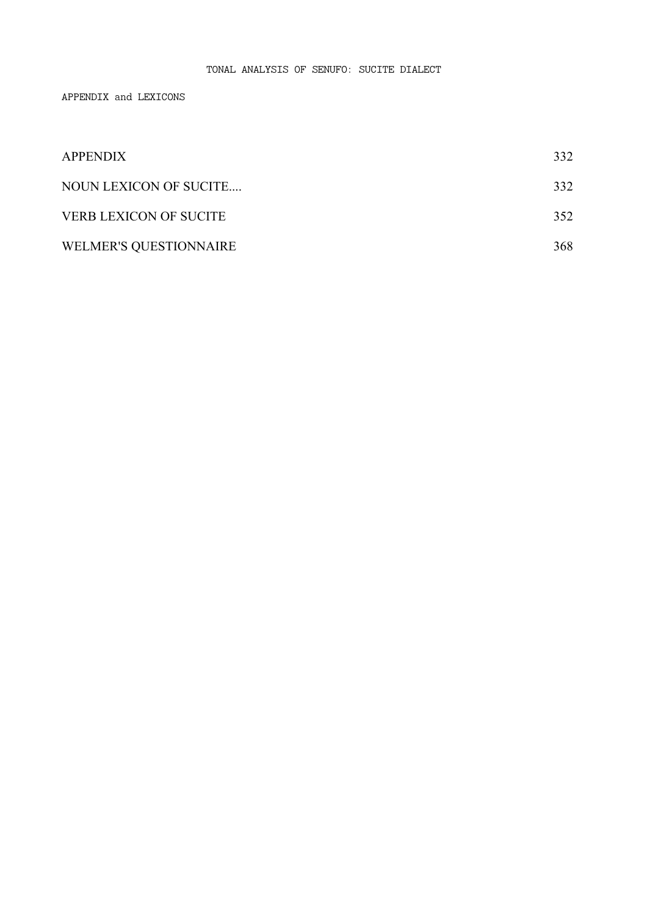# TONAL ANALYSIS OF SENUFO: SUCITE DIALECT

## APPENDIX and LEXICONS

| | |
|---|---|
| APPENDIX | 332 |
| NOUN LEXICON OF SUCITE.... | 332 |
| VERB LEXICON OF SUCITE | 352 |
| WELMER'S QUESTIONNAIRE | 368 |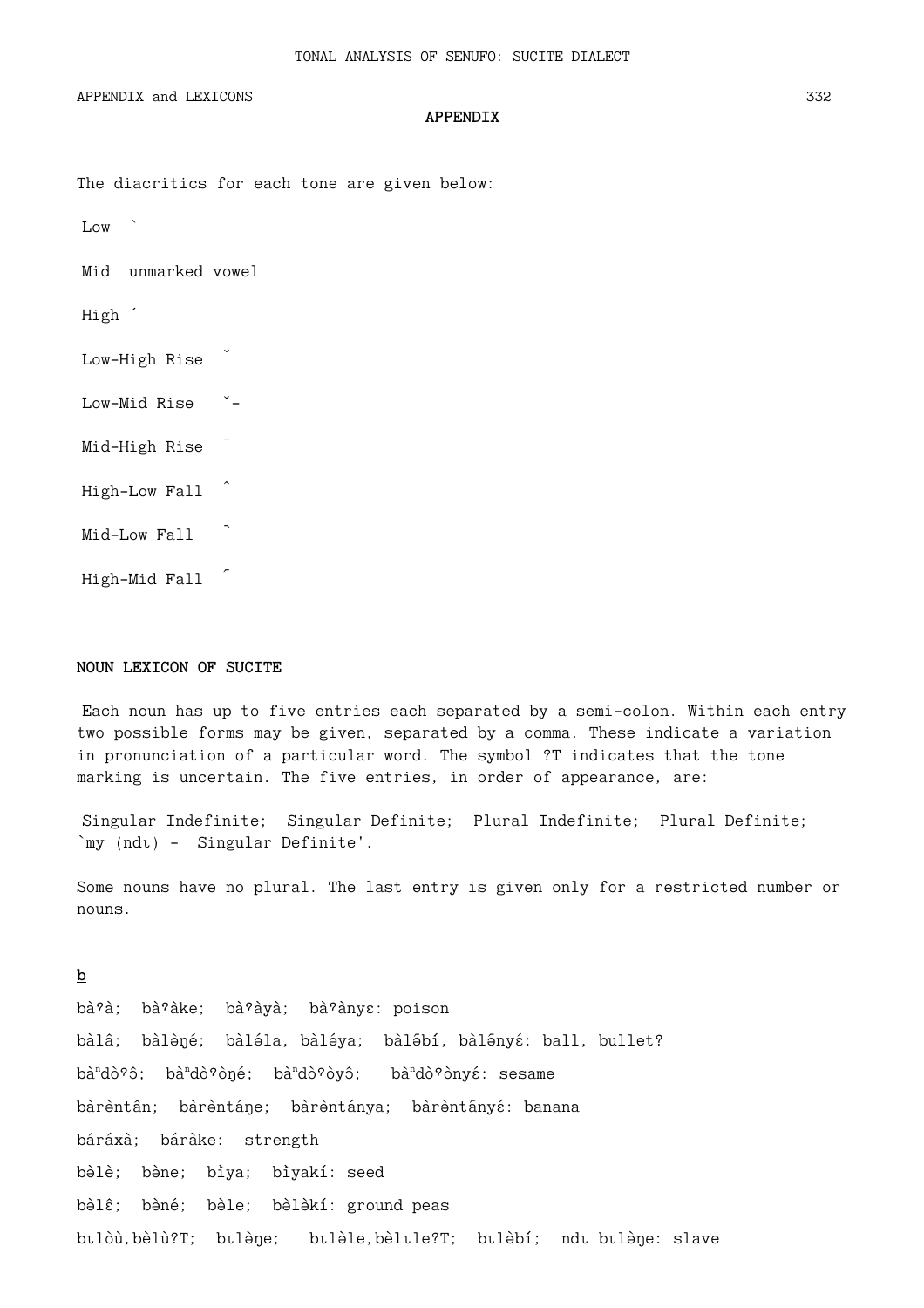## APPENDIX

The diacritics for each tone are given below:

Low  ̀

Mid  unmarked vowel

High  ́

Low-High Rise  ̌

Low-Mid Rise  ̌-

Mid-High Rise  ̄

High-Low Fall  ̂

Mid-Low Fall  ̄

High-Mid Fall  ́

**NOUN LEXICON OF SUCITE**

Each noun has up to five entries each separated by a semi-colon. Within each entry two possible forms may be given, separated by a comma. These indicate a variation in pronunciation of a particular word. The symbol ?T indicates that the tone marking is uncertain. The five entries, in order of appearance, are:

Singular Indefinite;  Singular Definite;  Plural Indefinite;  Plural Definite; `my (ndɩ) -  Singular Definite'.

Some nouns have no plural. The last entry is given only for a restricted number or nouns.

<u>b</u>

bàˀà;  bàˀàke;  bàˀàyà;  bàˀànyɛ: poison

bàlâ;  bàlə̀ŋé;  bàlə́la, bàlə́ya;  bàlə̄bí, bàlə̄nyɛ́: ball, bullet?

bàⁿdòˀɔ̂;  bàⁿdòˀòŋé;  bàⁿdòˀòyɔ̂;  bàⁿdòˀònyɛ́: sesame

bàrə̀ntân;  bàrə̀ntáŋe;  bàrə̀ntánya;  bàrə̀ntânyɛ́: banana

báráxà;  báràke:  strength

bə̀lè;  bə̀ne;  bɪ̀ya;  bɪ̀yakí: seed

bə̀lɛ̂;  bə̀né;  bə̀le;  bə̀lə̀kí: ground peas

bɩlòù,bə̀lù?T;  bɩlə̀ŋe;  bɩlə̀le,bə̀lɩle?T;  bɩlə̀bí;  ndɩ bɩlə̀ŋe: slave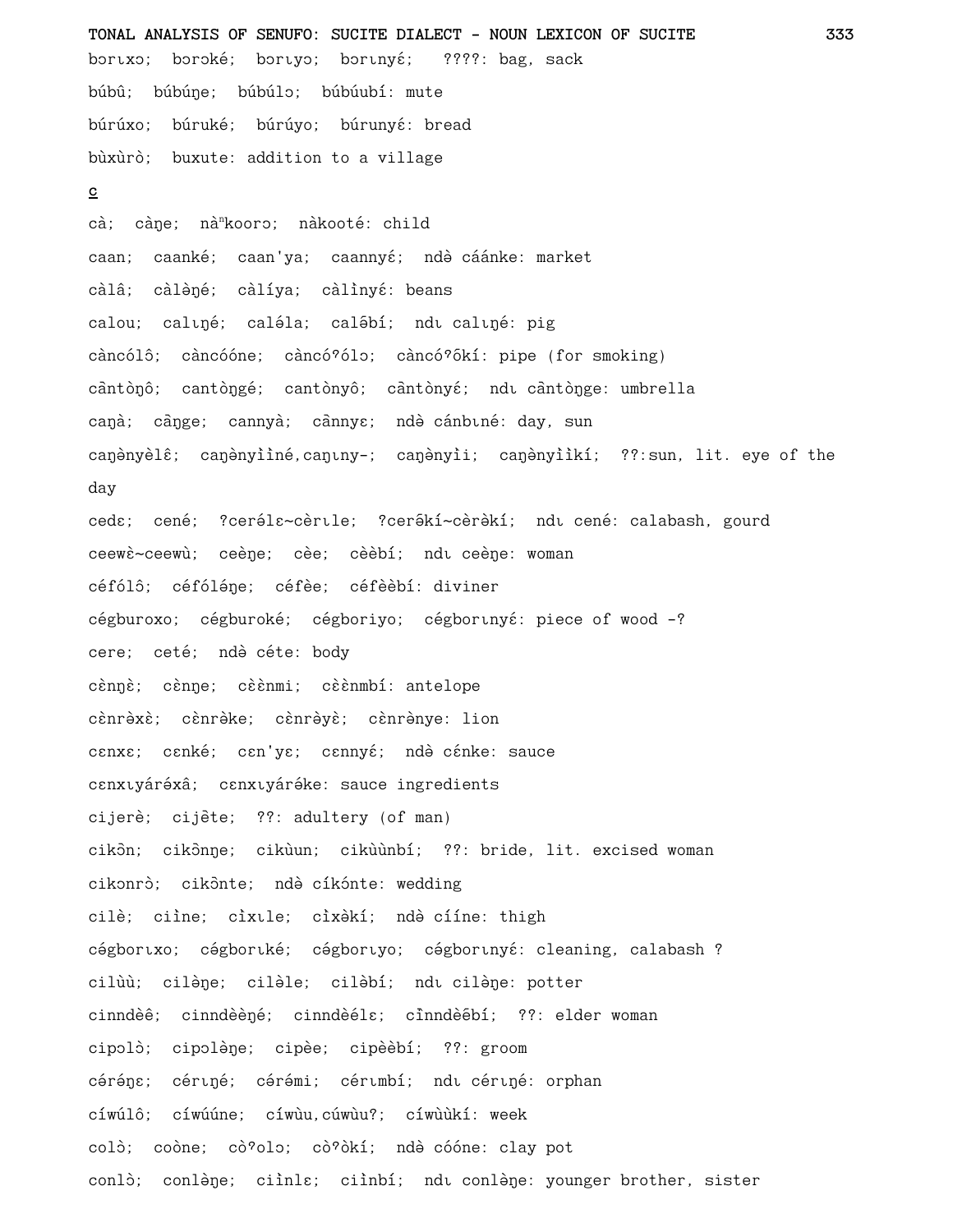bɔrɩxɔ;  bɔrɔké;  bɔrɩyɔ;  bɔrɩnyɛ́;   ????: bag, sack

búbû;  búbúŋe;  búbúlɔ;  búbúubí: mute

búrúxo;  búruké;  búrúyo;  búrunyɛ́: bread

bùxùrò;  buxute: addition to a village

**c**

cà;  càŋe;  nàⁿkoorɔ;  nàkooté: child

caan;  caanké;  caan'ya;  caannyɛ́;  ndə̀ cáánke: market

càlâ;  càlə̀ŋé;  càlíya;  càlìnyɛ́: beans

calou;  calɩŋé;  caléla;  calə̃bí;  ndɩ calɩŋé: pig

càncólô;  càncóóne;  càncóˀólɔ;  càncóˀôkí: pipe (for smoking)

cântòŋô;  cantòŋgé;  cantònyô;  cântònyɛ́;  ndɩ cântòŋge: umbrella

caŋà;  cãŋge;  cannyà;  cânnyɛ;  ndə̀ cánbɩné: day, sun

caŋènyèlɛ̂;  caŋènyììné,caŋɩny-;  caŋènyìi;  caŋènyììkí;  ??:sun, lit. eye of the day

cedɛ;  cené;  ?cerə́lɛ~cèrɩle;  ?cerə̃kí~cèrə̀kí;  ndɩ cené: calabash, gourd

ceewɛ̀~ceewù;  ceèŋe;  cèe;  cèèbí;  ndɩ ceèŋe: woman

céfólô;  céfóléŋe;  céfèe;  céfèèbí: diviner

cégburoxo;  cégburoké;  cégboriyo;  cégborɩnyɛ́: piece of wood -?

cere;  ceté;  ndə̀ céte: body

cɛ̀nŋɛ̀;  cɛ̀nŋe;  cɛ̀ɛ̀nmi;  cɛ̀ɛ̀nmbí: antelope

cɛ̀nrə̀xɛ̀;  cɛ̀nrə̀ke;  cɛ̀nrə̀yɛ̀;  cɛ̀nrə̀nye: lion

cɛnxɛ;  cɛnké;  cɛn'yɛ;  cɛnnyɛ́;  ndə̀ cɛ́nke: sauce

cɛnxɩyárə́xâ;  cɛnxɩyárə́ke: sauce ingredients

cijerè;  cijẽ̀te;  ??: adultery (of man)

cikɔ̃n;  cikɔ̃nŋe;  cikùun;  cikùùnbí;  ??: bride, lit. excised woman

cikɔnrò;  cikɔ̃nte;  ndə̀ cíkónte: wedding

cilè;  ciìne;  cìxɩle;  cìxə̀kí;  ndə̀ cííne: thigh

cə́gborɩxo;  cə́gborɩké;  cə́gborɩyo;  cə́gborɩnyɛ́: cleaning, calabash ?

cilùù;  cilə̀ŋe;  cilə̀le;  cilə̀bí;  ndɩ cilə̀ŋe: potter

cinndèê;  cinndèèŋé;  cinndèélɛ;  cĩnndèə̃bí;  ??: elder woman

cipɔlò;  cipɔlə̀ŋe;  cipèe;  cipèèbí;  ??: groom

cə́rə́ŋɛ;  cə́rɩŋé;  cə́rə́mi;  cə́rɩmbí;  ndɩ cə́rɩŋé: orphan

cíwúlô;  cíwúúne;  cíwùu,cúwùu?;  cíwùùkí: week

colò;  coòne;  còˀolɔ;  còˀòkí;  ndə̀ cóóne: clay pot

conlò;  conlə̀ŋe;  ciìnlɛ;  ciìnbí;  ndɩ conlə̀ŋe: younger brother, sister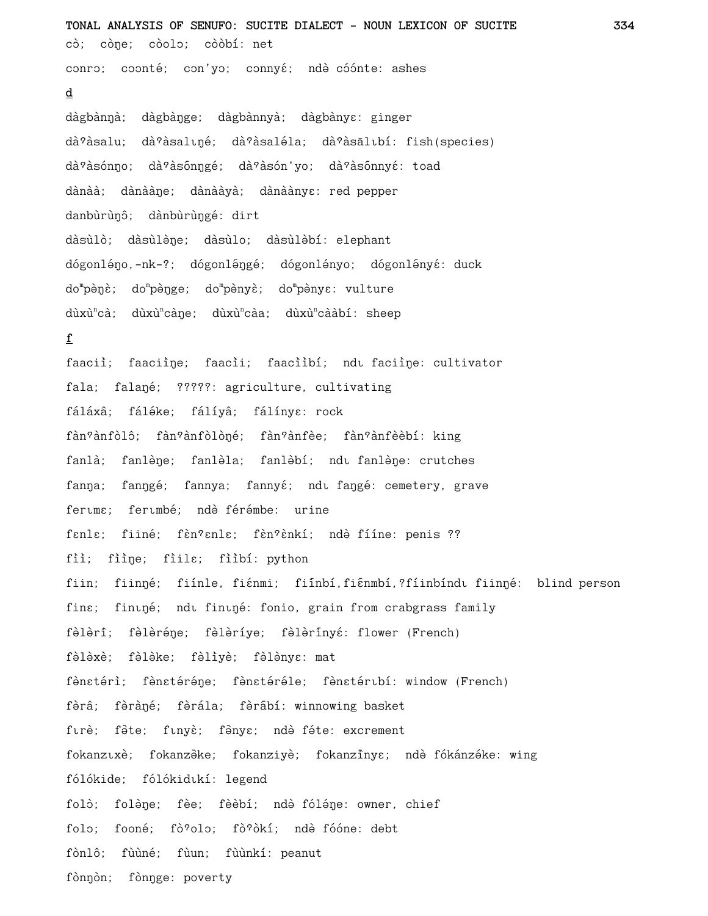cɔ̀;  cɔ̀ŋe;  cɔ̀ɔlɔ;  cɔ̀ɔ̀bí: net

cɔnrɔ;  cɔɔnté;  cɔn'yɔ;  cɔnnyɛ́;  ndə cɔ́ɔ́nte: ashes

**d**

dàgbànŋà;  dàgbàŋge;  dàgbànnyà;  dàgbànyɛ: ginger

dàˀàsalu;  dàˀàsalɩŋé;  dàˀàsaléla;  dàˀàsālɩbí: fish(species)

dàˀàsónŋo;  dàˀàsṓnŋgé;  dàˀàsón'yo;  dàˀàsṓnnyɛ́: toad

dànàà;  dànààŋe;  dànààyà;  dànààŋyɛ: red pepper

danbùrùŋô;  dànbùrùŋgé: dirt

dàsùlò;  dàsùlə̀ŋe;  dàsùlo;  dàsùlə̀bí: elephant

dógonlə́ŋo,-nk-?;  dógonlə̄ŋgé;  dógonlə́nyo;  dógonlə̄nyɛ́: duck

doᵐpə̀ŋɛ̀;  doᵐpə̀ŋge;  doᵐpə̀nyɛ̀;  doᵐpə̀nyɛ: vulture

dùxùⁿcà;  dùxùⁿcàŋe;  dùxùⁿcàa;  dùxùⁿcààbí: sheep

**f**

faaciì;  faaciìŋe;  faacìi;  faacììbí;  ndɩ faciìŋe: cultivator

fala;  falaŋé;  ?????: agriculture, cultivating

fáláxâ;  fálə́ke;  fálíyâ;  fálínyɛ: rock

fànˀànfòlô;  fànˀànfòlòŋé;  fànˀànfèe;  fànˀànfèèbí: king

fanlà;  fanlə̀ŋe;  fanlə̀la;  fanlə̀bí;  ndɩ fanlə̀ŋe: crutches

fanŋa;  fanŋgé;  fannya;  fannyɛ́;  ndɩ faŋgé: cemetery, grave

ferɩmɛ;  ferɩmbé;  ndə férə́mbe:  urine

fɛnlɛ;  fiiné;  fɛ̀nˀɛnlɛ;  fɛ̀nˀɛ̀nkí;  ndə fííne: penis ??

fìì;  fììŋe;  fìilɛ;  fììbí: python

fiin;  fiinŋé;  fiínle, fiɛ́nmi;  fiǐnbí,fiɛ̌nmbí,?fíinbíndɩ fiinŋé:  blind person

finɛ;  finɩŋé;  ndɩ finɩŋé: fonio, grain from crabgrass family

fə̀lərî;  fə̀lərə́ŋe;  fə̀ləríye;  fə̀lərínyɛ́: flower (French)

fə̀lə̀xè;  fə̀lə̀ke;  fə̀lìyè;  fə̀lə̀nyɛ: mat

fə̀nɛtérì;  fə̀nɛtérə́ŋe;  fə̀nɛtérə́le;  fə̀nɛtérɩbí: window (French)

fə̀râ;  fə̀ràŋé;  fə̀rála;  fə̀râbí: winnowing basket

fɩrè;  fə̂te;  fɩnyɛ̀;  fə̂nyɛ;  ndə féte: excrement

fokanzɩxè;  fokanzə̄ke;  fokanziyè;  fokanzìnyɛ;  ndə fókánzə́ke: wing

fólókide;  fólókidɩkí: legend

folɔ̀;  folə̀ŋe;  fèe;  fèèbí;  ndə fóléŋe: owner, chief

folɔ;  fooné;  fɔ̀ˀolɔ;  fɔ̀ˀɔ̀kí;  ndə fóóne: debt

fònlô;  fùùné;  fùun;  fùùnkí: peanut

fònŋòn;  fònŋge: poverty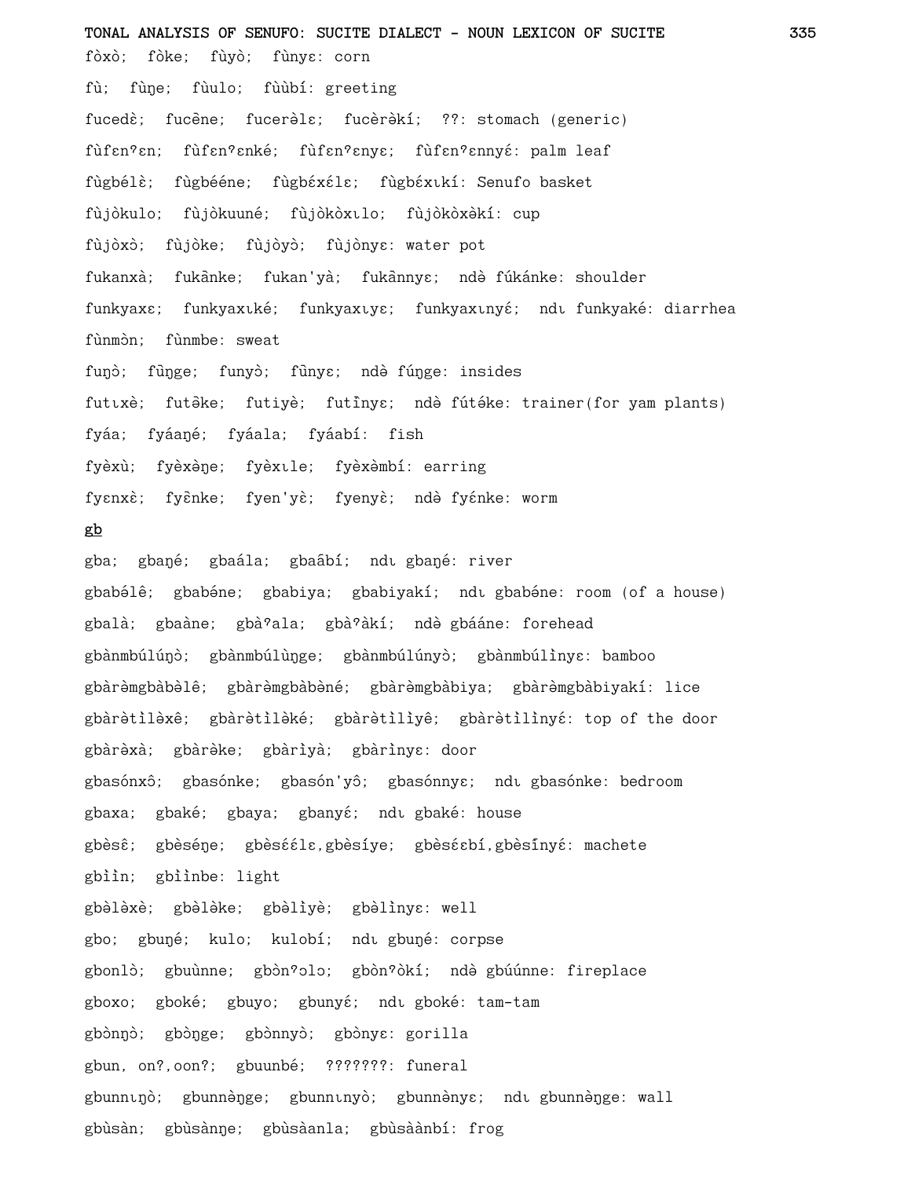fòxò; fòke; fùyò; fùnyɛ: corn

fù; fùŋe; fùulo; fùùbí: greeting

fucedè; fucêne; fucerəlɛ; fucèrəkí; ??: stomach (generic)

fùfɛnˀɛn; fùfɛnˀɛnké; fùfɛnˀɛnyɛ; fùfɛnˀɛnnyɛ́: palm leaf

fùgbélè; fùgbééne; fùgbɛ́xɛ́lɛ; fùgbɛ́xɩkí: Senufo basket

fùjòkulo; fùjòkuuné; fùjòkòxɩlo; fùjòkòxəkí: cup

fùjòxò; fùjòke; fùjòyò; fùjònyɛ: water pot

fukanxà; fukânke; fukan'yà; fukânnyɛ; ndè fúkánke: shoulder

funkyaxɛ; funkyaxɩké; funkyaxɩyɛ; funkyaxɩnyɛ́; ndɩ funkyaké: diarrhea

fùnmòn; fùnmbe: sweat

fuŋò; fũŋge; funyò; fũnyɛ; ndè fúŋge: insides

futɩxè; futəke; futiyè; futĩnyɛ; ndè fútéke: trainer(for yam plants)

fyáa; fyáaŋé; fyáala; fyáabí: fish

fyèxù; fyèxèŋe; fyèxɩle; fyèxèmbí: earring

fyɛnxè; fyɛ̃nke; fyen'yɛ̀; fyenyɛ̀; ndè fyɛ́nke: worm

**gb**

gba; gbaŋé; gbaála; gbaâbí; ndɩ gbaŋé: river

gbabə́lê; gbabə́ne; gbabiya; gbabiyakí; ndɩ gbabə́ne: room (of a house)

gbalà; gbaàne; gbàˀala; gbàˀàkí; ndè gbááne: forehead

gbànmbúlúŋò; gbànmbúlùŋge; gbànmbúlúnyò; gbànmbúlìnyɛ: bamboo

gbàrəmgbàbəlê; gbàrəmgbàbəné; gbàrəmgbàbiya; gbàrəmgbàbiyakí: lice

gbàrətìləxê; gbàrətìləké; gbàrətìlìyê; gbàrətìlìnyɛ́: top of the door

gbàrəxà; gbàrəke; gbàrìyà; gbàrìnyɛ: door

gbasónxô; gbasónke; gbasón'yô; gbasónnyɛ; ndɩ gbasónke: bedroom

gbaxa; gbaké; gbaya; gbanyɛ́; ndɩ gbaké: house

gbèsɛ̂; gbèséŋe; gbèsɛ́ɛ́lɛ,gbèsíye; gbèsɛ́ɛbí,gbèsĩnyɛ́: machete

gbììn; gbììnbe: light

gbələxè; gbələke; gbəlìyè; gbəlìnyɛ: well

gbo; gbuŋé; kulo; kulobí; ndɩ gbuŋé: corpse

gbonlò; gbuùnne; gbònˀɔlɔ; gbònˀòkí; ndè gbúúnne: fireplace

gboxo; gboké; gbuyo; gbunyɛ́; ndɩ gboké: tam-tam

gbòŋò; gbòŋge; gbònnyò; gbònyɛ: gorilla

gbun, on?,oon?; gbuunbé; ???????: funeral

gbunnɩŋò; gbunnəŋge; gbunnɩnyò; gbunnənyɛ; ndɩ gbunnəŋge: wall

gbùsàn; gbùsànŋe; gbùsàanla; gbùsàànbí: frog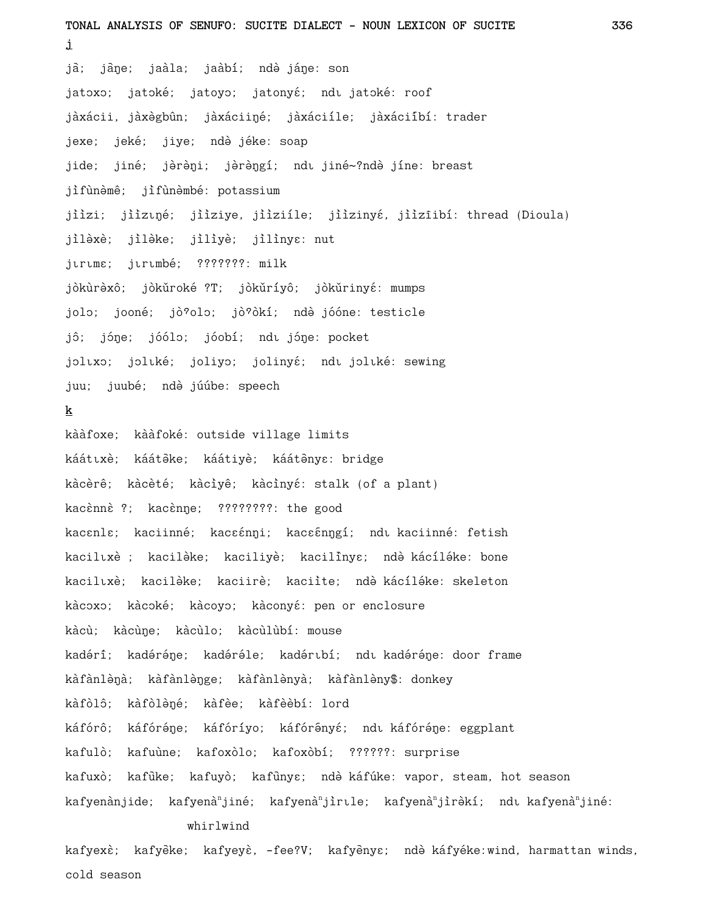**j**

jâ; jâŋe; jaàla; jaàbí; ndə̀ jáŋe: son

jatɔxɔ; jatɔké; jatoyɔ; jatonyɛ́; ndɩ jatɔké: roof

jàxácii, jàxə̀gbûn; jàxáciiŋé; jàxáciíle; jàxáciîbí: trader

jexe; jeké; jiye; ndə̀ jéke: soap

jide; jiné; jə̀rə̀ŋi; jə̀rə̀ŋgí; ndɩ jiné~?ndə̀ jíne: breast

jìfùnə̀mê; jìfùnə̀mbé: potassium

jììzi; jììzɩŋé; jììziye, jììziíle; jììzinyɛ́, jììzīibí: thread (Dioula)

jìlə̀xè; jìlə̀ke; jìlìyè; jìlìnyɛ: nut

jɩrɩmɛ; jɩrɩmbé; ???????: milk

jòkùrə̀xô; jòkŭroké ?T; jòkŭríyô; jòkŭrinyɛ́: mumps

jolɔ; jooné; jòˀolɔ; jòˀòkí; ndə̀ jóóne: testicle

jô; jóŋe; jóólɔ; jóobí; ndɩ jóŋe: pocket

jɔlɩxɔ; jɔlɩké; joliyɔ; jolinyɛ́; ndɩ jɔlɩké: sewing

juu; juubé; ndə̀ júúbe: speech

**k**

kààfoxe; kààfoké: outside village limits

káátɩxè; káátə̀ke; káátiyè; káátə̀nyɛ: bridge

kàcèrê; kàcèté; kàcìyê; kàcìnyɛ́: stalk (of a plant)

kacɛ̀nnɛ̀ ?; kacɛ̀nŋe; ????????: the good

kacɛnlɛ; kaciinné; kacɛɛ́nŋi; kacɛɛ́nŋgí; ndɩ kaciinné: fetish

kacilɩxè ; kacilə̀ke; kaciliyè; kacilînyɛ; ndə̀ kácílə́ke: bone

kacilɩxè; kacilə̀ke; kaciirè; kaciìte; ndə̀ kácílə́ke: skeleton

kàcɔxɔ; kàcɔké; kàcoyɔ; kàconyé: pen or enclosure

kàcù; kàcùŋe; kàcùlo; kàcùlùbí: mouse

kadə́rî; kadə́rə́ŋe; kadə́rə́le; kadə́rɩbí; ndɩ kadə́rə́ŋe: door frame

kàfànlə̀ŋà; kàfànlə̀ŋge; kàfànlə̀nyà; kàfànlə̀ny$: donkey

kàfòlô; kàfòlə̀ŋé; kàfèe; kàfèèbí: lord

káfórô; káfórə́ŋe; káfóríyo; káfórə̄nyɛ́; ndɩ káfórə́ŋe: eggplant

kafulò; kafuùne; kafoxòlo; kafoxòbí; ??????: surprise

kafuxò; kafûke; kafuyò; kafûnyɛ; ndə̀ káfúke: vapor, steam, hot season

kafyenànjide; kafyenàⁿjiné; kafyenàⁿjìrɩle; kafyenàⁿjìrə̀kí; ndɩ kafyenàⁿjiné: whirlwind

kafyexɛ̀; kafyə̂ke; kafyeyɛ̀, -fee?V; kafyə̂nyɛ; ndə̀ káfyéke: wind, harmattan winds, cold season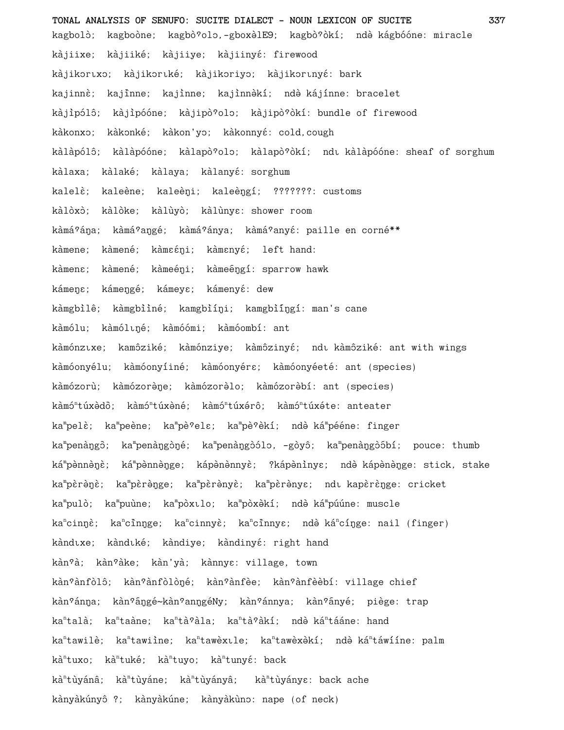kagbolò; kagboòne; kagbòˀolɔ,-gboxèlE9; kagbòˀòkí; ndè kágbóóne: miracle

kàjiixe; kàjiiké; kàjiiye; kàjiinyɛ́: firewood

kàjikɔrɩxɔ; kàjikɔrɩké; kàjikɔriyɔ; kàjikɔrɩnyɛ́: bark

kajinnè; kajĩ̀nne; kajĩ̀nne; kajĩ̀nnèkí; ndè kájínne: bracelet

kàjìpólô; kàjìpóóne; kàjipòˀolɔ; kàjipòˀòkí: bundle of firewood

kàkonxɔ; kàkɔnké; kàkon'yɔ; kàkonnyɛ́: cold,cough

kàlàpólô; kàlàpóóne; kàlapòˀolɔ; kàlapòˀòkí; ndɩ kàlàpóóne: sheaf of sorghum

kàlaxa; kàlaké; kàlaya; kàlanyɛ́: sorghum

kalelè; kaleène; kaleèŋi; kaleèŋgí; ???????: customs

kàlòxò; kàlòke; kàlùyò; kàlùnyɛ: shower room

kàmáˀáŋa; kàmáˀaŋgé; kàmáˀánya; kàmáˀanyɛ́: paille en corné**

kàmene; kàmené; kàmɛɛ́ŋi; kàmɛnyɛ́; left hand:

kàmenɛ; kàmené; kàmeéŋi; kàmeḗŋgí: sparrow hawk

kámeŋɛ; kámeŋgé; kámeyɛ; kámenyɛ́: dew

kàmgbìlê; kàmgbìiné; kamgbìíŋi; kamgbìíŋgí: man's cane

kàmólu; kàmólɩŋé; kàmóómi; kàmóombí: ant

kàmónzɩxe; kamôziké; kàmónziye; kàmôzinyɛ́; ndɩ kàmôziké: ant with wings

kàmóonyélu; kàmóonyíiné; kàmóonyérɛ; kàmóonyéeté: ant (species)

kàmózorù; kàmózorèŋe; kàmózorèlo; kàmózorèbí: ant (species)

kàmó$^{n}$túxèdõ; kàmó$^{n}$túxèné; kàmó$^{n}$túxérô; kàmó$^{n}$túxéte: anteater

ka$^{m}$pelè; ka$^{m}$peène; ka$^{m}$pèˀelɛ; ka$^{m}$pèˀèkí; ndè ká$^{m}$pééne: finger

ka$^{m}$penàŋgɔ̃; ka$^{m}$penàŋgɔ̀ŋé; ka$^{m}$penàŋgɔ̀ólɔ, -gɔ̀yɔ̂; ka$^{m}$penàŋgɔ̀ɔ̃bí; pouce: thumb

ká$^{m}$pènnèŋè; ká$^{m}$pènnèŋge; kápènènnyɛ̀; ?kápènìnyɛ; ndè kápènèŋge: stick, stake

ka$^{m}$pɛrèŋè; ka$^{m}$pɛrèŋge; ka$^{m}$pɛrènyɛ̀; ka$^{m}$pɛrènyɛ; ndɩ kapɛ̀rɛ̀ŋe: cricket

ka$^{m}$pulò; ka$^{m}$puùne; ka$^{m}$pòxɩlo; ka$^{m}$pòxèkí; ndè ká$^{m}$púúne: muscle

ka$^{n}$cinŋè; ka$^{n}$cĩ̀nŋge; ka$^{n}$cinnyè; ka$^{n}$cĩ̀nnyɛ; ndè ká$^{n}$cíŋge: nail (finger)

kàndɩxe; kàndɩké; kàndiye; kàndinyɛ́: right hand

kànˀà; kànˀàke; kàn'yà; kànnyɛ: village, town

kànˀànfòlô; kànˀànfòlòŋé; kànˀànfèe; kànˀànfèèbí: village chief

kànˀánŋa; kànˀãŋgé~kànˀanŋgéNy; kànˀánnya; kànˀãnyé; piège: trap

ka$^{n}$talà; ka$^{n}$taàne; ka$^{n}$tàˀàla; ka$^{n}$tàˀàkí; ndè ká$^{n}$tááne: hand

ka$^{n}$tawilè; ka$^{n}$tawiìne; ka$^{n}$tawèxɩle; ka$^{n}$tawèxèkí; ndè ká$^{n}$táwííne: palm

kà$^{n}$tuxo; kà$^{n}$tuké; kà$^{n}$tuyo; kà$^{n}$tunyɛ́: back

kà$^{n}$tùyánâ; kà$^{n}$tùyáne; kà$^{n}$tùyányâ; kà$^{n}$tùyányɛ: back ache

kànyàkúnyô ?; kànyàkúne; kànyàkùnɔ: nape (of neck)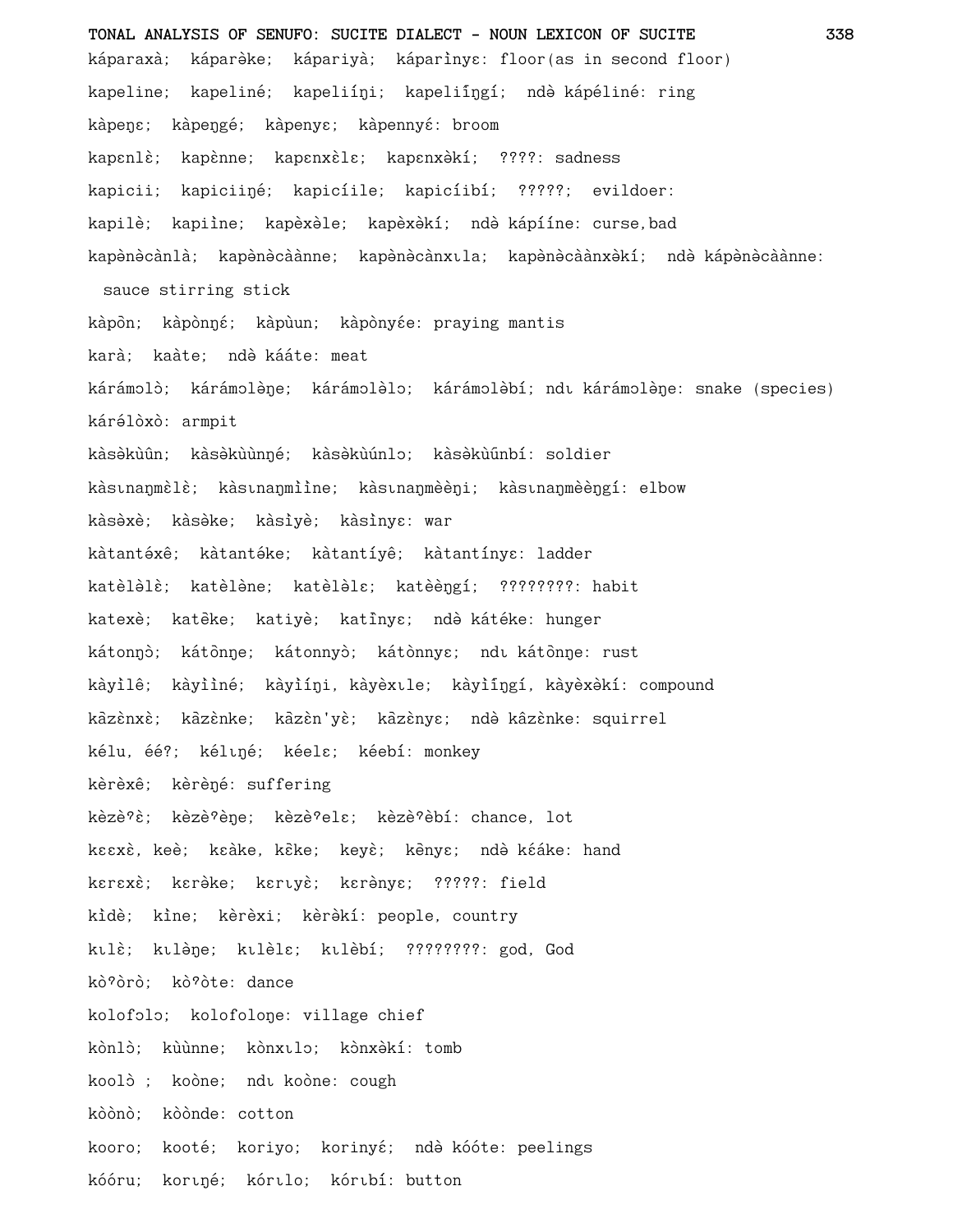káparaxà; kápar̀ke; kápariyà; kápar̀inyɛ: floor(as in second floor)

kapeline; kapeliné; kapeliíŋi; kapeliĩŋgí; ndə̀ kápéliné: ring

kàpeŋɛ; kàpeŋgé; kàpenyɛ; kàpennyɛ́: broom

kapɛnlɛ̀; kapɛ̀nne; kapɛnxɛ̀lɛ; kapɛnxə̀kí; ????: sadness

kapicii; kapiciiŋé; kapicíile; kapicíibí; ?????; evildoer:

kapilè; kapiìne; kapèxəle; kapèxə̀kí; ndə̀ kápííne: curse,bad

kapə̀nə̀cànlà; kapə̀nə̀càànne; kapə̀nə̀cànxɩla; kapə̀nə̀càànxə̀kí; ndə̀ kápə̀nə̀càànne: sauce stirring stick

kàpɔ̃n; kàpònŋɛ́; kàpùun; kàpònyée: praying mantis

karà; kaàte; ndə̀ kááte: meat

kárámɔlɔ̀; kárámɔlə̀ŋe; kárámɔlə̀lɔ; kárámɔlə̀bí; ndɩ kárámɔlə̀ŋe: snake (species)

kárə́lòxò: armpit

kàsə̀kùûn; kàsə̀kùùnŋé; kàsə̀kùúnlɔ; kàsə̀kùṹnbí: soldier

kàsɩnaŋmɛ̀lɛ̀; kàsɩnaŋmììne; kàsɩnaŋmèèŋi; kàsɩnaŋmèèŋgí: elbow

kàsə̀xè; kàsə̀ke; kàsìyè; kàsìnyɛ: war

kàtantə́xê; kàtantə́ke; kàtantíyê; kàtantínyɛ: ladder

katèlə̀lɛ̀; katèlə̀ne; katèlə̀lɛ; katèèŋgí; ????????: habit

katexè; katẽke; katiyè; katĩnyɛ; ndə̀ kátéke: hunger

kátonŋɔ̀; kátɔ̃nŋe; kátonnyɔ̀; kátɔ̀nnyɛ; ndɩ kátɔ̃nŋe: rust

kàyìlê; kàyììné; kàyìíŋi, kàyèxɩle; kàyìĩŋgí, kàyèxə̀kí: compound

kâzɛ̀nxɛ̀; kâzɛ̀nke; kâzɛ̀n'yɛ̀; kâzɛ̀nyɛ; ndə̀ kâzɛ̀nke: squirrel

kélu, éé?; kélɩŋé; kéelɛ; kéebí: monkey

kèrèxê; kèrèŋé: suffering

kèzèˀɛ̀; kèzèˀèŋe; kèzèˀelɛ; kèzèˀèbí: chance, lot

kɛɛxɛ̀, keè; kɛàke, kɛ̃ke; keyɛ̀; kẽnyɛ; ndə̀ kɛ́áke: hand

kɛrɛxɛ̀; kɛrə̀ke; kɛrɩyɛ̀; kɛrə̀nyɛ; ?????: field

kìdè; kìne; kèrèxi; kèrə̀kí: people, country

kɩlɛ̀; kɩlə̀ŋe; kɩlɛ̀lɛ; kɩlɛ̀bí; ????????: god, God

kòˀòrò; kòˀòte: dance

kolofɔlɔ; kolofoloŋe: village chief

kònlɔ̀; kùùnne; kònxɩlɔ; kònxə̀kí: tomb

koolɔ̀ ; koòne; ndɩ koòne: cough

kòònò; kòònde: cotton

kooro; kooté; koriyo; korinyɛ́; ndə̀ kóóte: peelings

kóóru; korɩŋé; kórɩlo; kórɩbí: button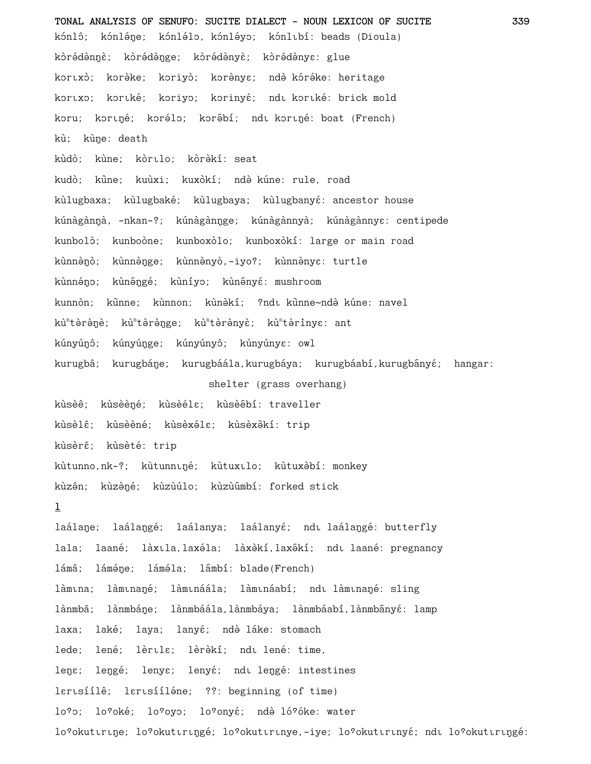kónlô; kónléɲe; kónlélɔ, kónléyɔ; kónlɩbí: beads (Dioula)

kɔ̀rédènŋɛ̀; kɔ̀rédèŋge; kɔ̀rédènyɛ̀; kɔ̀rédènyɛ: glue

kɔrɩxɔ̀; kɔrèke; kɔriyɔ̀; kɔrènyɛ; ndè kɔ́réke: heritage

kɔrɩxɔ; kɔrɩké; kɔriyɔ; kɔrinyɛ́; ndɩ kɔrɩké: brick mold

kɔru; kɔrɩŋé; kɔrélɔ; kɔrə̂bí; ndɩ kɔrɩŋé: boat (French)

kù; kùŋe: death

kùdò; kùne; kòrɩlo; kòrèkí: seat

kudò; kũne; kuùxi; kuxòkí; ndè kúne: rule, road

kùlugbaxa; kùlugbaké; kùlugbaya; kùlugbanyɛ́: ancestor house

kúnàgànŋà, -nkan-?; kúnàgànŋge; kúnàgànnyà; kúnàgànnyɛ: centipede

kunbolò; kunboòne; kunboxòlo; kunboxòkí: large or main road

kùnnèŋò; kùnnèŋge; kùnnènyò,-iyo?; kùnnènyɛ: turtle

kùnnéŋɔ; kùnə̂ŋgé; kùníyɔ; kùnə̂nyɛ́: mushroom

kunnòn; kũnne; kùnnon; kùnèkí; ?ndɩ kũnne~ndè kúne: navel

kùⁿtèrèŋè; kùⁿtèrèŋge; kùⁿtèrènyɛ̀; kùⁿtèrìnyɛ: ant

kúnyúŋô; kúnyúŋge; kúnyúnyô; kúnyúnyɛ: owl

kurugbâ; kurugbáɲe; kurugbáála,kurugbáya; kurugbáabí,kurugbãnyɛ́; hangar: shelter (grass overhang)

kùsèê; kùsèèŋé; kùsèélɛ; kùsèə̂bí: traveller

kùsèlɛ̂; kùsèènè; kùsèxélɛ; kùsèxə̂kí: trip

kùsèrɛ̂; kùsèté: trip

kùtunno,nk-?; kùtunnɩŋé; kùtuxɩlo; kùtuxə̀bí: monkey

kùzên; kùzèŋé; kùzùúlo; kùzùũmbí: forked stick

## l

laálaɲe; laálaŋgé; laálanya; laálanyɛ́; ndɩ laálaŋgé: butterfly

lala; laané; làxɩla,laxéla; làxəkí,laxə̂kí; ndɩ laané: pregnancy

lámâ; láméɲe; láméla; lãmbí: blade(French)

làmɩna; làmɩnaŋé; làmɩnáála; làmɩnáabí; ndɩ làmɩnaŋé: sling

lànmbâ; lànmbáɲe; lànmbáála,lànmbáya; lànmbáabí,lànmbãnyɛ́: lamp

laxa; laké; laya; lanyɛ́; ndè láke: stomach

lede; lené; lèrɩlɛ; lèrèkí; ndɩ lené: time,

leŋɛ; leŋgé; lenyɛ; lenyɛ́; ndɩ leŋgé: intestines

lɛrɩsíílê; lɛrɩsííléne; ??: beginning (of time)

loˀɔ; loˀoké; loˀoyɔ; loˀonyɛ́; ndè lóˀóke: water

loˀokutɩrɩŋe; loˀokutɩrɩŋgé; loˀokutɩrɩnye,-iye; loˀokutɩrɩnyɛ́; ndɩ loˀokutɩrɩŋgé: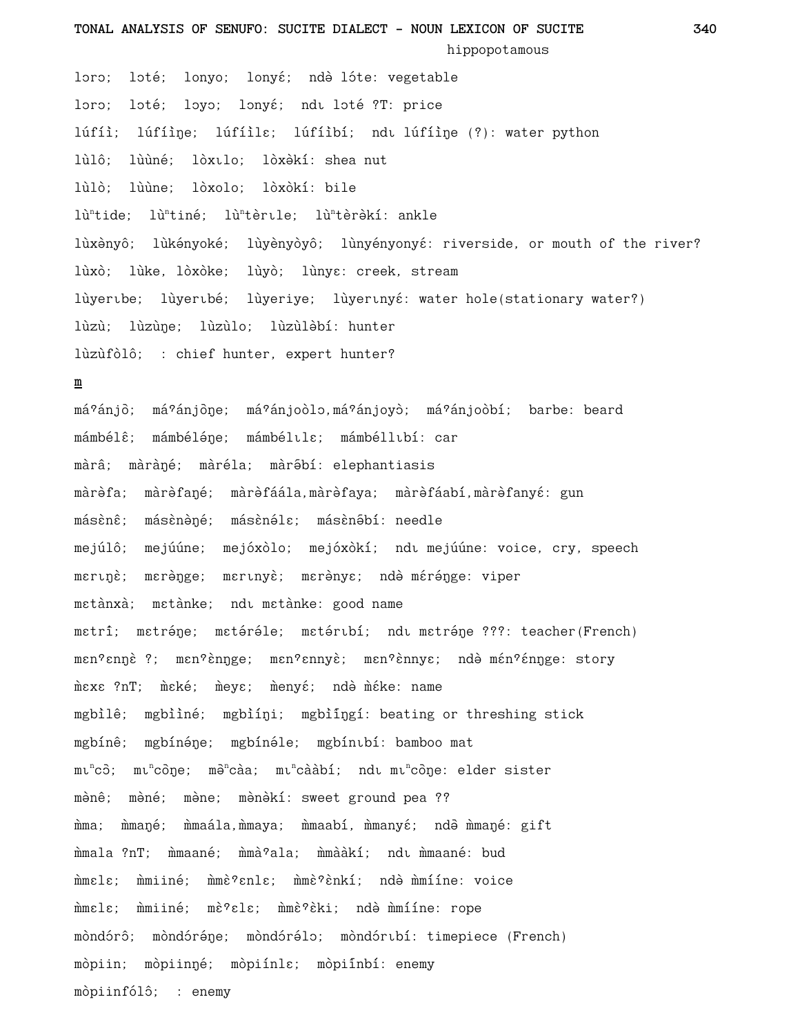hippopotamous

lɔrɔ;  lɔté;  lonyo;  lonyɛ́;  ndə lɔ́te: vegetable

lɔrɔ;  lɔté;  lɔyɔ;  lɔnyɛ́;  ndɩ lɔté ?T: price

lúfíìl;  lúfíìŋe;  lúfíìlɛ;  lúfíìbí;  ndɩ lúfíìŋe (?): water python

lùlô;  lùùné;  lòxɩlo;  lòxəkí: shea nut

lùlò;  lùùne;  lòxolo;  lòxòkí: bile

lùⁿtide;  lùⁿtiné;  lùⁿtèrɩle;  lùⁿtèrəkí: ankle

lùxənyô;  lùkényoké;  lùyènyòyô;  lùnyényonyɛ́: riverside, or mouth of the river?

lùxò;  lùke, lòxòke;  lùyò;  lùnyɛ: creek, stream

lùyerɩbe;  lùyerɩbé;  lùyeriye;  lùyerɩnyɛ́: water hole(stationary water?)

lùzù;  lùzùŋe;  lùzùlo;  lùzùləbí: hunter

lùzùfòlô;  : chief hunter, expert hunter?

**m**

máˀánjɔ̂;  máˀánjɔ̀ŋe;  máˀánjoòlɔ,máˀánjoyɔ̀;  máˀánjoòbí;  barbe: beard

mámbélɛ̂;  mámbéléŋe;  mámbélɩlɛ;  mámbéllɩbí: car

màrâ;  màràŋé;  màréla;  màrə̂bí: elephantiasis

màrəfa;  màrəfaŋé;  màrəfáála,màrəfaya;  màrəfáabí,màrəfanyɛ́: gun

másɛ̀nɛ̂;  másɛ̀nəŋé;  másɛ̀nélɛ;  másɛ̀nə̂bí: needle

mejúlô;  mejúúne;  mejóxòlo;  mejóxòkí;  ndɩ mejúúne: voice, cry, speech

mɛrɩŋɛ̀;  mɛrəŋge;  mɛrɩnyɛ̀;  mɛrənyɛ;  ndə mɛ́réŋge: viper

mɛtànxà;  mɛtànke;  ndɩ mɛtànke: good name

mɛtrî;  mɛtréŋe;  mɛtéréle;  mɛtérɩbí;  ndɩ mɛtréŋe ???: teacher(French)

mɛnˀɛnŋɛ̀ ?;  mɛnˀɛ̀nŋge;  mɛnˀɛnnyɛ̀;  mɛnˀɛ̀nnyɛ;  ndə mɛ́nˀɛ́nŋge: story

m̀ɛxɛ ?nT;  m̀ɛké;  m̀eyɛ;  m̀enyɛ́;  ndə m̀ɛ́ke: name

mgbìlɛ̂;  mgbììné;  mgbìíŋi;  mgbìíŋgí: beating or threshing stick

mgbínɛ̂;  mgbínéŋe;  mgbínéle;  mgbínɩbí: bamboo mat

mɩⁿcɔ̂;  mɩⁿcɔ̂ŋe;  mə̂ⁿcàa;  mɩⁿcààbí;  ndɩ mɩⁿcɔ̂ŋe: elder sister

mənê;  məné;  məne;  mənəkí: sweet ground pea ??

m̀ma;  m̀maŋé;  m̀maála,m̀maya;  m̀maabí, m̀manyɛ́;  ndə m̀maŋé: gift

m̀mala ?nT;  m̀maané;  m̀màˀala;  m̀mààkí;  ndɩ m̀maané: bud

m̀mɛlɛ;  m̀miiné;  m̀mɛ̀ˀɛnlɛ;  m̀mɛ̀ˀɛ̀nkí;  ndə m̀míine: voice

m̀mɛlɛ;  m̀miiné;  mɛ̀ˀɛlɛ;  m̀mɛ̀ˀɛ̀ki;  ndə m̀míine: rope

mòndórô;  mòndóréŋe;  mòndórélɔ;  mòndórɩbí: timepiece (French)

mòpiin;  mòpiinŋé;  mòpiínlɛ;  mòpiínbí: enemy

mòpiinfólô;  : enemy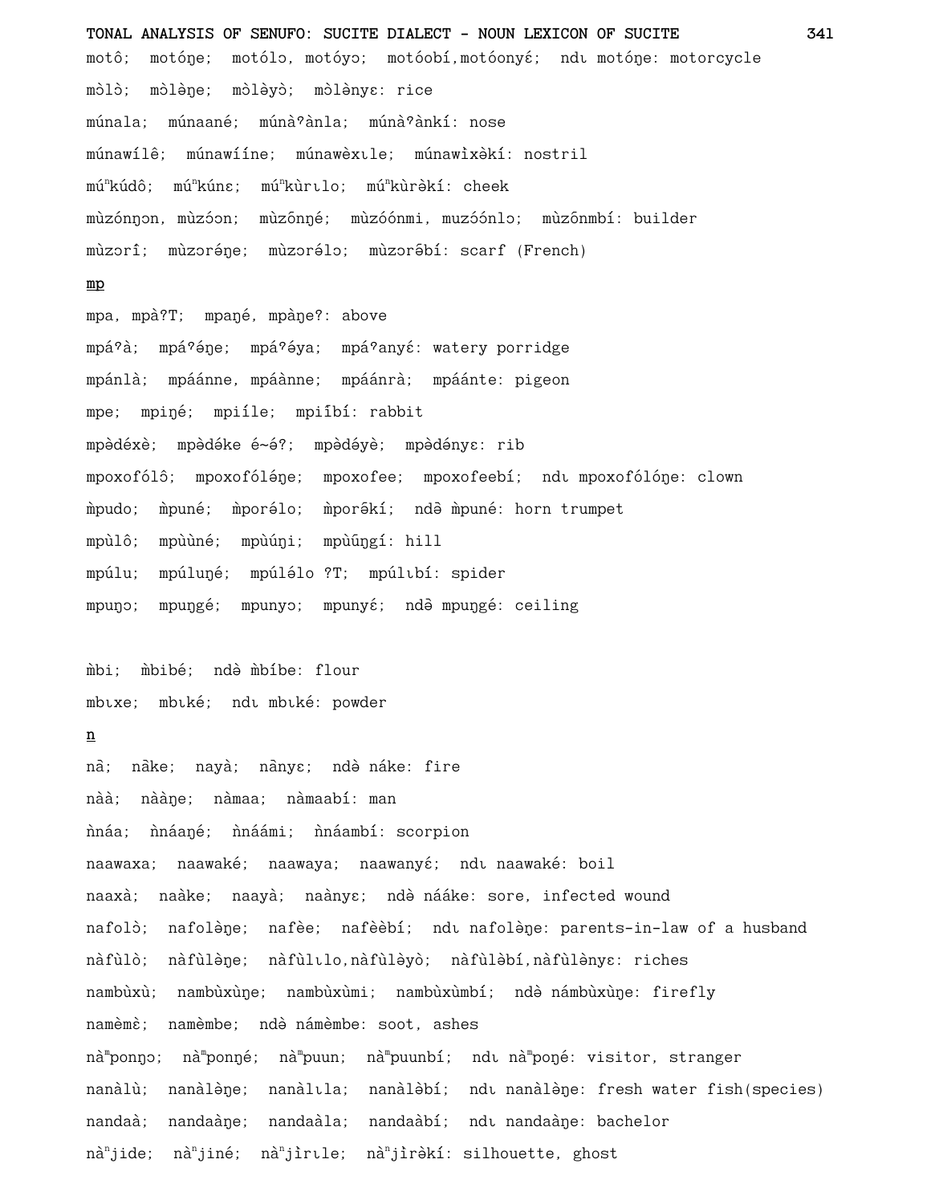motô; motóŋe; motólɔ, motóyɔ; motóobí,motóonyɛ́; ndɩ motóŋe: motorcycle

mɔ̀lɔ̀; mɔ̀lə̀ŋe; mɔ̀lə̀yɔ̀; mɔ̀lə̀nyɛ: rice

múnala; múnaané; múnàˀànla; múnàˀànkí: nose

múnawílê; múnawííne; múnawèxɩle; múnawìxə̀kí: nostril

múⁿkúdô; múⁿkúnɛ; múⁿkùrɩlo; múⁿkùrə̀kí: cheek

mùzónŋɔn, mùzɔ́ɔn; mùzɔ̃nŋé; mùzóónmi, muzɔ́ɔ́nlɔ; mùzɔ̃nmbí: builder

mùzɔrî; mùzɔréŋe; mùzɔrélɔ; mùzɔrə̄bí: scarf (French)

mp

mpa, mpàʔT; mpaŋé, mpàŋeʔ: above

mpáˀà; mpáˀéŋe; mpáˀéya; mpáˀanyɛ́: watery porridge

mpánlà; mpáánne, mpáànne; mpáánrà; mpáánte: pigeon

mpe; mpiŋé; mpiíle; mpiîbí: rabbit

mpə̀déxè; mpə̀déke é~éʔ; mpə̀déyè; mpə̀dényɛ: rib

mpoxofólô; mpoxofóléŋe; mpoxofee; mpoxofeebí; ndɩ mpoxofólóŋe: clown

m̀pudo; m̀puné; m̀porélo; m̀porə̄kí; ndə̄ m̀puné: horn trumpet

mpùlô; mpùùné; mpùúŋi; mpùûŋgí: hill

mpúlu; mpúluŋé; mpúlélo ?T; mpúlɩbí: spider

mpuŋɔ; mpuŋgé; mpunyɔ; mpunyɛ́; ndə̄ mpuŋgé: ceiling

m̀bi; m̀bibé; ndə̀ m̀bíbe: flour

mbɩxe; mbɩké; ndɩ mbɩké: powder

n

nâ; nâke; nayà; nẫnyɛ; ndə̀ náke: fire

nàà; nààŋe; nàmaa; nàmaabí: man

ǹnáa; ǹnáaŋé; ǹnáámi; ǹnáambí: scorpion

naawaxa; naawaké; naawaya; naawanyɛ́; ndɩ naawaké: boil

naaxà; naàke; naayà; naànyɛ; ndə̀ nááke: sore, infected wound

nafolɔ̀; nafolə̀ŋe; nafèe; nafèèbí; ndɩ nafolə̀ŋe: parents-in-law of a husband

nàfùlɔ̀; nàfùlə̀ŋe; nàfùlɩlo,nàfùlə̀yɔ̀; nàfùlə̀bí,nàfùlə̀nyɛ: riches

nambùxù; nambùxùŋe; nambùxùmi; nambùxùmbí; ndə̀ námbùxùŋe: firefly

namèmè; namèmbe; ndə̀ námèmbe: soot, ashes

nàᵐponŋɔ; nàᵐponŋé; nàᵐpuun; nàᵐpuunbí; ndɩ nàᵐpoŋé: visitor, stranger

nanàlù; nanàlə̀ŋe; nanàlɩla; nanàlə̀bí; ndɩ nanàlə̀ŋe: fresh water fish(species)

nandaà; nandaàŋe; nandaàla; nandaàbí; ndɩ nandaàŋe: bachelor

nàⁿjide; nàⁿjiné; nàⁿjìrɩle; nàⁿjìrə̀kí: silhouette, ghost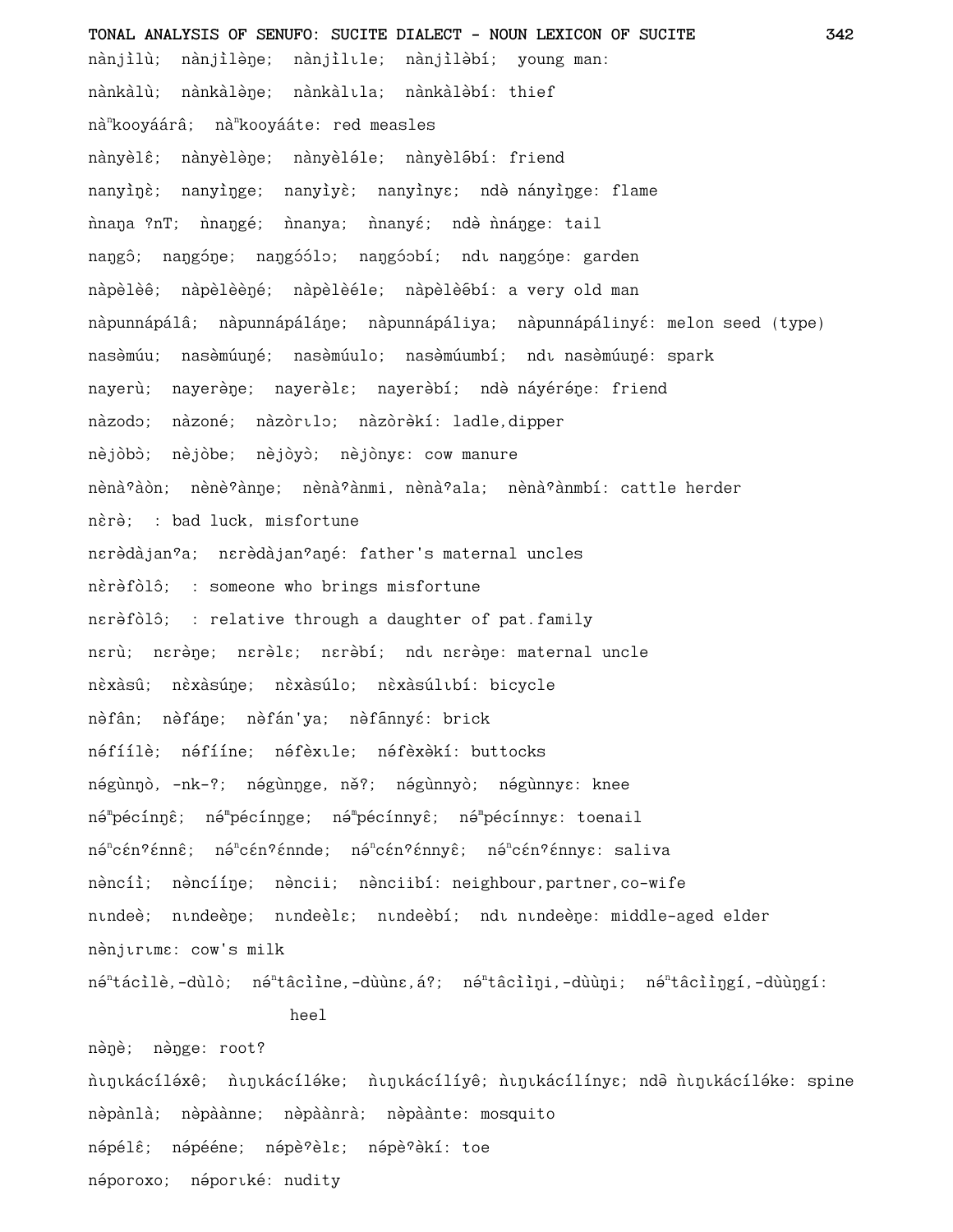nànjìlù; nànjìlèŋe; nànjìlɩle; nànjìləbí: young man:

nànkàlù; nànkàlèŋe; nànkàlɩla; nànkàləbí: thief

nàⁿkooyáárâ; nàⁿkooyááte: red measles

nànyèlɛ̂; nànyèlèŋe; nànyèlɛ́le; nànyèlə̂bí: friend

nanyìŋè; nanyìŋge; nanyìyè; nanyìnyɛ; ndə nányìŋge: flame

ǹnaŋa ?nT; ǹnaŋgé; ǹnanya; ǹnanyɛ́; ndə ǹnáŋge: tail

naŋgô; naŋgóŋe; naŋgóɔ́lɔ; naŋgóɔbí; ndɩ naŋgóŋe: garden

nàpèlèê; nàpèlèèŋé; nàpèlèéle; nàpèlèə̂bí: a very old man

nàpunnápálâ; nàpunnápáláŋe; nàpunnápáliya; nàpunnápálinyɛ́: melon seed (type)

nasəmúu; nasəmúuŋé; nasəmúulo; nasəmúumbí; ndɩ nasəmúuŋé: spark

nayerù; nayerèŋe; nayerèlɛ; nayerəbí; ndə náyéréŋe: friend

nàzodɔ; nàzoné; nàzòrɩlɔ; nàzòrəkí: ladle,dipper

nèjòbò; nèjòbe; nèjòyɔ̀; nèjònyɛ: cow manure

nènàˀàòn; nènèˀànŋe; nènàˀànmi, nènàˀala; nènàˀànmbí: cattle herder

nɛ̀rè; : bad luck, misfortune

nɛrèdàjanˀa; nɛrèdàjanˀaŋé: father's maternal uncles

nɛ̀rèfòlô; : someone who brings misfortune

nɛrèfòlô; : relative through a daughter of pat.family

nɛrù; nɛrèŋe; nɛrèlɛ; nɛrəbí; ndɩ nɛrèŋe: maternal uncle

nɛ̀xàsû; nɛ̀xàsúŋe; nɛ̀xàsúlo; nɛ̀xàsúlɩbí: bicycle

nəfân; nəfáŋe; nəfán'ya; nəfânnyɛ́: brick

nə́fíílè; nə́fííne; nə́fèxɩle; nə́fèxəkí: buttocks

nə́gùnŋò, -nk-?; nə́gùnŋge, nə̌?; nə́gùnnyò; nə́gùnnyɛ: knee

nə́ᵐpécínŋê; nə́ᵐpécínŋge; nə́ᵐpécínnyê; nə́ᵐpécínnyɛ: toenail

nə́ⁿcɛ́nˀɛ́nnɛ̂; nə́ⁿcɛ́nˀɛ́nnde; nə́ⁿcɛ́nˀɛ́nnyɛ̂; nə́ⁿcɛ́nˀɛ́nnyɛ: saliva

nəncíì; nəncííŋe; nəncii; nənciibí: neighbour,partner,co-wife

nɩndeè; nɩndeèŋe; nɩndeèlɛ; nɩndeèbí; ndɩ nɩndeèŋe: middle-aged elder

nənjɩrɩmɛ: cow's milk

nə́ⁿtácìlè,-dùlò; nə́ⁿtâcììne,-dùùnɛ,á?; nə́ⁿtâcììŋi,-dùùŋi; nə́ⁿtâcììŋgí,-dùùŋgí: heel

nəŋè; nəŋge: root?

ǹɩŋɩkácíləxê; ǹɩŋɩkácíləke; ǹɩŋɩkácílíyê; ǹɩŋɩkácílínyɛ; ndə ǹɩŋɩkácíləke: spine

nəpànlà; nəpàànne; nəpàànrà; nəpààlnte: mosquito

nə́pélɛ̂; nə́pééne; nə́pèˀèlɛ; nə́pèˀəkí: toe

nəporoxo; nəporɩké: nudity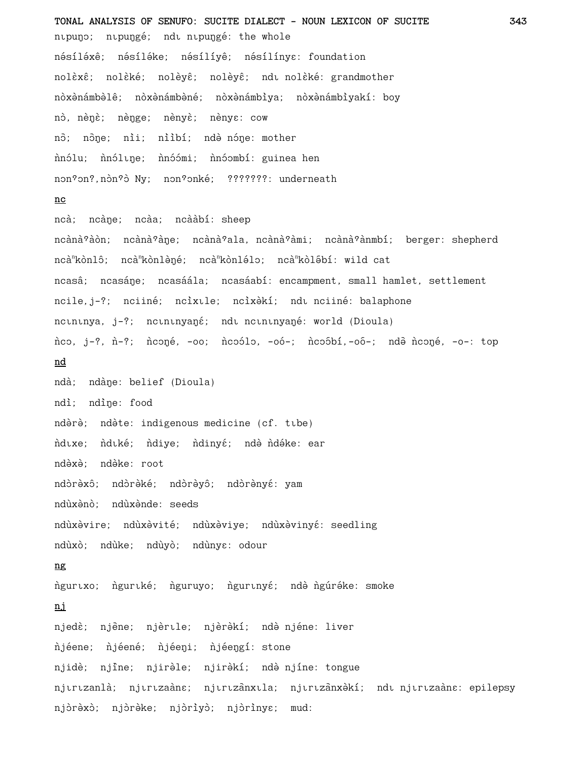nɩpuŋɔ;  nɩpuŋgé;  ndɩ nɩpuŋgé: the whole

nə́síléxê;  nə́síléke;  nə́sílíyê;  nə́sílínyɛ: foundation

nolɛ̀xɛ̂;  nolɛ̀ké;  nolèyɛ̂;  nolèyɛ̂;  ndɩ nolɛ̀ké: grandmother

nòxənámbəlê;  nòxənámbəné;  nòxənámbɪ̀ya;  nòxənámbɪ̀yakí: boy

nɔ̀, nɛ̀ŋɛ̀;  nɛ̀ŋge;  nɛ̀nyɛ̀;  nɛ̀nyɛ: cow

nɔ̄;  nɔ̄ŋe;  nɪ̀i;  nɪ̀ìbí;  ndə̀ nɔ́ŋe: mother

ǹnɔ́lu;  ǹnɔ́lɩŋe;  ǹnɔ́ɔ́mi;  ǹnɔ́ɔmbí: guinea hen

nɔnˀɔnˀ,nɔ̀nˀɔ̀ Ny;  nɔnˀɔnké;  ???????: underneath

__nc__

ncà;  ncàŋe;  ncàa;  ncààbí: sheep

ncànàˀàòn;  ncànàˀàŋe;  ncànàˀala, ncànàˀàmi;  ncànàˀànmbí;  berger: shepherd

ncàⁿkònlô;  ncàⁿkònlə̀ŋé;  ncàⁿkònlə́lɔ;  ncàⁿkòlə̄bí: wild cat

ncasâ;  ncasáŋe;  ncasáála;  ncasáabí: encampment, small hamlet, settlement

ncile,j-?;  nciiné;  ncɪ̀xɩle;  ncɪ̀xə̀kí;  ndɩ nciiné: balaphone

ncɩnɩnya, j-?;  ncɩnɩnyaŋɛ́;  ndɩ ncɩnɩnyaŋé: world (Dioula)

ǹcɔ, j-?, ǹ-?;  ǹcɔŋé, -oo;  ǹcɔólɔ, -oó-;  ǹcɔɔ̄bí,-oō-;  ndə̀ ǹcɔŋé, -o-: top

__nd__

ndà;  ndàŋe: belief (Dioula)

ndì;  ndìŋe: food

ndə̀rə̀;  ndə̀te: indigenous medicine (cf. tɩbe)

ǹdɩxe;  ǹdɩké;  ǹdiye;  ǹdinyɛ́;  ndə̀ ǹdə́ke: ear

ndə̀xə̀;  ndə̀ke: root

ndɔ̀rə̀xô;  ndɔ̀rə̀ké;  ndɔ̀rə̀yô;  ndɔ̀rə̀nyɛ́: yam

ndùxə̀nò;  ndùxə̀nde: seeds

ndùxə̀vire;  ndùxə̀vité;  ndùxə̀viye;  ndùxə̀vinyɛ́: seedling

ndùxò;  ndùke;  ndùyò;  ndùnyɛ: odour

__ng__

ǹgurɩxo;  ǹgurɩké;  ǹguruyo;  ǹgurɩnyɛ́;  ndə̀ ǹgúrə́ke: smoke

__nj__

njedɛ̀;  njɛ̄ne;  njɛ̀rɩle;  njɛ̀rə̀kí;  ndə̀ njéne: liver

ǹjéene;  ǹjéené;  ǹjéeŋi;  ǹjéeŋgí: stone

njidɛ̀;  njɪ̄ne;  njirə̀le;  njirə̀kí;  ndə̀ njíne: tongue

njɩrɩzanlà;  njɩrɩzaànɛ;  njɩrɩzầnxɩla;  njɩrɩzầnxə̀kí;  ndɩ njɩrɩzaànɛ: epilepsy

njɔ̀rə̀xɔ̀;  njɔ̀rə̀ke;  njɔ̀rɪ̀yɔ̀;  njɔ̀rɪ̀nyɛ;  mud: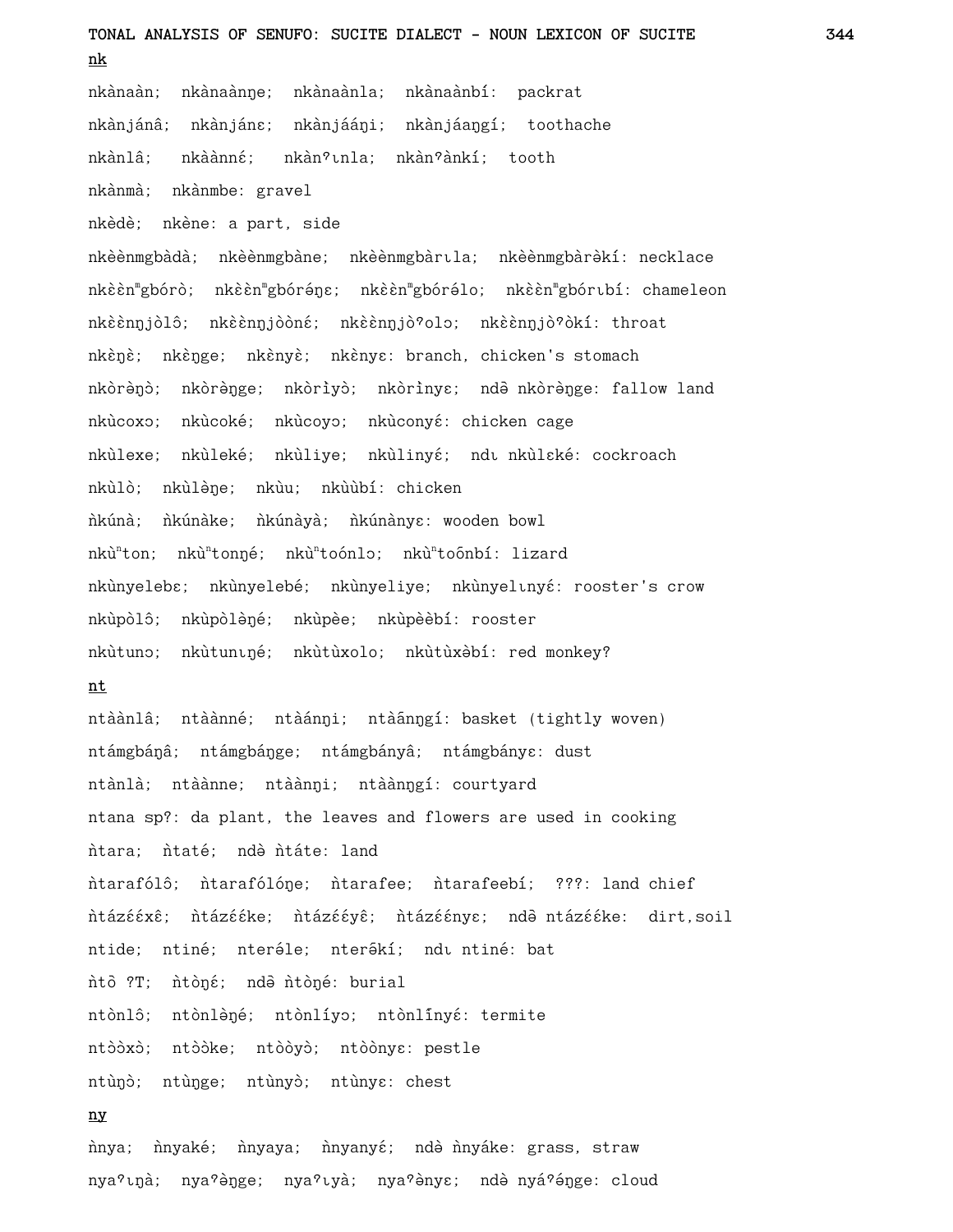**nk**

nkànaàn;  nkànaànɲe;  nkànaànla;  nkànaànbí:  packrat

nkànjánâ;  nkànjánɛ;  nkànjááŋi;  nkànjáaŋgí;  toothache

nkànlâ;   nkàànné;   nkànˀɩnla;  nkànˀànkí;  tooth

nkànmà;  nkànmbe: gravel

nkèdè;  nkène: a part, side

nkèènmgbàdà;  nkèènmgbàne;  nkèènmgbàrɩla;  nkèènmgbàrəkí: necklace

nkɛ̀ɛ̀nᵐgbóró;  nkɛ̀ɛ̀nᵐgbóréŋɛ;  nkɛ̀ɛ̀nᵐgbórə́lo;  nkɛ̀ɛ̀nᵐgbórɩbí: chameleon

nkɛ̀ɛ̀nŋjòlô;  nkɛ̀ɛ̀nŋjòòné;  nkɛ̀ɛ̀nŋjòˀolɔ;  nkɛ̀ɛ̀nŋjòˀòkí: throat

nkɛ̀ŋɛ̀;  nkɛ̀ŋge;  nkɛ̀nyɛ̀;  nkɛ̀nyɛ: branch, chicken's stomach

nkòrɛ̀ŋɔ̀;  nkòrɛ̀ŋge;  nkòrìyɔ̀;  nkòrìnyɛ;  ndə̀ nkòrɛ̀ŋge: fallow land

nkùcoxɔ;  nkùcoké;  nkùcoyɔ;  nkùconyɛ́: chicken cage

nkùlexe;  nkùleké;  nkùliye;  nkùlinyɛ́;  ndɩ nkùlɛké: cockroach

nkùlò;  nkùlɛ̀ɲe;  nkùu;  nkùùbí: chicken

ǹkúnà;  ǹkúnàke;  ǹkúnàyà;  ǹkúnànyɛ: wooden bowl

nkùⁿton;  nkùⁿtonŋé;  nkùⁿtoónlɔ;  nkùⁿtoő nbí: lizard

nkùnyelebɛ;  nkùnyelebé;  nkùnyeliye;  nkùnyelɩnyɛ́: rooster's crow

nkùpòlô;  nkùpòlɛ̀ŋé;  nkùpèe;  nkùpèèbí: rooster

nkùtunɔ;  nkùtunɩŋé;  nkùtùxolo;  nkùtùxəbí: red monkey?

**nt**

ntàànlâ;  ntàànné;  ntàánŋi;  ntàãnŋgí: basket (tightly woven)

ntámgbáŋâ;  ntámgbáŋge;  ntámgbányâ;  ntámgbányɛ: dust

ntànlà;  ntàànne;  ntàànŋi;  ntàànŋgí: courtyard

ntana sp?: da plant, the leaves and flowers are used in cooking

ǹtara;  ǹtaté;  ndə̀ ǹtáte: land

ǹtarafólô;  ǹtarafólóɲe;  ǹtarafee;  ǹtarafeebí;  ???: land chief

ǹtázɛ́ɛ́xɛ̂;  ǹtázɛ́ɛ́ke;  ǹtázɛ́ɛ́yɛ̂;  ǹtázɛ́ɛ́nyɛ;  ndə̀ ntázɛ́ɛ́ke:  dirt,soil

ntide;  ntiné;  nterə́le;  nterə̃kí;  ndɩ ntiné: bat

ǹtɔ̃ ?T;  ǹtòŋé;  ndə̀ ǹtòŋé: burial

ntònlô;  ntònlɛ̀ŋé;  ntònlíyɔ;  ntònlĩnyɛ́: termite

ntɔ̀ɔ̀xɔ̀;  ntɔ̀ɔ̀ke;  ntɔ̀ɔ̀yɔ̀;  ntɔ̀ɔ̀nyɛ: pestle

ntùŋɔ̀;  ntùŋge;  ntùnyɔ̀;  ntùnyɛ: chest

**ny**

ǹnya;  ǹnyaké;  ǹnyaya;  ǹnyanyɛ́;  ndə̀ ǹnyáke: grass, straw

nyaˀɩŋà;  nyaˀə̀ŋge;  nyaˀɩyà;  nyaˀə̀nyɛ;  ndə̀ nyáˀə́ŋge: cloud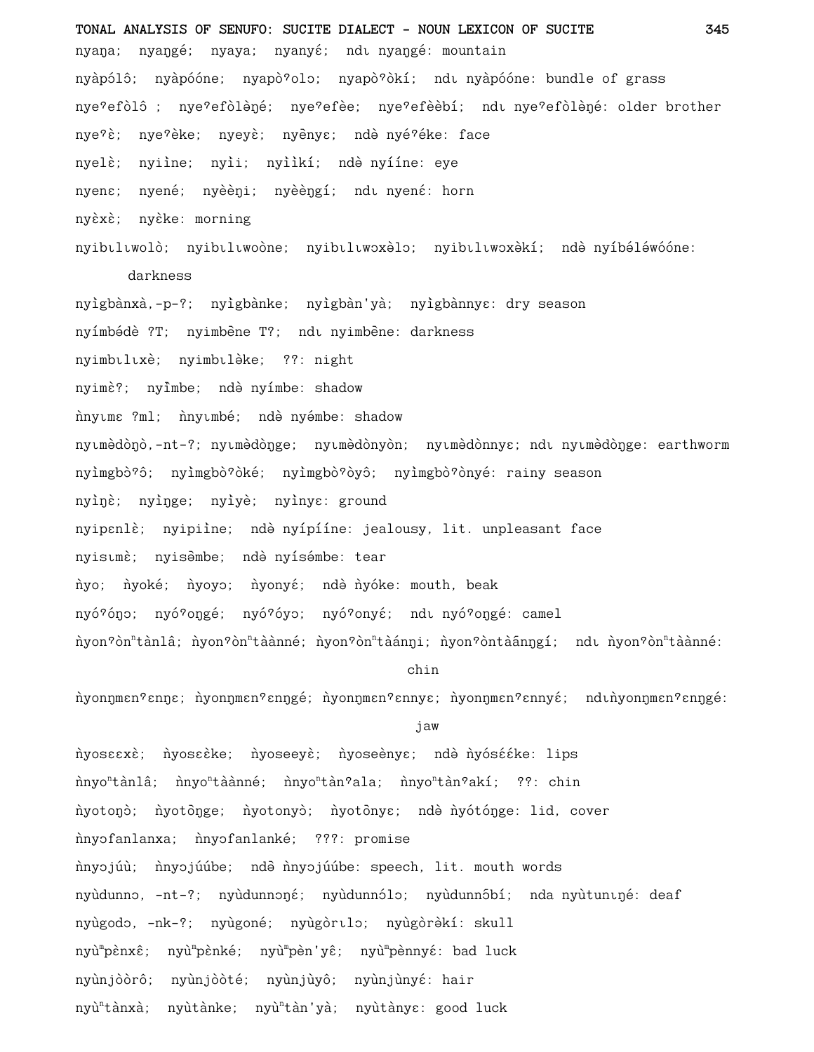nyaŋa; nyaŋgé; nyaya; nyanyɛ́; ndɩ nyaŋgé: mountain

nyàpólô; nyàpóóne; nyapòʔolɔ; nyapòʔòkí; ndɩ nyàpóóne: bundle of grass

nyeʔefòlô ; nyeʔefòlèŋé; nyeʔefèe; nyeʔefèèbí; ndɩ nyeʔefòlèŋé: older brother

nyeʔɛ̀; nyeʔèke; nyeyɛ̀; nyẽnyɛ; ndə nyéʔéke: face

nyelɛ̀; nyiìne; nyìi; nyììkí; ndə nyííne: eye

nyenɛ; nyené; nyèèŋi; nyèèŋgí; ndɩ nyenɛ́: horn

nyɛ̀xɛ̀; nyɛ̀ke: morning

nyibɩlɩwolò; nyibɩlɩwoòne; nyibɩlɩwɔxèlɔ; nyibɩlɩwɔxèkí; ndə nyíbələ́wóóne: darkness

nyìgbànxà,-p-?; nyìgbànke; nyìgbàn'yà; nyìgbànnyɛ: dry season

nyímbə́dè ?T; nyimbə̂ne T?; ndɩ nyimbə̂ne: darkness

nyimbɩlɩxè; nyimbɩləke; ??: night

nyimɛ̀?; nyîmbe; ndə nyímbe: shadow

ǹnyɩmɛ ?ml; ǹnyɩmbé; ndə nyə́mbe: shadow

nyɩmə̀dòŋò,-nt-?; nyɩmə̀dòŋge; nyɩmə̀dònyòn; nyɩmə̀dònnyɛ; ndɩ nyɩmə̀dòŋge: earthworm

nyìmgbòʔɔ̂; nyìmgbòʔòké; nyìmgbòʔòyɔ̂; nyìmgbòʔònyé: rainy season

nyìŋɛ̀; nyìŋge; nyìyè; nyìnyɛ: ground

nyipɛnlɛ̀; nyipiìne; ndə nyípííne: jealousy, lit. unpleasant face

nyisɩmɛ̀; nyisə̂mbe; ndə nyísə́mbe: tear

ǹyo; ǹyoké; ǹyoyɔ; ǹyonyɛ́; ndə ǹyóke: mouth, beak

nyóʔóŋɔ; nyóʔoŋgé; nyóʔóyɔ; nyóʔonyɛ́; ndɩ nyóʔoŋgé: camel

ǹyonʔònⁿtànlâ; ǹyonʔònⁿtàànné; ǹyonʔònⁿtàánŋi; ǹyonʔòntàâŋŋgí; ndɩ ǹyonʔònⁿtàànné: chin

ǹyonŋmɛnʔɛnŋɛ; ǹyonŋmɛnʔɛnŋgé; ǹyonŋmɛnʔɛnnyɛ; ǹyonŋmɛnʔɛnnyɛ́; ndɩǹyonŋmɛnʔɛnŋgé: jaw

ǹyosɛɛxɛ̀; ǹyosɛ̀ke; ǹyoseeyɛ̀; ǹyoseènyɛ; ndə ǹyósɛ́ɛ́ke: lips

ǹnyoⁿtànlâ; ǹnyoⁿtàànné; ǹnyoⁿtànʔala; ǹnyoⁿtànʔakí; ??: chin

ǹyotoŋɔ̀; ǹyotɔ̃ŋge; ǹyotonyɔ̀; ǹyotɔ̃nyɛ; ndə ǹyótóŋge: lid, cover

ǹnyɔfanlanxa; ǹnyɔfanlanké; ???: promise

ǹnyɔjúù; ǹnyɔjúúbe; ndə̃ ǹnyɔjúúbe: speech, lit. mouth words

nyùdunnɔ, -nt-?; nyùdunnɔŋé; nyùdunnólɔ; nyùdunnɔ̃bí; nda nyùtunɩŋé: deaf

nyùgodɔ, -nk-?; nyùgoné; nyùgòrɩlɔ; nyùgòrəkí: skull

nyùᵐpènxɛ̂; nyùᵐpènké; nyùᵐpèn'yɛ̂; nyùᵐpènnyɛ́: bad luck

nyùnjòòrô; nyùnjòòté; nyùnjùyô; nyùnjùnyé: hair

nyùⁿtànxà; nyùtànke; nyùⁿtàn'yà; nyùtànyɛ: good luck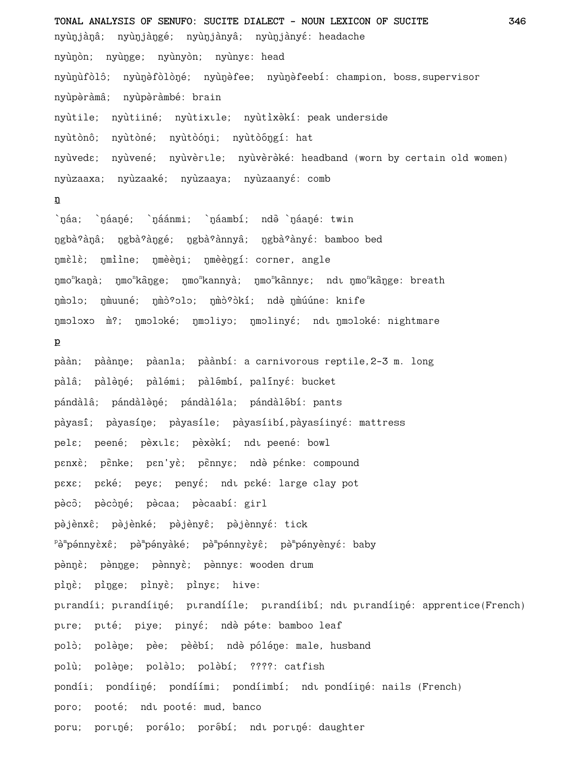nyùŋjàŋâ;  nyùŋjàŋgé;  nyùŋjànyâ;  nyùŋjànyɛ́: headache

nyùŋòn;  nyùŋge;  nyùnyòn;  nyùnyɛ: head

nyùŋùfòlô;  nyùŋəfòlòŋé;  nyùŋəfee;  nyùŋəfeebí: champion, boss,supervisor

nyùpəràmâ;  nyùpərèmbé: brain

nyùtile;  nyùtiiné;  nyùtixɩle;  nyùtìxəkí: peak underside

nyùtònô;  nyùtòné;  nyùtòóŋi;  nyùtòõŋgí: hat

nyùvedɛ;  nyùvené;  nyùvèrɩle;  nyùvèrəké: headband (worn by certain old women)

nyùzaaxa;  nyùzaaké;  nyùzaaya;  nyùzaanyɛ́: comb

ŋ

`ŋáa;  `ŋáaŋé;  `ŋáánmi;  `ŋáambí;  ndə̄ `ŋáaŋé: twin

ŋgbàˀàŋâ;  ŋgbàˀàŋgé;  ŋgbàˀànnyâ;  ŋgbàˀànyɛ́: bamboo bed

ŋmɛlɛ̀;  ŋmɩ̀ɩne;  ŋmèèŋi;  ŋmèèŋgí: corner, angle

ŋmoⁿkaŋà;  ŋmoⁿkãŋge;  ŋmoⁿkannyà;  ŋmoⁿkãnnyɛ;  ndɩ ŋmoⁿkãŋge: breath

ŋm̀ɔlɔ;  ŋm̀uuné;  ŋm̀ɔ̀ˀɔlɔ;  ŋm̀ɔ̀ˀɔ̀kí;  ndə̀ ŋm̀úúne: knife

ŋmɔlɔxɔ  m̀?;  ŋmɔlɔké;  ŋmɔliyɔ;  ŋmɔlinyɛ́;  ndɩ ŋmɔlɔké: nightmare

p

pààn;  pàànŋe;  pàanla;  pàànbí: a carnivorous reptile,2-3 m. long

pàlâ;  pàlèŋé;  pàlə́mi;  pàlə̄mbí, palínyɛ́: bucket

pándàlâ;  pándàlèŋé;  pándàlə́la;  pándàlə̄bí: pants

pàyasî;  pàyasíŋe;  pàyasíle;  pàyasíibí,pàyasíinyɛ́: mattress

pelɛ;  peené;  pèxɩlɛ;  pèxəkí;  ndɩ peené: bowl

pɛnxɛ̀;  pɛ̃nke;  pɛn'yɛ̀;  pɛ̃nnyɛ;  ndə̀ pɛ́nke: compound

pɛxɛ;  pɛké;  peyɛ;  penyɛ́;  ndɩ pɛké: large clay pot

pècɔ̃;  pècòŋé;  pècaa;  pècaabí: girl

pèjènxɛ̂;  pèjènké;  pèjènyɛ̂;  pèjènnyɛ́: tick

ᵖəᵐpénnyɛ̀xɛ̂;  pəᵐpényàké;  pəᵐpénnyɛ̀yɛ̂;  pəᵐpényènyɛ́: baby

pènŋɛ̀;  pènŋge;  pènnyɛ̀;  pènnyɛ: wooden drum

pìŋɛ̀;  pìŋge;  pìnyɛ̀;  pìnyɛ;  hive:

pɩrandíi;  pɩrandíiŋé;  pɩrandííle;  pɩrandíibí;  ndɩ pɩrandíiŋé: apprentice(French)

pɩre;  pɩté;  piye;  pinyɛ́;  ndə̀ péte: bamboo leaf

polɔ̀;  polèŋe;  pèe;  pèèbí;  ndə̀ póléŋe: male, husband

polù;  polèŋe;  polèlɔ;  polèbí;  ????: catfish

pondíi;  pondíiŋé;  pondíími;  pondíimbí;  ndɩ pondíiŋé: nails (French)

poro;  pooté;  ndɩ pooté: mud, banco

poru;  porɩŋé;  porélo;  porə̂bí;  ndɩ porɩŋé: daughter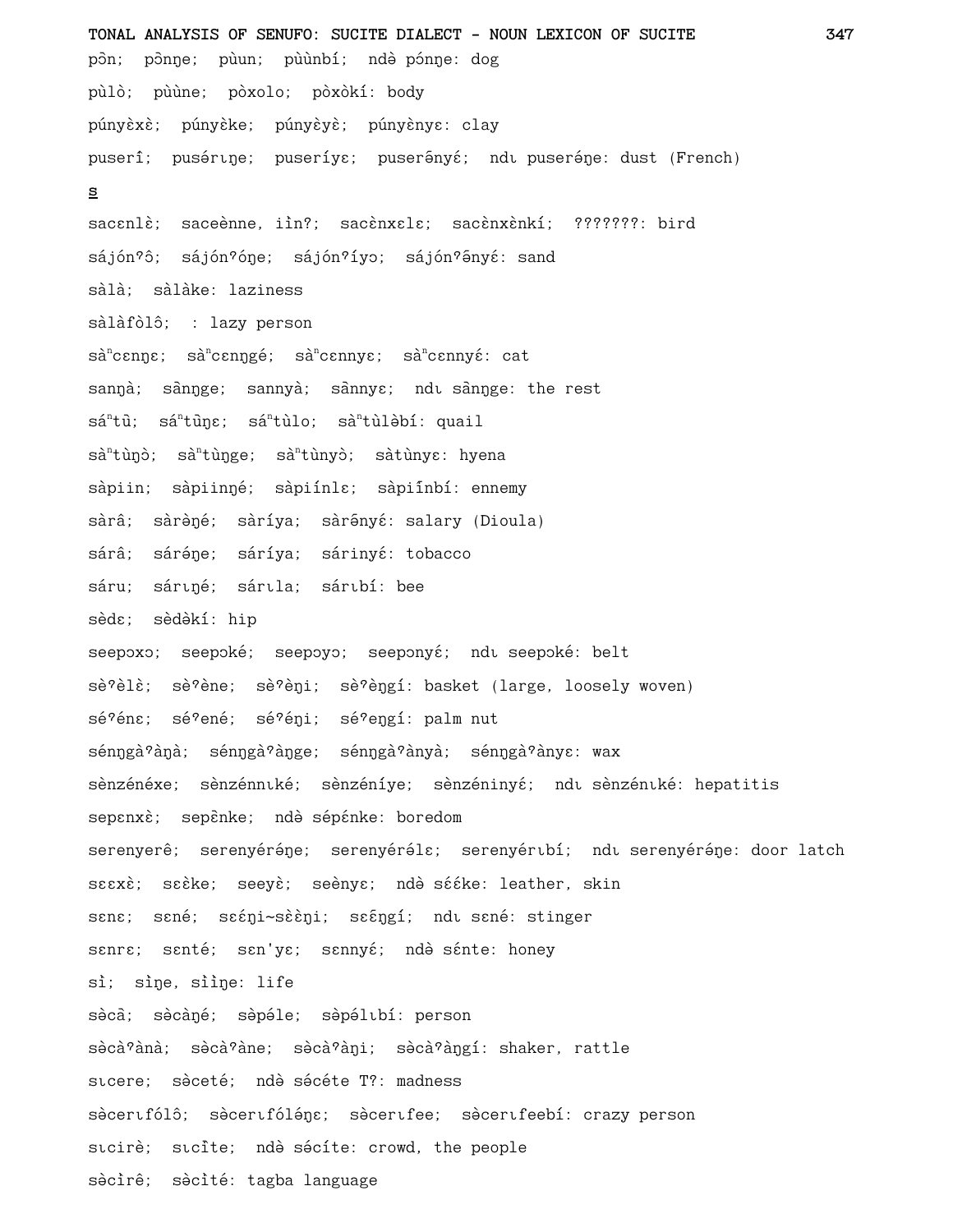pɔ̂n;  pɔ̂ŋge;  pùun;  pùùnbí;  ndə pɔ́ŋge: dog

pùlò;  pùùne;  pòxolo;  pòxòkí: body

púnyɛ̀xɛ̀;  púnyɛ̀ke;  púnyɛ̀yɛ̀;  púnyɛ̀nyɛ: clay

puserî;  puséruŋe;  puseríyɛ;  puserə̂nyɛ́;  ndɩ puserə́ŋe: dust (French)

**s**

sacɛnlɛ̀;  saceènne, iìn?;  sacɛ̀nxɛlɛ;  sacɛ̀nxɛ̀nkí;  ???????: bird

sájónˀɔ̂;  sájónˀóŋe;  sájónˀíyɔ;  sájónˀə̂nyɛ́: sand

sàlà;  sàlàke: laziness

sàlàfòlɔ̂;  : lazy person

sàⁿcɛnŋɛ;  sàⁿcɛnŋgé;  sàⁿcɛnnyɛ;  sàⁿcɛnnyɛ́: cat

sanŋà;  sânŋge;  sannyà;  sânnyɛ;  ndɩ sânŋge: the rest

sáⁿtũ;  sáⁿtũŋɛ;  sáⁿtùlo;  sàⁿtùləbí: quail

sàⁿtùŋɔ̀;  sàⁿtùŋge;  sàⁿtùnyɔ̀;  sàtùnyɛ: hyena

sàpiin;  sàpiinŋé;  sàpiínlɛ;  sàpiı̂nbí: ennemy

sàrâ;  sàrə̀ŋé;  sàríya;  sàrə̂nyɛ́: salary (Dioula)

sárâ;  sáréŋe;  sáríya;  sárinyɛ́: tobacco

sáru;  sáruŋé;  sárɩla;  sárɩbí: bee

sèdɛ;  sèdə̀kí: hip

seepɔxɔ;  seepɔké;  seepɔyɔ;  seepɔnyɛ́;  ndɩ seepɔké: belt

sèˀèlɛ̀;  sèˀène;  sèˀèŋi;  sèˀèŋgí: basket (large, loosely woven)

séˀénɛ;  séˀené;  séˀéŋi;  séˀeŋgí: palm nut

sénŋgàˀàŋà;  sénŋgàˀàŋge;  sénŋgàˀànyà;  sénŋgàˀànyɛ: wax

sènzénéxe;  sènzénnɩké;  sènzéníye;  sènzéninyɛ́;  ndɩ sènzénɩké: hepatitis

sepɛnxɛ̀;  sepɛ̂nke;  ndə sépénke: boredom

serenyerê;  serenyéréŋe;  serenyérəlɛ;  serenyérɩbí;  ndɩ serenyérə́ŋe: door latch

sɛɛxɛ̀;  sɛɛ̀ke;  seeyɛ̀;  seènyɛ;  ndə sɛ́ɛ́ke: leather, skin

sɛnɛ;  sɛné;  sɛɛ́ŋi~sɛ̀ɛ̀ŋi;  sɛɛ̂ŋgí;  ndɩ sɛné: stinger

sɛnrɛ;  sɛnté;  sɛn'yɛ;  sɛnnyɛ́;  ndə sɛ́nte: honey

sì;  siŋe, siìŋe: life

səcâ;  səcàŋé;  səpéle;  səpélɩbí: person

səcàˀànà;  səcàˀàne;  səcàˀàŋi;  səcàˀàŋgí: shaker, rattle

sɩcere;  səceté;  ndə sécéte T?: madness

səcerɩfólɔ̂;  səcerɩfóléŋɛ;  səcerɩfee;  səcerɩfeebí: crazy person

sɩcirè;  sɩcîte;  ndə sécíte: crowd, the people

səcìrê;  səcìté: tagba language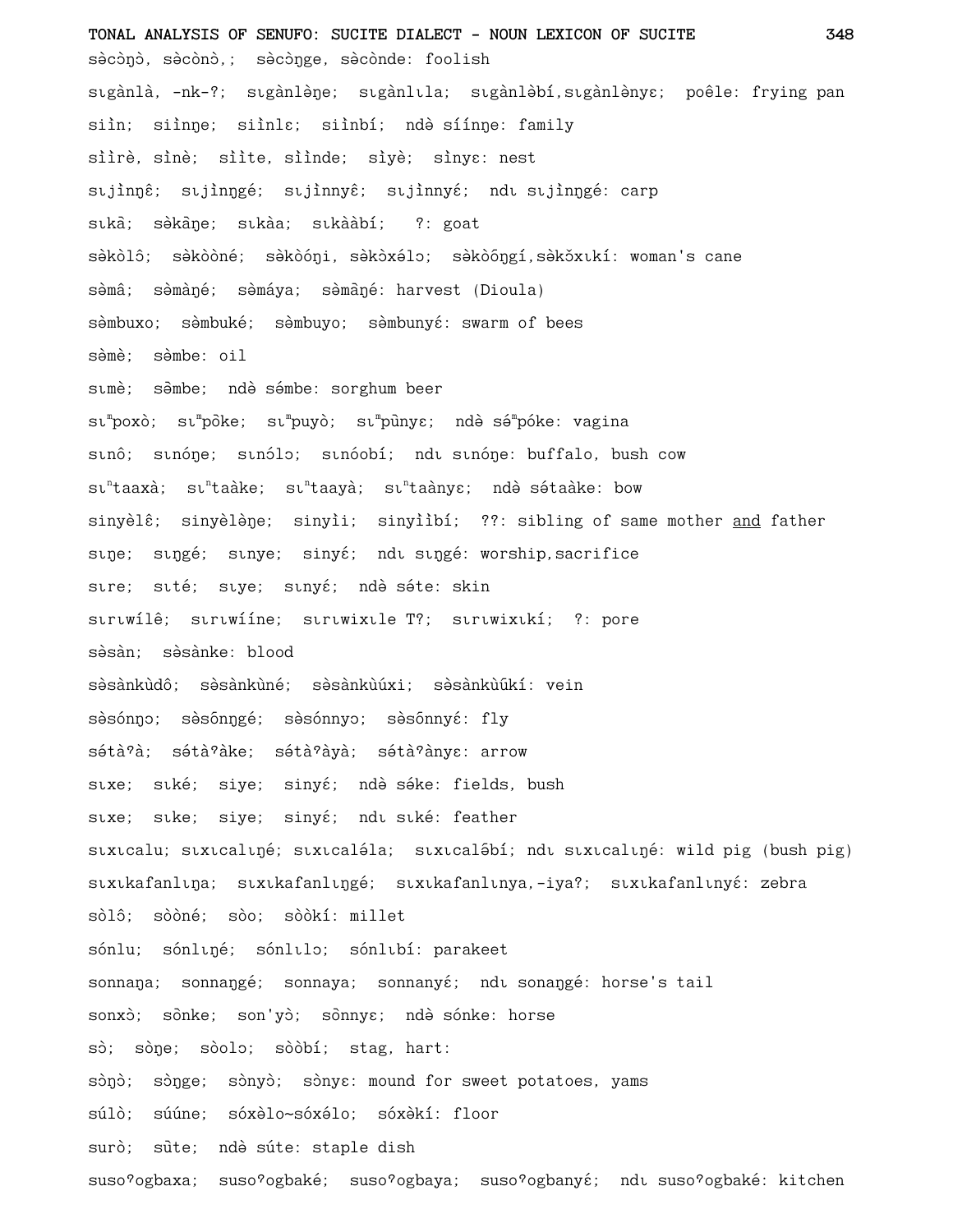sə̀cɔ̀nɔ̀, sə̀cɔ̀nɔ̀,; sə̀cɔ̀nge, sə̀cɔ̀nde: foolish

sɩgànlà, -nk-?; sɩgànlə̀ŋe; sɩgànlɩla; sɩgànlə̀bí,sɩgànlə̀nyɛ; poêle: frying pan

siìn; siìnŋe; siìnlɛ; siìnbí; ndə̀ síínŋe: family

sììrè, sìnè; sììte, siìnde; sìyè; sìnyɛ: nest

sɩjìnŋɛ̂; sɩjìnŋgé; sɩjìnnyɛ̂; sɩjìnnyɛ́; ndɩ sɩjìnŋgé: carp

sɩkã; sə̀kãŋe; sɩkàa; sɩkààbí; ?: goat

sə̀kòlô; sə̀kòòné; sə̀kòóŋi, sə̀kòxélɔ; sə̀kòőŋgí,sə̀kǒxɩkí: woman's cane

sə̀mâ; sə̀màŋé; sə̀máya; sə̀mâŋé: harvest (Dioula)

sə̀mbuxo; sə̀mbuké; sə̀mbuyo; sə̀mbunyɛ́: swarm of bees

sə̀mè; sə̀mbe: oil

sɩmè; sə̂mbe; ndə̀ sə́mbe: sorghum beer

sɩᵐpoxò; sɩᵐpôke; sɩᵐpuyò; sɩᵐpũnyɛ; ndə̀ sə́ᵐpóke: vagina

sɩnô; sɩnóŋe; sɩnólɔ; sɩnóobí; ndɩ sɩnóŋe: buffalo, bush cow

sɩⁿtaaxà; sɩⁿtaàke; sɩⁿtaayà; sɩⁿtaànyɛ; ndə̀ sə́taaàke: bow

sinyèlɛ̂; sinyèlə̀ŋe; sinyìi; sinyììbí; ??: sibling of same mother <u>and</u> father

sɩŋe; sɩŋgé; sɩnye; sinyɛ́; ndɩ sɩŋgé: worship,sacrifice

sɩre; sɩté; sɩye; sɩnyɛ́; ndə̀ sə́te: skin

sɩrɩwílɛ̂; sɩrɩwííne; sɩrɩwixɩle T?; sɩrɩwixɩkí; ?: pore

sə̀sàn; sə̀sànke: blood

sə̀sànkùdô; sə̀sànkùné; sə̀sànkùúxi; sə̀sànkùűkí: vein

sə̀sónŋɔ; sə̀sőnŋgé; sə̀sónnyɔ; sə̀sőnnyɛ́: fly

sə́tàˀà; sə́tàˀàke; sə́tàˀàyà; sə́tàˀànyɛ: arrow

sɩxe; sɩké; siye; sinyɛ́; ndə̀ sə́ke: fields, bush

sɩxe; sɩke; siye; sinyɛ́; ndɩ sɩké: feather

sɩxɩcalu; sɩxɩcalɩŋé; sɩxɩcalə́la; sɩxɩcalə̄bí; ndɩ sɩxɩcalɩŋé: wild pig (bush pig)

sɩxɩkafanlɩŋa; sɩxɩkafanlɩŋgé; sɩxɩkafanlɩnya,-iya?; sɩxɩkafanlɩnyɛ́: zebra

sòlô; sòòné; sòo; sòòkí: millet

sónlu; sónlɩŋé; sónlɩlɔ; sónlɩbí: parakeet

sonnaŋa; sonnaŋgé; sonnaya; sonnanyɛ́; ndɩ sonaŋgé: horse's tail

sonxɔ̀; sɔ̃nke; son'yɔ̀; sɔ̃nnyɛ; ndə̀ sónke: horse

sɔ̀; sɔ̀ŋe; sɔ̀olɔ; sɔ̀òbí; stag, hart:

sɔ̀ŋɔ̀; sɔ̀ŋge; sɔ̀nyɔ̀; sɔ̀nyɛ: mound for sweet potatoes, yams

súlò; súúne; sóxə̀lo~sóxélo; sóxə̀kí: floor

surò; sũte; ndə̀ súte: staple dish

susoˀogbaxa; susoˀogbaké; susoˀogbaya; susoˀogbanyɛ́; ndɩ susoˀogbaké: kitchen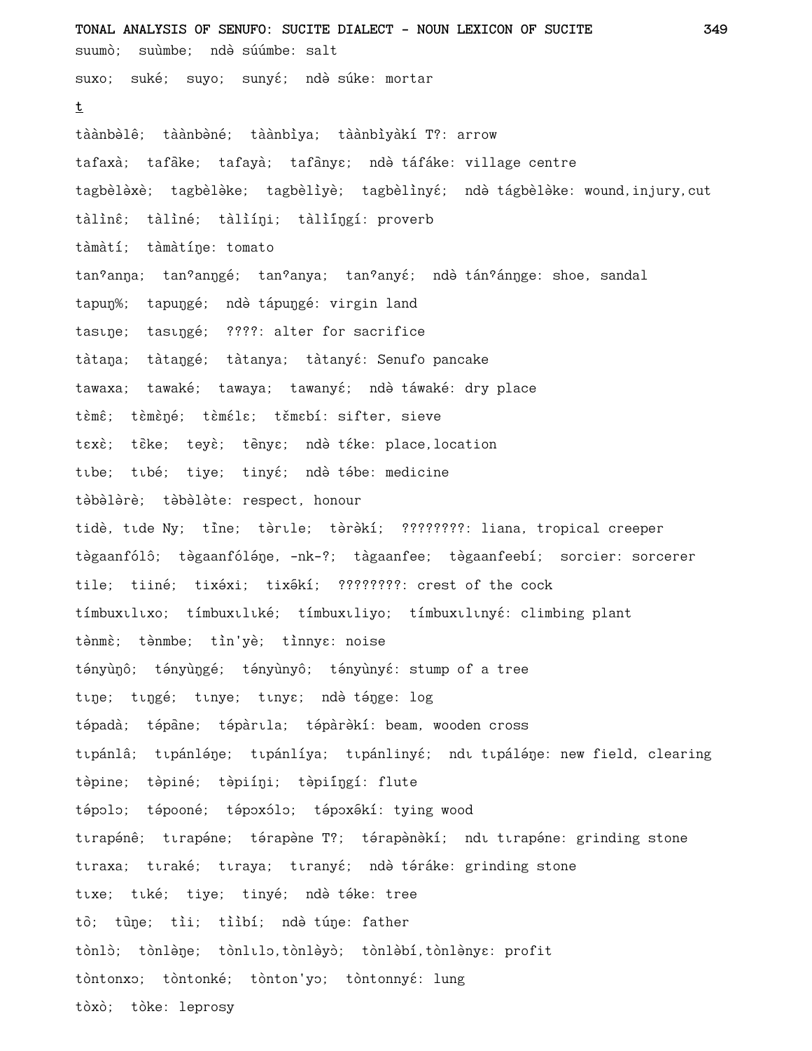suumò;  suùmbe;  ndə̀ súúmbe: salt

suxo;  suké;  suyo;  sunyɛ́;  ndə̀ súke: mortar

**t**

tàànbèlê;  tààn bèné;  tààn bìya;  tààn bìyàkí T?: arrow

tafaxà;  tafâke;  tafayà;  tafânyɛ;  ndə̀ táfáke: village centre

tagbèlə̀xè;  tagbèlə̀ke;  tagbèlìyè;  tagbèlìnyɛ́;  ndə̀ tágbèlə̀ke: wound,injury,cut

tàlìnɛ̂;  tàlìné;  tàlììŋi;  tàlììŋgí: proverb

tàmàtí;  tàmàtíŋe: tomato

tanʔanŋa;  tanʔanŋgé;  tanʔanya;  tanʔanyɛ́;  ndə̀ tánʔánŋge: shoe, sandal

tapuŋ%;  tapuŋgé;  ndə̀ tápuŋgé: virgin land

tasɩŋe;  tasɩŋgé;  ????: alter for sacrifice

tàtaŋa;  tàtaŋgé;  tàtanya;  tàtanyɛ́: Senufo pancake

tawaxa;  tawaké;  tawaya;  tawanyɛ́;  ndə̀ táwaké: dry place

tɛ̀mɛ̂;  tɛ̀mɛ̀ŋé;  tɛ̀mɛ́lɛ;  tɛ̌mɛbí: sifter, sieve

tɛxɛ̀;  tɛ̂ke;  teyɛ̀;  tɛ̂nyɛ;  ndə̀ tɛ́ke: place,location

tɩbe;  tɩbé;  tiye;  tinyɛ́;  ndə̀ tə́be: medicine

tə̀bə̀lə̀rè;  tə̀bə̀lə̀te: respect, honour

tidè, tɩde Ny;  tı̂ne;  tə̀rɩle;  tə̀rə̀kí;  ????????: liana, tropical creeper

tə̀gaanfólô;  tə̀gaanfóléŋe, -nk-?;  tàgaanfee;  tə̀gaanfeebí;  sorcier: sorcerer

tile;  tiiné;  tixə́xi;  tixə̂kí;  ????????: crest of the cock

tímbuxɩlɩxo;  tímbuxɩlɩké;  tímbuxɩliyo;  tímbuxɩlɩnyɛ́: climbing plant

tə̀nmɛ̀;  tə̀nmbe;  tìn'yè;  tìnnyɛ: noise

tə́nyùŋô;  tə́nyùŋgé;  tə́nyùnyô;  tə́nyùnyɛ́: stump of a tree

tɩŋe;  tɩŋgé;  tɩnye;  tɩnyɛ;  ndə̀ tə́ŋge: log

tə́padà;  tə́pâne;  tə́pàrɩla;  tə́pàrə̀kí: beam, wooden cross

tɩpánlâ;  tɩpánléŋe;  tɩpánlíya;  tɩpánlinyɛ́;  ndɩ tɩpáléŋe: new field, clearing

tə̀pine;  tə̀piné;  tə̀piíŋi;  tə̀piíŋgí: flute

tə́pɔlɔ;  tə́pooné;  tə́pɔxɔ́lɔ;  tə́pɔxə̂kí: tying wood

tɩrapénê;  tɩrapéne;  tə́rapène T?;  tə́rapə̀nə̀kí;  ndɩ tɩrapéne: grinding stone

tɩraxa;  tɩraké;  tɩraya;  tɩranyɛ́;  ndə̀ tə́ráke: grinding stone

tɩxe;  tɩké;  tiye;  tinyé;  ndə̀ tə́ke: tree

tò;  tũ̀ŋe;  tìi;  tììbí;  ndə̀ túŋe: father

tònlò;  tònlə̀ŋe;  tònlɩlɔ,tònlə̀yò;  tònlə̀bí,tònlə̀nyɛ: profit

tòntonxɔ;  tòntonké;  tònton'yɔ;  tòntonnyɛ́: lung

tòxò;  tòke: leprosy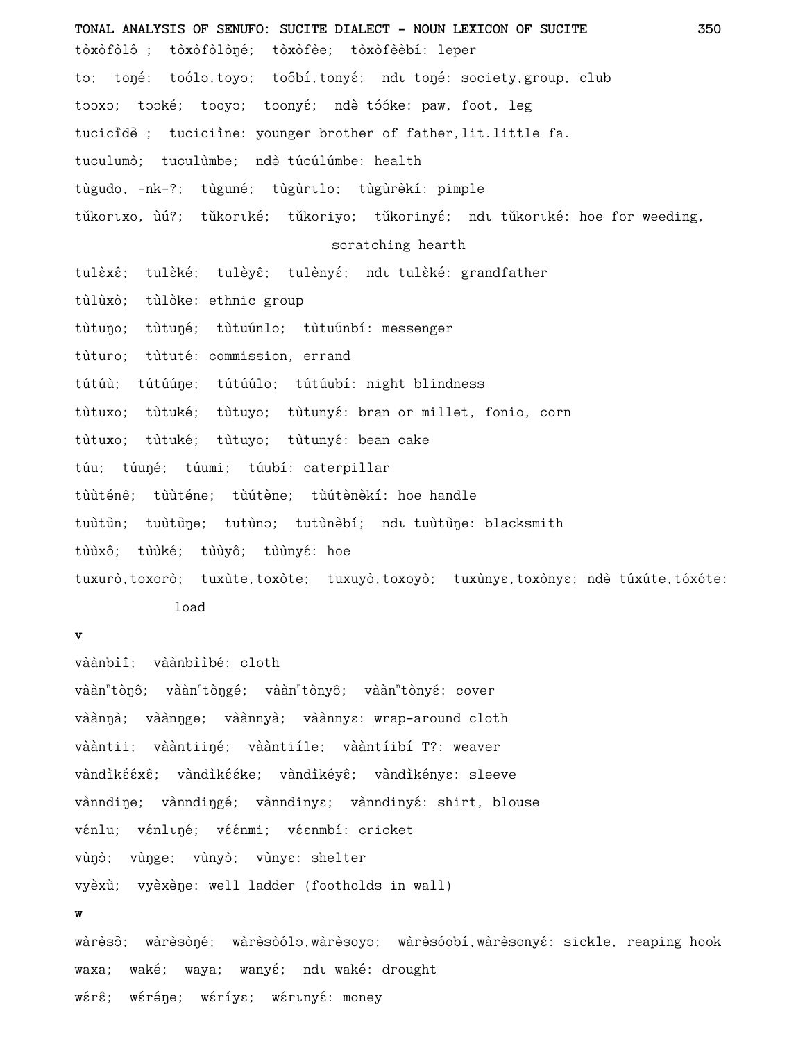tòxòfòlô ; tòxòfòlòŋé; tòxòfèe; tòxòfèèbí: leper

tɔ; toŋé; toólɔ,toyɔ; toôbí,tonyɛ́; ndɩ toŋé: society,group, club

tɔɔxɔ; tɔɔké; tooyɔ; toonyɛ́; ndə tɔ́ɔ́ke: paw, foot, leg

tucicĩdê ; tuciciìne: younger brother of father,lit.little fa.

tuculumɔ̀; tuculùmbe; ndə túcúlúmbe: health

tùgudo, -nk-?; tùguné; tùgùrɩlo; tùgùrəkí: pimple

tǔkorɩxo, ùú?; tǔkorɩké; tǔkoriyo; tǔkorinyɛ́; ndɩ tǔkorɩké: hoe for weeding, scratching hearth

tulɛ̀xê; tulɛ̀ké; tulèyɛ̂; tulènyɛ́; ndɩ tulɛ̀ké: grandfather

tùlùxò; tùlòke: ethnic group

tùtuŋo; tùtuŋé; tùtuúnlo; tùtuûnbí: messenger

tùturo; tùtuté: commission, errand

tútúù; tútúúŋe; tútúúlo; tútúubí: night blindness

tùtuxo; tùtuké; tùtuyo; tùtunyɛ́: bran or millet, fonio, corn

tùtuxo; tùtuké; tùtuyo; tùtunyɛ́: bean cake

túu; túuŋé; túumi; túubí: caterpillar

tùùténê; tùùténe; tùútəne; tùútənəkí: hoe handle

tuùtũn; tuùtũŋe; tutùnɔ; tutùnəbí; ndɩ tuùtũŋe: blacksmith

tùùxô; tùùké; tùùyô; tùùnyɛ́: hoe

tuxurò,toxorò; tuxùte,toxòte; tuxuyò,toxoyò; tuxùnyɛ,toxònyɛ; ndə túxúte,tóxóte: load

## V

vààn̄bĩî; vààn̄bĩìbé: cloth

vààn[n]tòŋô; vààn[n]tòŋgé; vààn[n]tònyô; vààn[n]tònyé: cover

vàànŋà; vàànŋge; vàànnyà; vàànnyɛ: wrap-around cloth

vààntii; vààntiiŋé; vààntiíle; vààntíibí T?: weaver

vàndìkɛ́ɛ́xɛ̂; vàndìkɛ́ɛ́ke; vàndìkéyɛ̂; vàndìkényɛ: sleeve

vànndiŋe; vànndiŋgé; vànndinyɛ; vànndinyɛ́: shirt, blouse

vɛ́nlu; vɛ́nlɩŋé; vɛ́ɛ́nmi; vɛ́ɛnmbí: cricket

vùŋɔ̀; vùŋge; vùnyɔ̀; vùnyɛ: shelter

vyèxù; vyèxèŋe: well ladder (footholds in wall)

## W

wàrəsɔ̃; wàrèsòŋé; wàrèsòólɔ,wàrèsoyɔ; wàrèsóobí,wàrèsonyɛ́: sickle, reaping hook

waxa; waké; waya; wanyɛ́; ndɩ waké: drought

wɛ́rɛ̂; wɛ́réŋe; wɛ́ríyɛ; wɛ́rɩnyɛ́: money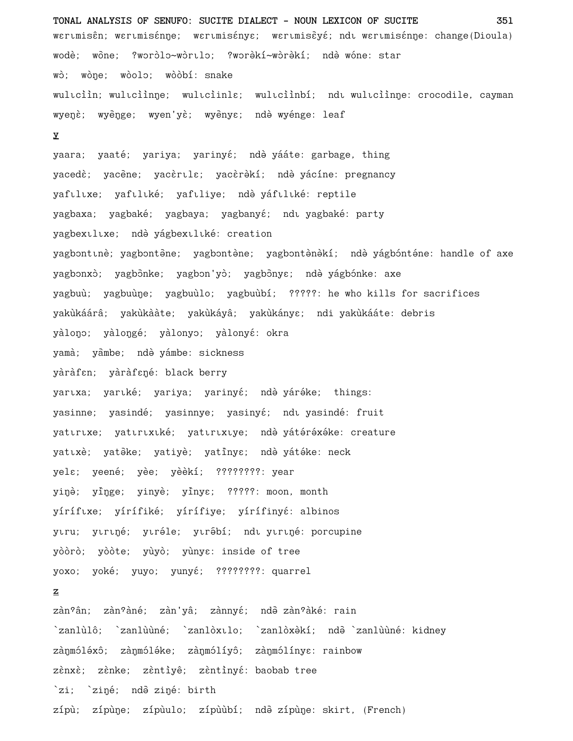wɛrɩmisên; wɛrɩmisɛ́nŋe; wɛrɩmisɛ́nyɛ; wɛrɩmisɛ̃yɛ́; ndɩ wɛrɩmisɛ́nŋe: change(Dioula)

wodè; wône; ?wɔrɔ̀lɔ~wɔ̀rɩlɔ; ?wɔrə̀kí~wɔ̀rə̀kí; ndə wóne: star

wɔ̀; wòŋe; wòolɔ; wòòbí: snake

wulɩcììn; wulɩcììnŋe; wulɩcììnlɛ; wulɩcììnbí; ndɩ wulɩcììnŋe: crocodile, cayman

wyeŋɛ̀; wyɛ̂ŋge; wyen'yɛ̀; wyɛ̂nyɛ; ndə wyénge: leaf

Y

yaara; yaaté; yariya; yarinyɛ́; ndə yááte: garbage, thing

yacedɛ̀; yacɛ̂ne; yacɛ̀rɩlɛ; yacɛ̀rə̀kí; ndə yácíne: pregnancy

yafɩlɩxe; yafɩlɩké; yafɩliye; ndə yáfɩlɩké: reptile

yagbaxa; yagbaké; yagbaya; yagbanyɛ́; ndɩ yagbaké: party

yagbexɩlɩxe; ndə yágbexɩlɩké: creation

yagbɔntɩnè; yagbɔntə̂ne; yagbɔntène; yagbɔntə̀nə̀kí; ndə yágbónténe: handle of axe

yagbɔnxɔ̀; yagbɔ̂nke; yagbɔn'yɔ̀; yagbɔ̂nyɛ; ndə yágbónke: axe

yagbuù; yagbuùŋe; yagbuùlo; yagbuùbí; ?????: he who kills for sacrifices

yakùkáárâ; yakùkààte; yakùkáyâ; yakùkányɛ; ndi yakùkááte: debris

yàloŋɔ; yàloŋgé; yàlonyɔ; yàlonyɛ́: okra

yamà; yâmbe; ndə yámbe: sickness

yàràfɛn; yàràfɛŋé: black berry

yarɩxa; yarɩké; yariya; yarinyɛ́; ndə yárəke; things:

yasinne; yasindé; yasinnye; yasinyɛ́; ndɩ yasindé: fruit

yatɩrɩxe; yatɩrɩxɩké; yatɩrɩxɩye; ndə yátə́rə́xə́ke: creature

yatɩxè; yatə̂ke; yatiyè; yatĩ̂nyɛ; ndə yátə́ke: neck

yelɛ; yeené; yèe; yèèkí; ????????: year

yiŋə̀; yĩ̂ŋge; yinyè; yĩ̂nyɛ; ?????: moon, month

yírífɩxe; yírífiké; yírífiye; yírífinyɛ́: albinos

yɩru; yɩrɩŋé; yɩrə́le; yɩrə̂bí; ndɩ yɩrɩŋé: porcupine

yòòrò; yòòte; yùyò; yùnyɛ: inside of tree

yoxo; yoké; yuyo; yunyɛ́; ????????: quarrel

Z

zànˀân; zànˀàné; zàn'yâ; zànnyɛ́; ndə̂ zànˀàké: rain

`zanlùlô; `zanlùùné; `zanlòxɩlo; `zanlòxə̀kí; ndə̂ `zanlùùné: kidney

zàŋmóléxô; zàŋmóléke; zàŋmólíyô; zàŋmólínyɛ: rainbow

zɛ̀nxɛ̀; zɛ̀nke; zɛ̀ntìyê; zɛ̀ntìnyɛ́: baobab tree

`zi; `ziŋé; ndə̂ ziŋé: birth

zípù; zípùŋe; zípùulo; zípùùbí; ndə̂ zípùŋe: skirt, (French)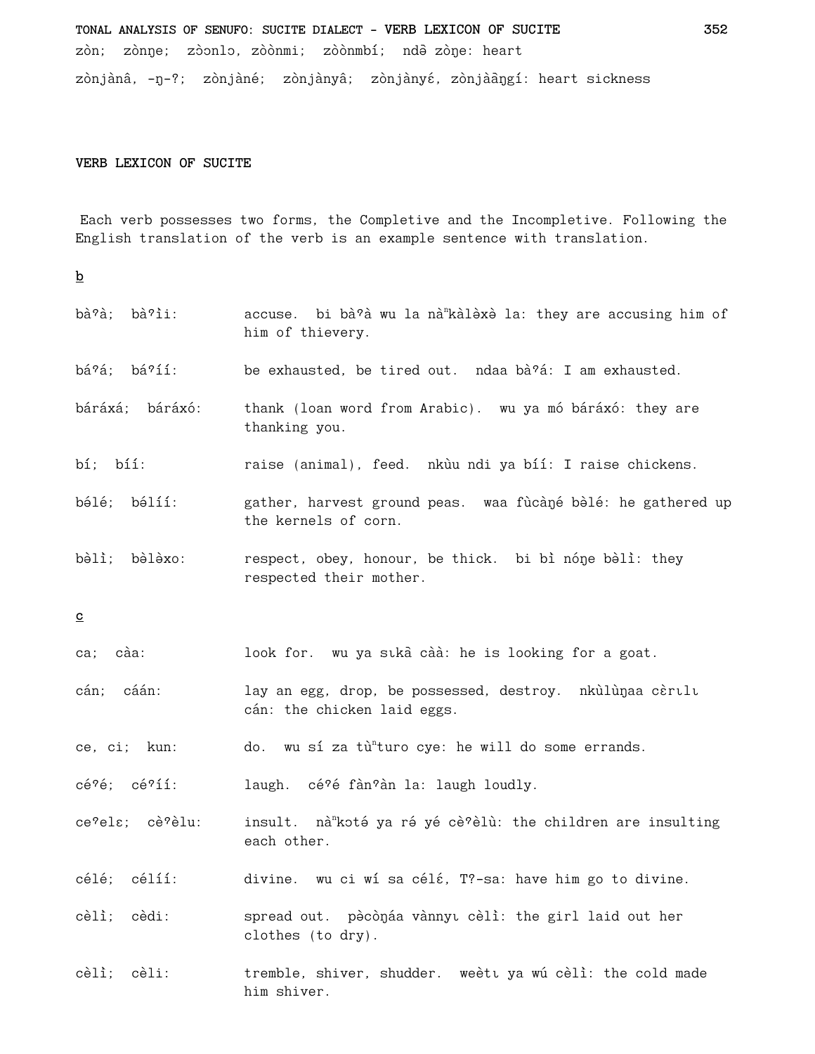zòn; zòŋe; zɔ̀ɔnlɔ, zòònmi; zòònmbí; ndə̂ zòŋe: heart

zònjànâ, -ŋ-ʔ; zònjàné; zònjànyâ; zònjànyɛ́, zònjàãŋgí: heart sickness

## VERB LEXICON OF SUCITE

Each verb possesses two forms, the Completive and the Incompletive. Following the English translation of the verb is an example sentence with translation.

__b__

bàʔà; bàʔìi: accuse. bi bàʔà wu la nàⁿkàlə̀xə̀ la: they are accusing him of him of thievery.

báʔá; báʔíí: be exhausted, be tired out. ndaa bàʔá: I am exhausted.

báráxá; báráxó: thank (loan word from Arabic). wu ya mó báráxó: they are thanking you.

bí; bíí: raise (animal), feed. nkùu ndi ya bíí: I raise chickens.

bə́lé; bə́líí: gather, harvest ground peas. waa fùcàŋé bə̀lé: he gathered up the kernels of corn.

bə̀lì; bə̀lə̀xo: respect, obey, honour, be thick. bi bì nóŋe bə̀lì: they respected their mother.

__c__

ca; càa: look for. wu ya sɩkã càà: he is looking for a goat.

cán; cáán: lay an egg, drop, be possessed, destroy. nkùlùŋaa cɛ̀rɩlɩ cán: the chicken laid eggs.

ce, ci; kun: do. wu sí za tùⁿturo cye: he will do some errands.

céʔé; céʔíí: laugh. céʔé fànʔàn la: laugh loudly.

ceʔelɛ; cèʔèlu: insult. nàⁿkɔté ya ré yé cèʔèlù: the children are insulting each other.

célé; célíí: divine. wu ci wí sa célɛ́, Tʔ-sa: have him go to divine.

cèlì; cèdi: spread out. pə̀cò̀ŋáa vànnyɩ cèlì: the girl laid out her clothes (to dry).

cèlì; cèli: tremble, shiver, shudder. weètɩ ya wú cèlì: the cold made him shiver.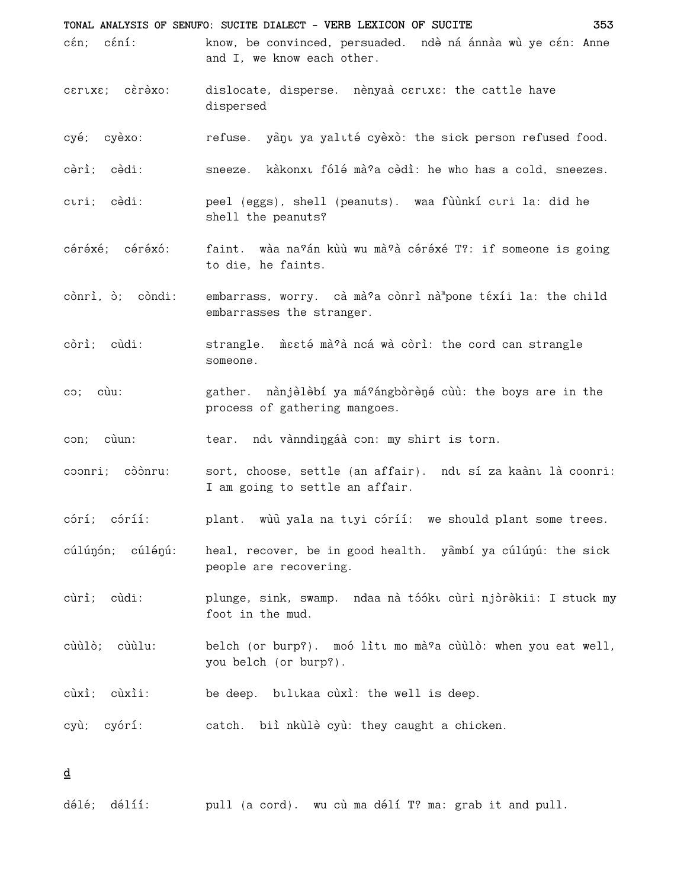cɛ́n; cɛ́ní: know, be convinced, persuaded. ndə̀ ná ánnàa wù ye cɛ́n: Anne and I, we know each other.

cɛrɩxɛ; cɛ̀rə̀xo: dislocate, disperse. nènyaà cɛrɩxɛ: the cattle have dispersed.

cyé; cyèxo: refuse. yã̀ŋɩ ya yalɩtə́ cyèxò: the sick person refused food.

cə̀rì; cə̀di: sneeze. kàkonxɩ fólə́ mà'a cə̀dì: he who has a cold, sneezes.

cɩri; cə̀di: peel (eggs), shell (peanuts). waa fùùnkí cɩri la: did he shell the peanuts?

cə́rə́xé; cə́rə́xó: faint. wàa na'án kùù wu mà'à cə́rə́xé T?: if someone is going to die, he faints.

cònrì, ɔ̀; còndi: embarrass, worry. cà mà'a cònrì nàᵐpone tɛ́xíi la: the child embarrasses the stranger.

còrì; cùdi: strangle. m̀ɛɛtə́ mà'à ncá wà còrì: the cord can strangle someone.

cɔ; cùu: gather. nànjə̀lə̀bí ya má'ángbòrə̀ŋə́ cùù: the boys are in the process of gathering mangoes.

cɔn; cùun: tear. ndɩ vànndiŋgáà cɔn: my shirt is torn.

cɔɔnri; cɔ̀ɔ̀nru: sort, choose, settle (an affair). ndɩ sí za kaànɩ là coonri: I am going to settle an affair.

cɔ́rí; cɔ́ríí: plant. wùũ yala na tɩyi cɔ́ríí: we should plant some trees.

cúlúŋɔ́n; cúlə́ŋú: heal, recover, be in good health. yã̀mbí ya cúlúŋú: the sick people are recovering.

cùrì; cùdi: plunge, sink, swamp. ndaa nà tɔ́ɔ́kɩ cùrì njɔ̀rə̀kii: I stuck my foot in the mud.

cùùlò; cùùlu: belch (or burp?). moó lìtɩ mo mà'a cùùlò: when you eat well, you belch (or burp?).

cùxì; cùxìi: be deep. bɩlɩkaa cùxì: the well is deep.

cyù; cyórí: catch. biì nkùlə̀ cyù: they caught a chicken.

## d

də́lé; də́líí: pull (a cord). wu cù ma də́lí T? ma: grab it and pull.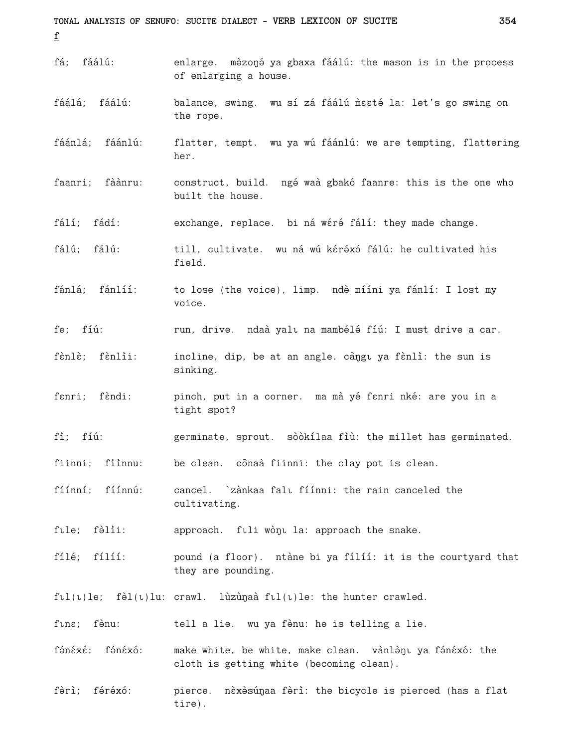**f**

fá; fáálú: enlarge. mə̀zoŋə́ ya gbaxa fáálú: the mason is in the process of enlarging a house.

fáálá; fáálú: balance, swing. wu sí zá fáálú m̀ɛɛtə́ la: let's go swing on the rope.

fáánlá; fáánlú: flatter, tempt. wu ya wú fáánlú: we are tempting, flattering her.

faanri; fàànru: construct, build. ngə́ waà gbakó faanre: this is the one who built the house.

fálí; fádí: exchange, replace. bi ná wɛ́rə́ fálí: they made change.

fálú; fálú: till, cultivate. wu ná wú kɛ́rə́xó fálú: he cultivated his field.

fánlá; fánlíí: to lose (the voice), limp. ndə̀ míími ya fánlí: I lost my voice.

fe; fíú: run, drive. ndaà yalɩ na mambélə́ fíú: I must drive a car.

fɛ̀nlɛ̀; fɛ̀nlìi: incline, dip, be at an angle. cã̀ŋgɩ ya fɛ̀nlì: the sun is sinking.

fɛnri; fɛ̀ndi: pinch, put in a corner. ma mà yé fɛnri nké: are you in a tight spot?

fì; fíú: germinate, sprout. sòòkílaa fìù: the millet has germinated.

fiinni; fììnnu: be clean. cõ̀naà fiinni: the clay pot is clean.

fíínní; fíínnú: cancel. `zànkaa falɩ fíínni: the rain canceled the cultivating.

fɩle; fə̀lìi: approach. fɩli wòŋɩ la: approach the snake.

fílé; fílíí: pound (a floor). ntàne bi ya fílíí: it is the courtyard that they are pounding.

fɩl(ɩ)le; fə̀l(ɩ)lu: crawl. lùzùŋaà fɩl(ɩ)le: the hunter crawled.

fɩnɛ; fə̀nu: tell a lie. wu ya fə̀nu: he is telling a lie.

fə́nɛ́xé; fə́nɛ́xó: make white, be white, make clean. vànlə̀ŋɩ ya fə́nɛ́xó: the cloth is getting white (becoming clean).

fə̀rì; fə́rə́xó: pierce. nɛ̀xə̀súŋaa fə̀rì: the bicycle is pierced (has a flat tire).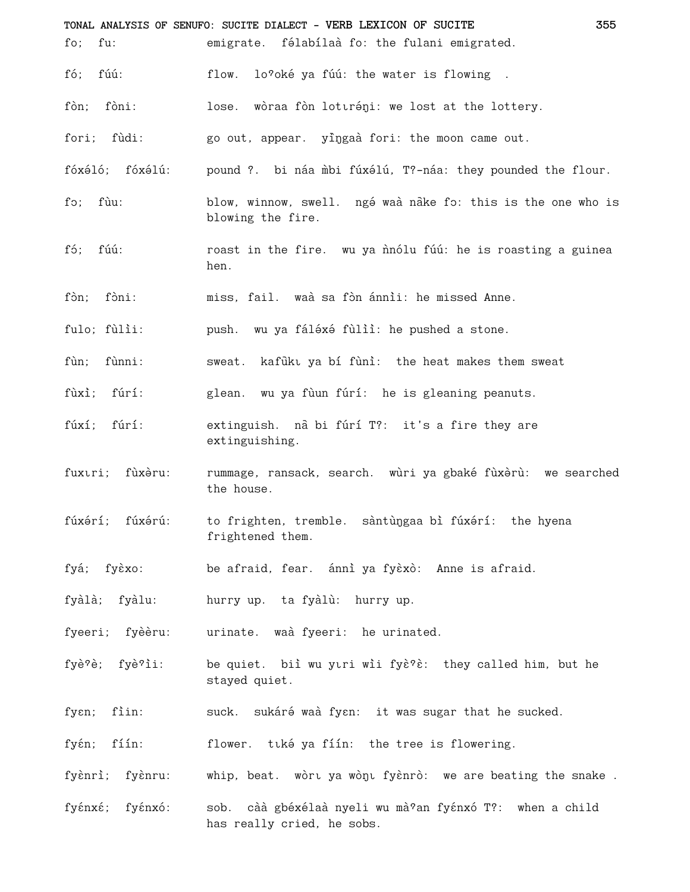fo; fu: emigrate. fəlabílaà fo: the fulani emigrated.

fó; fúú: flow. loˀoké ya fúú: the water is flowing .

fòn; fòni: lose. wòraa fòn lotɩréŋi: we lost at the lottery.

fori; fùdi: go out, appear. yĩŋgaà fori: the moon came out.

fóxéló; fóxélú: pound ?. bi náa m̀bi fúxélú, T?-náa: they pounded the flour.

fɔ; fùu: blow, winnow, swell. ngé waà nãke fɔ: this is the one who is blowing the fire.

fɔ́; fúú: roast in the fire. wu ya ǹnólu fúú: he is roasting a guinea hen.

fɔ̀n; fɔ̀ni: miss, fail. waà sa fɔ̀n ánnìi: he missed Anne.

fulo; fùlìi: push. wu ya fáléxé fùlìì: he pushed a stone.

fùn; fùnni: sweat. kafũkɩ ya bí fùnì: the heat makes them sweat

fùxì; fúrí: glean. wu ya fùun fúrí: he is gleaning peanuts.

fúxí; fúrí: extinguish. nã bi fúrí T?: it's a fire they are extinguishing.

fuxɩri; fùxèru: rummage, ransack, search. wùri ya gbaké fùxèrù: we searched the house.

fúxérí; fúxérú: to frighten, tremble. sàntùŋgaa bì fúxérí: the hyena frightened them.

fyá; fyɛ̀xo: be afraid, fear. ánnì ya fyɛ̀xò: Anne is afraid.

fyàlà; fyàlu: hurry up. ta fyàlù: hurry up.

fyeeri; fyèèru: urinate. waà fyeeri: he urinated.

fyèˀè; fyèˀìi: be quiet. biì wu yɩri wìi fyɛ̀ˀɛ̀: they called him, but he stayed quiet.

fyɛn; fìin: suck. sukáré waà fyɛn: it was sugar that he sucked.

fyɛ́n; fíín: flower. tɩké ya fíín: the tree is flowering.

fyɛ̀nrì; fyɛ̀nru: whip, beat. wòrɩ ya wòŋɩ fyɛ̀nrò: we are beating the snake .

fyɛ́nxɛ́; fyɛ́nxó: sob. càà gbéxélaà nyeli wu màˀan fyɛ́nxó T?: when a child has really cried, he sobs.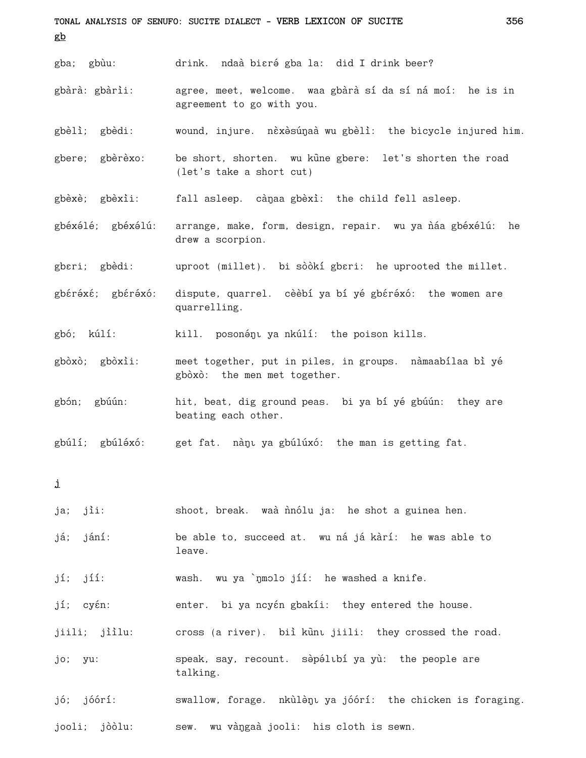gb

gba; gbùu: drink. ndaà biɛré gba la: did I drink beer?

gbàrà: gbàrìi: agree, meet, welcome. waa gbàrà sí da sí ná moí: he is in agreement to go with you.

gbèlì; gbèdi: wound, injure. nɛ̀xəsúŋaà wu gbèlì: the bicycle injured him.

gbere; gbèrèxo: be short, shorten. wu kũne gbere: let's shorten the road (let's take a short cut)

gbèxè; gbèxìi: fall asleep. càŋaa gbèxì: the child fell asleep.

gbéxə́lé; gbéxə́lú: arrange, make, form, design, repair. wu ya ǹáa gbéxélú: he drew a scorpion.

gbɛri; gbèdi: uproot (millet). bi sòòkí gbɛri: he uprooted the millet.

gbɛ́rə́xɛ́; gbɛ́rə́xó: dispute, quarrel. cèèbí ya bí yé gbɛ́rə́xó: the women are quarrelling.

gbó; kúlí: kill. posonə́ŋι ya nkúlí: the poison kills.

gbòxò; gbòxìi: meet together, put in piles, in groups. nàmaabílaa bì yé gbòxò: the men met together.

gbón; gbúún: hit, beat, dig ground peas. bi ya bí yé gbúún: they are beating each other.

gbúlí; gbúlə́xó: get fat. nàŋι ya gbúlúxó: the man is getting fat.

j

ja; jìi: shoot, break. waà ǹnólu ja: he shot a guinea hen.

já; jání: be able to, succeed at. wu ná já kàrí: he was able to leave.

jí; jíí: wash. wu ya `ŋmɔlɔ jíí: he washed a knife.

jí; cyɛ́n: enter. bi ya ncyɛ́n gbakíi: they entered the house.

jiili; jììlu: cross (a river). biì kũnι jiili: they crossed the road.

jo; yu: speak, say, recount. sèpə́lιbí ya yù: the people are talking.

jó; jóórí: swallow, forage. nkùlə̀ŋι ya jóórí: the chicken is foraging.

jooli; jòòlu: sew. wu vàŋgaà jooli: his cloth is sewn.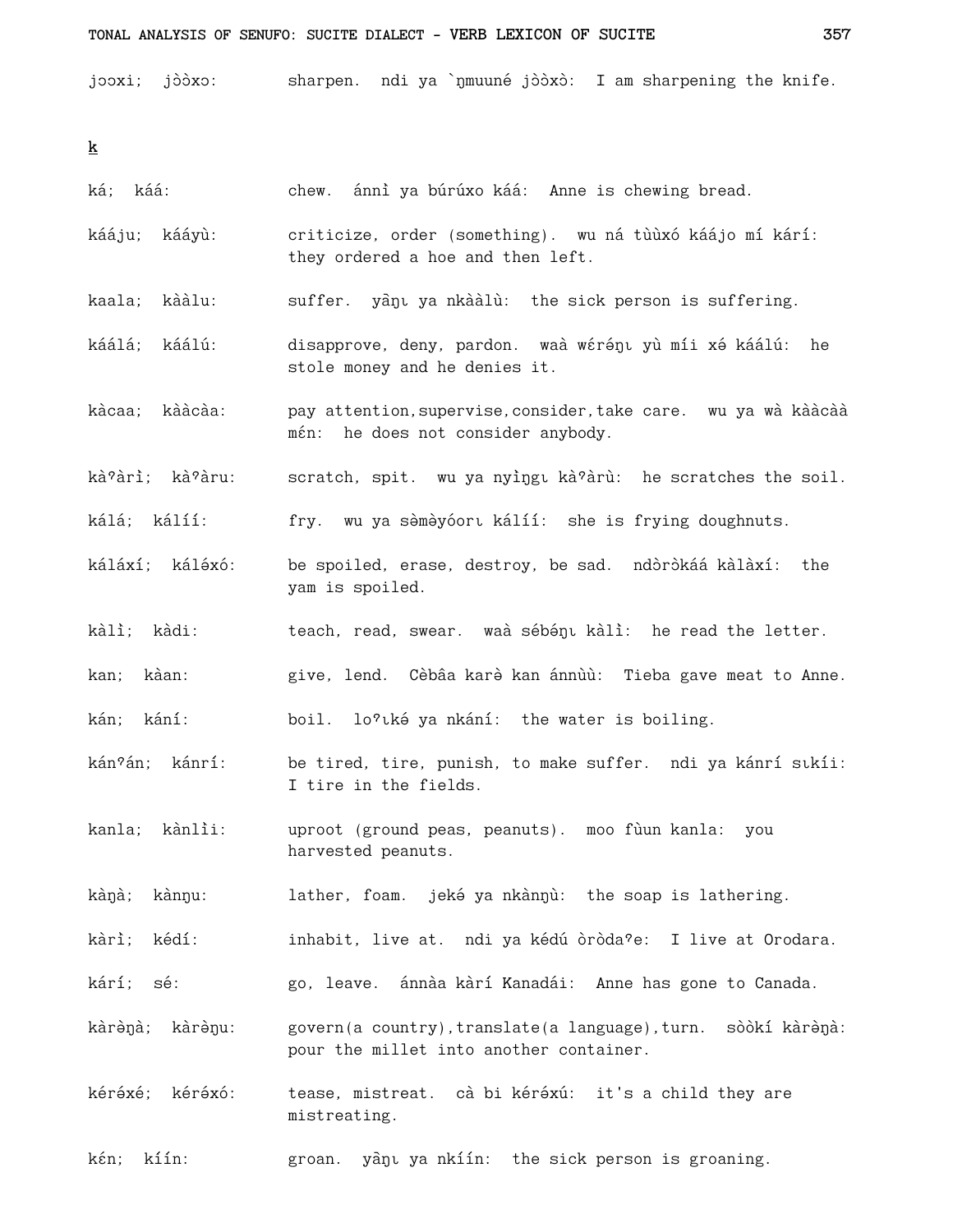jɔɔxi;  jɔ̀ɔ̀xɔ:  sharpen.  ndi ya `ŋmuuné jɔ̀ɔ̀xɔ̀:  I am sharpening the knife.

**k**

ká;  káá:  chew.  ánnì ya búrúxo káá:  Anne is chewing bread.

kááju;  kááyù:  criticize, order (something).  wu ná tùùxó káájo mí kárí:  they ordered a hoe and then left.

kaala;  kààlu:  suffer.  yâŋι ya nkààlù:  the sick person is suffering.

káálá;  káálú:  disapprove, deny, pardon.  waà wɛ́rɛ́ŋι yù míi xə́ káálú:  he stole money and he denies it.

kàcaa;  kààcàa:  pay attention,supervise,consider,take care.  wu ya wà kààcàà mɛ́n:  he does not consider anybody.

kàˀàrì;  kàˀàru:  scratch, spit.  wu ya nyìŋgι kàˀàrù:  he scratches the soil.

kálá;  kálíí:  fry.  wu ya sə̀mə̀yóorι kálíí:  she is frying doughnuts.

káláxí;  kálə́xó:  be spoiled, erase, destroy, be sad.  ndɔ̀rɔ̀káá kàlàxí:  the yam is spoiled.

kàlì;  kàdi:  teach, read, swear.  waà sébɛ́ŋι kàlì:  he read the letter.

kan;  kàan:  give, lend.  Cèbâa karə̀ kan ánnùù:  Tieba gave meat to Anne.

kán;  kání:  boil.  loˀιké ya nkání:  the water is boiling.

kánˀán;  kánrí:  be tired, tire, punish, to make suffer.  ndi ya kánrí sιkíi:  I tire in the fields.

kanla;  kànlìi:  uproot (ground peas, peanuts).  moo fùun kanla:  you harvested peanuts.

kàŋà;  kànŋu:  lather, foam.  jeké ya nkànŋù:  the soap is lathering.

kàrì;  kédí:  inhabit, live at.  ndi ya kédú òròdaˀe:  I live at Orodara.

kárí;  sé:  go, leave.  ánnàa kàrí Kanadái:  Anne has gone to Canada.

kàrə̀ŋà;  kàrə̀ŋu:  govern(a country),translate(a language),turn.  sòòkí kàrə̀ŋà:  pour the millet into another container.

kérə́xé;  kérə́xó:  tease, mistreat.  cà bi kérə́xú:  it's a child they are mistreating.

kɛ́n;  kíín:  groan.  yâŋι ya nkíín:  the sick person is groaning.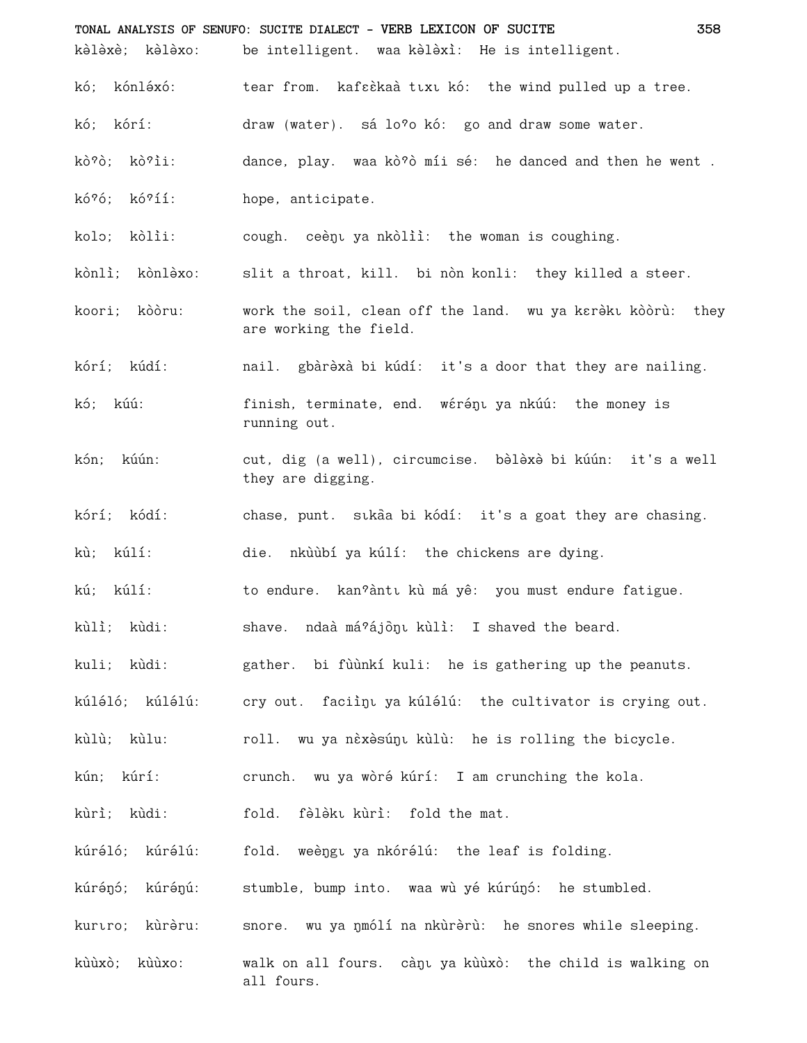kə̀lə̀xè; kə̀lə̀xo: be intelligent. waa kə̀lə̀xì: He is intelligent.

kó; kónlə́xó: tear from. kafɛ̀ɛ̀kaà tɪxɪ kó: the wind pulled up a tree.

kó; kórí: draw (water). sá loˀo kó: go and draw some water.

kòˀò; kòˀìi: dance, play. waa kòˀò míi sé: he danced and then he went .

kóˀó; kóˀíí: hope, anticipate.

kolɔ; kòlìi: cough. ceèŋɪ ya nkòlìì: the woman is coughing.

kònlì; kònlə̀xo: slit a throat, kill. bi nòn konli: they killed a steer.

koori; kòòru: work the soil, clean off the land. wu ya kɛrə̀kɪ kòòrù: they are working the field.

kórí; kúdí: nail. gbàrə̀xà bi kúdí: it's a door that they are nailing.

kó; kúú: finish, terminate, end. wɛ́rə́ŋɪ ya nkúú: the money is running out.

kón; kúún: cut, dig (a well), circumcise. bə̀lə̀xə̀ bi kúún: it's a well they are digging.

kórí; kódí: chase, punt. sɪkȁa bi kódí: it's a goat they are chasing.

kù; kúlí: die. nkùùbí ya kúlí: the chickens are dying.

kú; kúlí: to endure. kanˀàntɪ kù má yê: you must endure fatigue.

kùlì; kùdi: shave. ndaà máˀájȍŋɪ kùlì: I shaved the beard.

kuli; kùdi: gather. bi fùùnkí kuli: he is gathering up the peanuts.

kúlə́ló; kúlə́lú: cry out. faciìŋɪ ya kúlə́lú: the cultivator is crying out.

kùlù; kùlu: roll. wu ya nɛ̀xɛ̀súŋɪ kùlù: he is rolling the bicycle.

kún; kúrí: crunch. wu ya wòrə́ kúrí: I am crunching the kola.

kùrì; kùdi: fold. fə̀lə̀kɪ kùrì: fold the mat.

kúrə́ló; kúrə́lú: fold. weèŋgɪ ya nkórə́lú: the leaf is folding.

kúrə́ŋó; kúrə́ŋú: stumble, bump into. waa wù yé kúrúŋó: he stumbled.

kurɪro; kùrə̀ru: snore. wu ya ŋmólí na nkùrə̀rù: he snores while sleeping.

kùùxò; kùùxo: walk on all fours. càŋɪ ya kùùxò: the child is walking on all fours.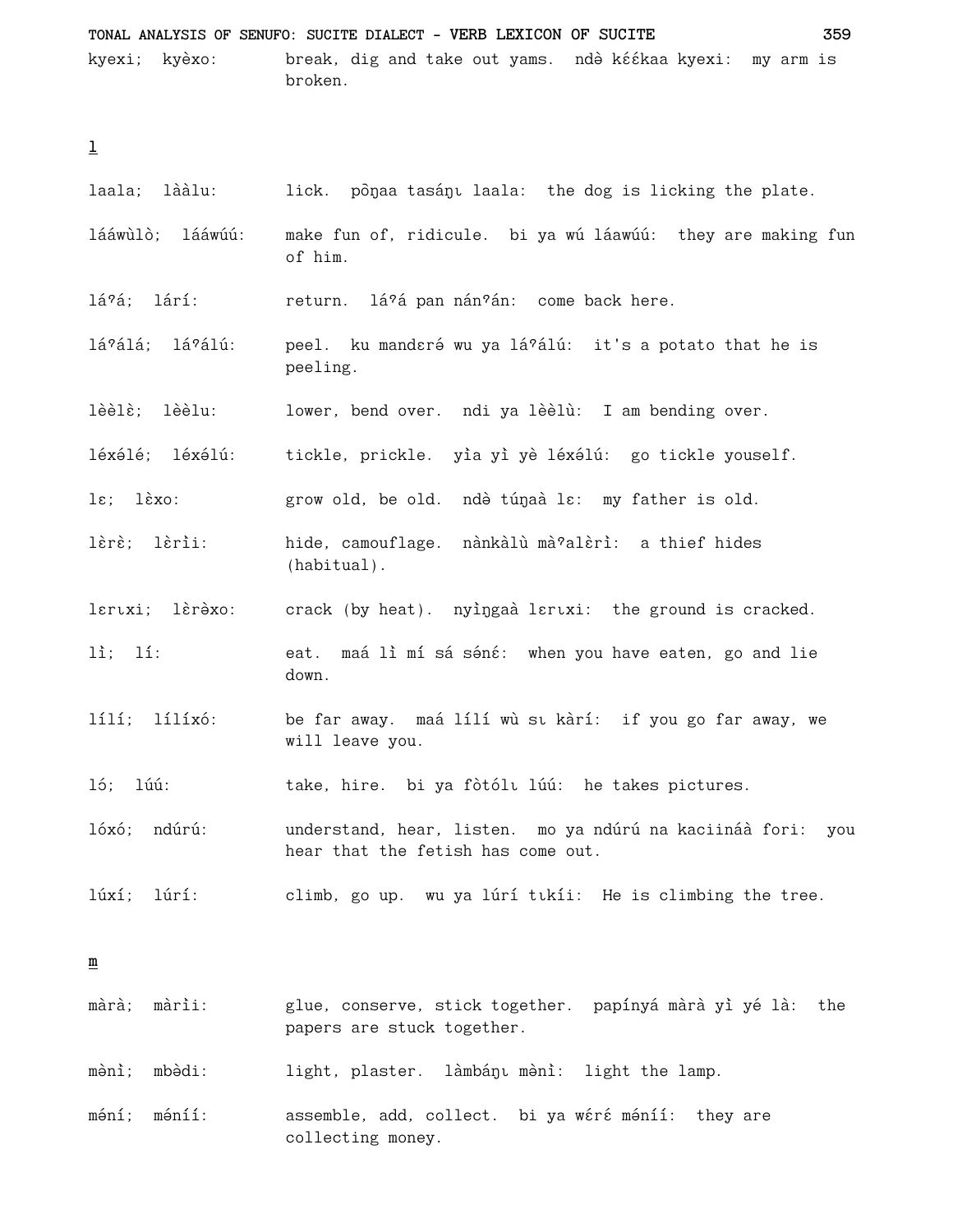kyexi; kyèxo: break, dig and take out yams. ndè kɛ́ɛ́kaa kyexi: my arm is broken.

**l**

laala; lààlu: lick. pɔ̃ŋaa tasáŋɩ laala: the dog is licking the plate.

lááwùlò; lááwúú: make fun of, ridicule. bi ya wú láawúú: they are making fun of him.

láˀá; lárí: return. láˀá pan nánˀán: come back here.

láˀálá; láˀálú: peel. ku mandɛrə́ wu ya láˀálú: it's a potato that he is peeling.

lèèlɛ̀; lèèlu: lower, bend over. ndi ya lèèlù: I am bending over.

léxə́lé; léxə́lú: tickle, prickle. yìa yì yè léxə́lú: go tickle youself.

lɛ; lɛ̀xo: grow old, be old. ndè túŋaà lɛ: my father is old.

lɛ̀rɛ̀; lɛ̀rìi: hide, camouflage. nànkàlù màˀalɛ̀rì: a thief hides (habitual).

lɛrɩxi; lɛ̀rə̀xo: crack (by heat). nyìŋgaà lɛrɩxi: the ground is cracked.

lì; lí: eat. maá lì mí sá sə́nɛ́: when you have eaten, go and lie down.

lílí; lílíxó: be far away. maá lílí wù sɩ kàrí: if you go far away, we will leave you.

ló; lúú: take, hire. bi ya fòtólɩ lúú: he takes pictures.

lóxó; ndúrú: understand, hear, listen. mo ya ndúrú na kaciináà fori: you hear that the fetish has come out.

lúxí; lúrí: climb, go up. wu ya lúrí tɩkíi: He is climbing the tree.

**m**

màrà; màrìi: glue, conserve, stick together. papínyá màrà yì yé là: the papers are stuck together.

mə̀nì; mbə̀di: light, plaster. làmbáŋɩ mə̀nì: light the lamp.

mə́ní; mə́níí: assemble, add, collect. bi ya wɛ́rɛ́ mə́níí: they are collecting money.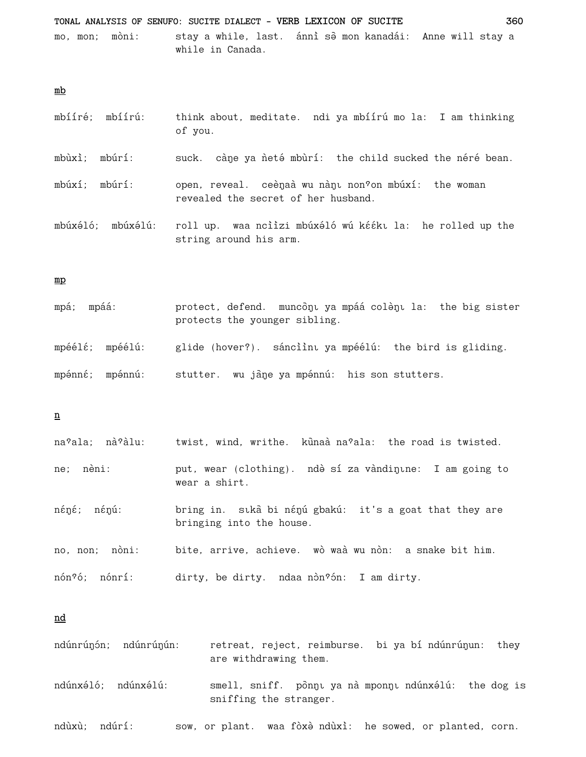mo, mon; mòni: stay a while, last. ánnì sə̀ mon kanadái: Anne will stay a while in Canada.

<u>mb</u>

mbííré; mbíírú: think about, meditate. ndi ya mbíírú mo la: I am thinking of you.

mbùxì; mbúrí: suck. càŋe ya ǹetə́ mbùrí: the child sucked the néré bean.

mbúxí; mbúrí: open, reveal. ceèŋaà wu nàŋɩ nonˀon mbúxí: the woman revealed the secret of her husband.

mbúxə́ló; mbúxə́lú: roll up. waa ncììzi mbúxə́ló wú kɛ́ɛ́kɩ la: he rolled up the string around his arm.

<u>mp</u>

mpá; mpáá: protect, defend. muncɔ̃ŋɩ ya mpáá colèŋɩ la: the big sister protects the younger sibling.

mpéélɛ́; mpéélú: glide (hover?). sáncììnɩ ya mpéélú: the bird is gliding.

mpə́nnɛ́; mpə́nnú: stutter. wu jã̀ŋe ya mpə́nnú: his son stutters.

<u>n</u>

naˀala; nàˀàlu: twist, wind, writhe. kũnaà naˀala: the road is twisted.

ne; nèni: put, wear (clothing). ndə̀ sí za vàndiŋɩne: I am going to wear a shirt.

nɛ́ŋɛ́; nɛ́ŋú: bring in. sɩkã̀ bi nɛ́ŋú gbakú: it's a goat that they are bringing into the house.

no, non; nòni: bite, arrive, achieve. wò waà wu nòn: a snake bit him.

nónˀó; nónrí: dirty, be dirty. ndaa nɔ̀nˀón: I am dirty.

<u>nd</u>

ndúnrúŋón; ndúnrúŋún: retreat, reject, reimburse. bi ya bí ndúnrúŋun: they are withdrawing them.

ndúnxə́ló; ndúnxə́lú: smell, sniff. pɔ̃nŋɩ ya nà mponŋɩ ndúnxə́lú: the dog is sniffing the stranger.

ndùxù; ndúrí: sow, or plant. waa fòxə̀ ndùxì: he sowed, or planted, corn.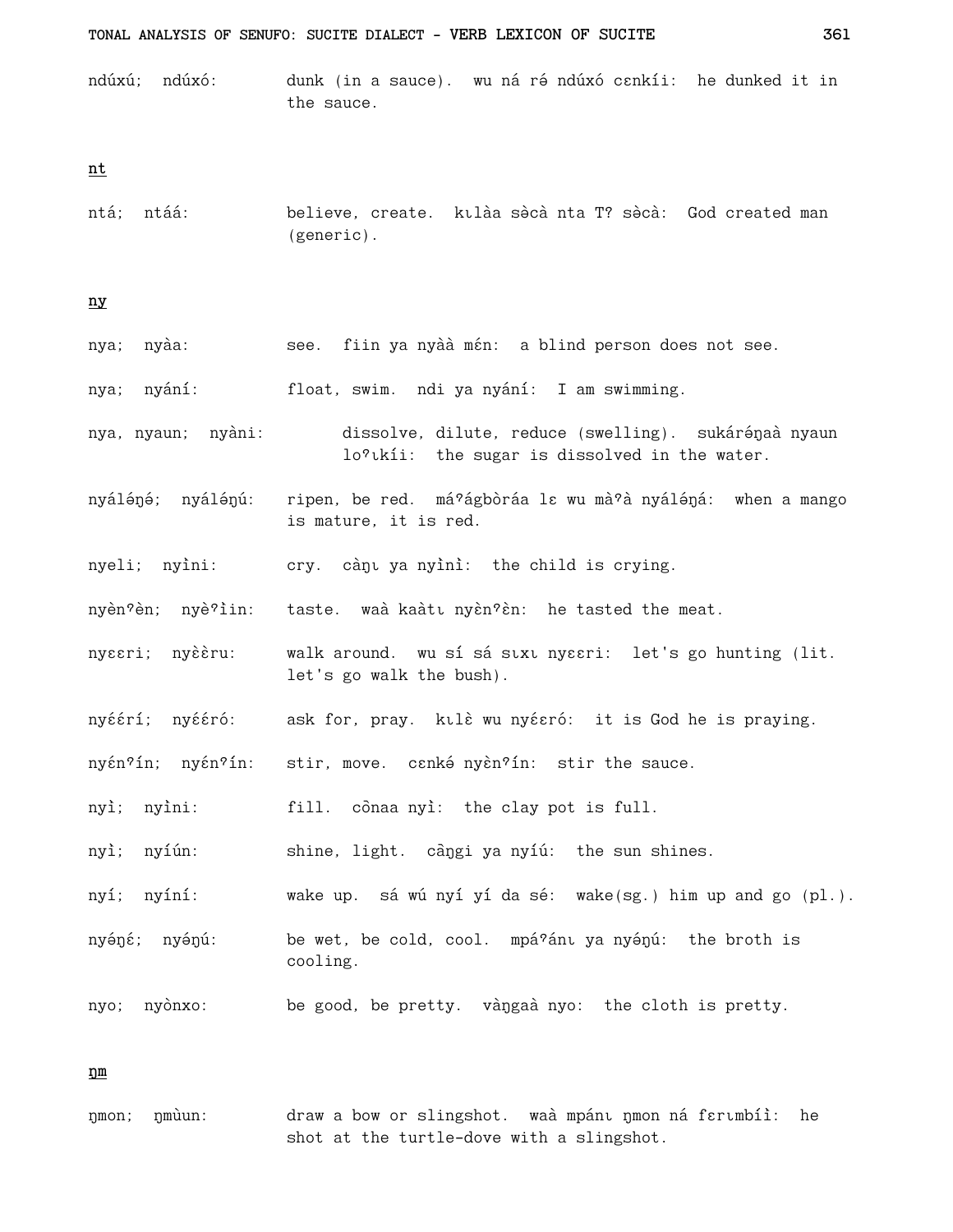ndúxú; ndúxó: dunk (in a sauce). wu ná rə́ ndúxó cɛnkíi: he dunked it in the sauce.

nt

ntá; ntáá: believe, create. kɩlàa sə̀cà nta T? sə̀cà: God created man (generic).

ny

nya; nyàa: see. fiin ya nyàà mɛ́n: a blind person does not see.

nya; nyání: float, swim. ndi ya nyání: I am swimming.

nya, nyaun; nyàni: dissolve, dilute, reduce (swelling). sukárə́ŋaà nyaun loˀɩkíi: the sugar is dissolved in the water.

nyálə́ŋé; nyálə́ŋú: ripen, be red. máˀágbòráa lɛ wu màˀà nyálə́ŋá: when a mango is mature, it is red.

nyeli; nyìni: cry. càŋɩ ya nyìnì: the child is crying.

nyènˀèn; nyèˀìin: taste. waà kaàtɩ nyènˀèn: he tasted the meat.

nyɛɛri; nyɛ̀ɛ̀ru: walk around. wu sí sá sɩxɩ nyɛɛri: let's go hunting (lit. let's go walk the bush).

nyɛ́ɛ́rí; nyɛ́ɛ́ró: ask for, pray. kɩlɛ̀ wu nyɛ́ɛró: it is God he is praying.

nyɛ́nˀín; nyɛ́nˀín: stir, move. cɛnkə́ nyɛ̀nˀín: stir the sauce.

nyì; nyìni: fill. cɔ̀naa nyì: the clay pot is full.

nyì; nyíún: shine, light. cāŋgi ya nyíú: the sun shines.

nyí; nyíní: wake up. sá wú nyí yí da sé: wake(sg.) him up and go (pl.).

nyə́ŋɛ́; nyə́ŋú: be wet, be cold, cool. mpáˀánɩ ya nyə́ŋú: the broth is cooling.

nyo; nyònxo: be good, be pretty. vàŋgaà nyo: the cloth is pretty.

ŋm

ŋmon; ŋmùun: draw a bow or slingshot. waà mpánɩ ŋmon ná fɛrɩmbíì: he shot at the turtle-dove with a slingshot.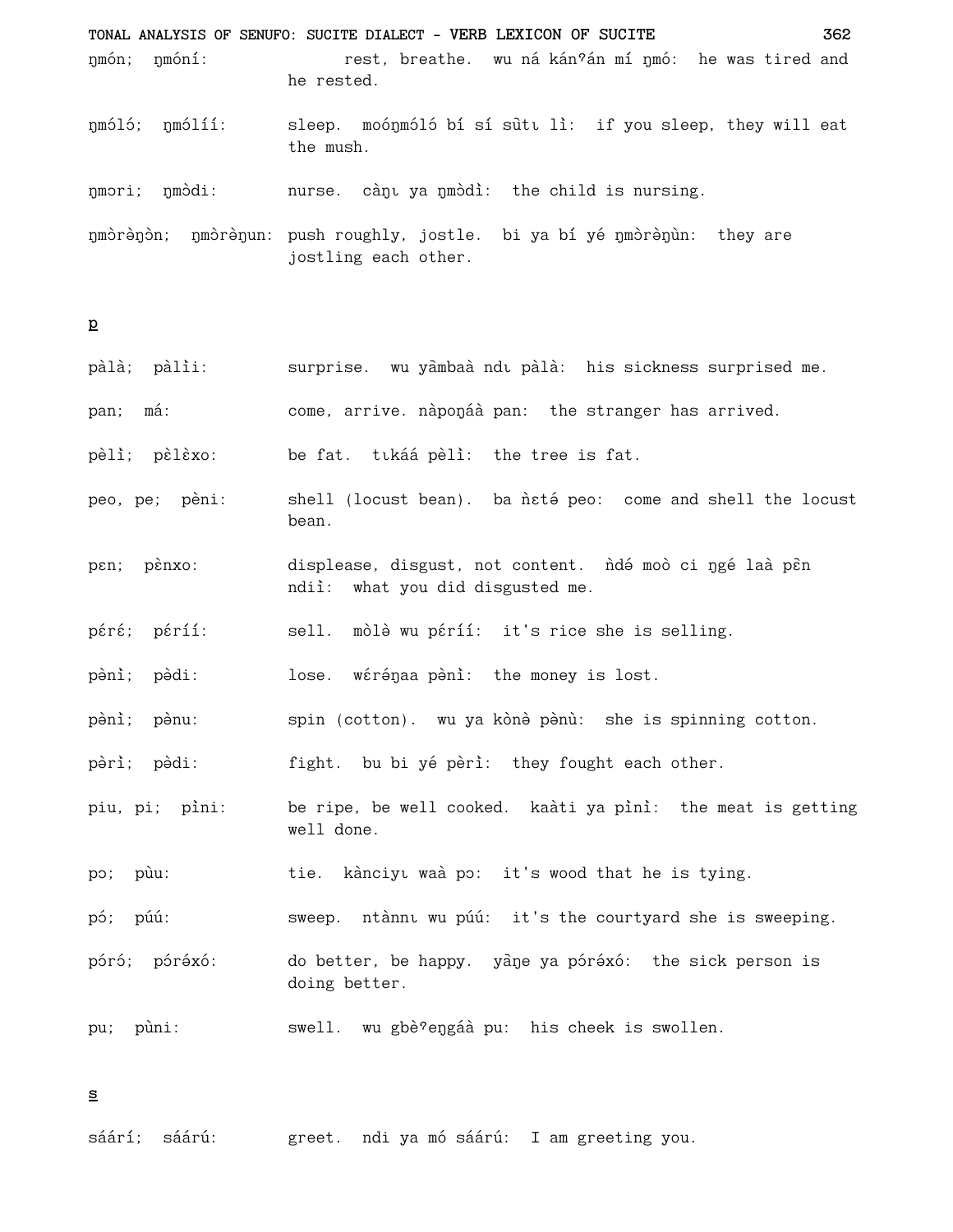ŋmón; ŋmóní: rest, breathe. wu ná kánˀán mí ŋmó: he was tired and he rested.

ŋmóló; ŋmólíí: sleep. moóŋmóló bí sí sùtɩ lì: if you sleep, they will eat the mush.

ŋmɔri; ŋmɔ̀di: nurse. càŋɩ ya ŋmɔ̀dì: the child is nursing.

ŋmɔ̀rèŋɔ̀n; ŋmɔ̀rèŋun: push roughly, jostle. bi ya bí yé ŋmɔ̀rèŋùn: they are jostling each other.

## p

pàlà; pàlìi: surprise. wu yâmbaà ndɩ pàlà: his sickness surprised me.

pan; má: come, arrive. nàpoŋáà pan: the stranger has arrived.

pèlì; pɛ̀lɛ̀xo: be fat. tɩkáá pèlì: the tree is fat.

peo, pe; pèni: shell (locust bean). ba ǹɛté peo: come and shell the locust bean.

pɛn; pɛ̀nxo: displease, disgust, not content. ǹdé moò ci ŋgé laà pɛ̃n ndiì: what you did disgusted me.

pɛ́rɛ́; pɛ́ríí: sell. mòlə wu pɛ́ríí: it's rice she is selling.

pənì; pədi: lose. wɛ́réŋaa pənì: the money is lost.

pənì; pənu: spin (cotton). wu ya kònə pənù: she is spinning cotton.

pərì; pədi: fight. bu bi yé pərì: they fought each other.

piu, pi; pìni: be ripe, be well cooked. kaàti ya pìnì: the meat is getting well done.

pɔ; pùu: tie. kànciyɩ waà pɔ: it's wood that he is tying.

pó; púú: sweep. ntànnɩ wu púú: it's the courtyard she is sweeping.

póró; póréxó: do better, be happy. yãŋe ya póréxó: the sick person is doing better.

pu; pùni: swell. wu gbèˀeŋgáà pu: his cheek is swollen.

## s

sáárí; sáárú: greet. ndi ya mó sáárú: I am greeting you.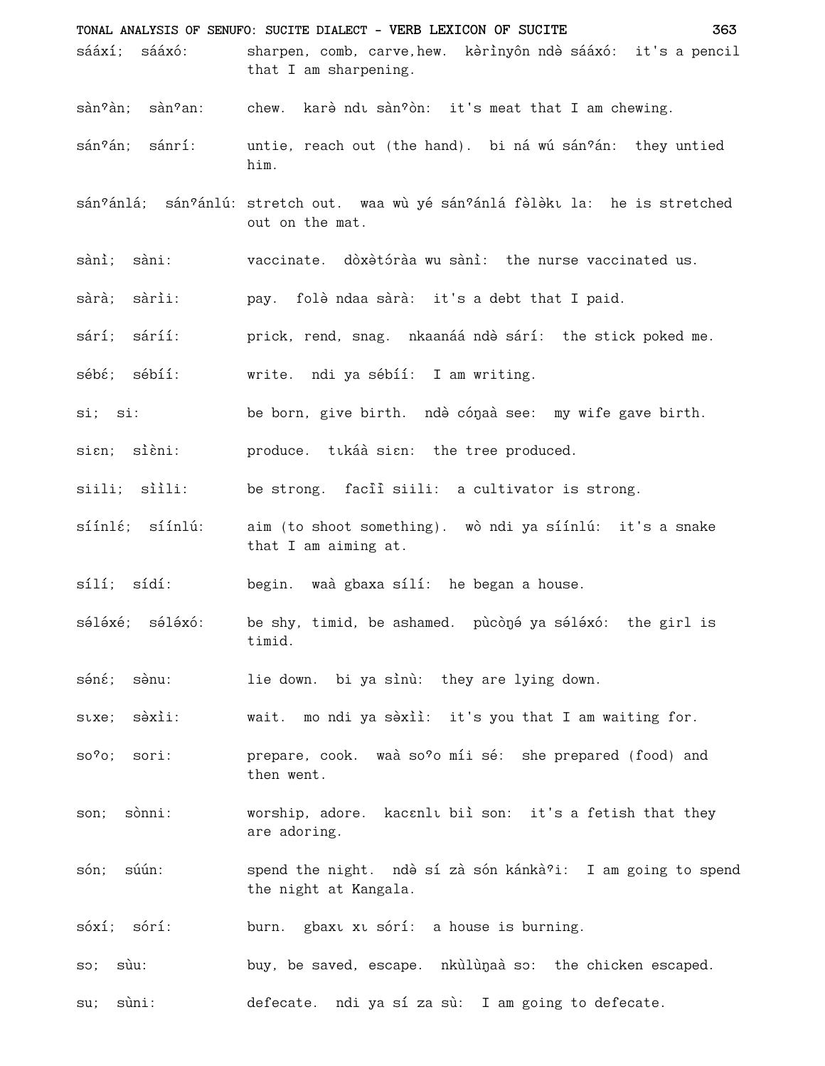sááxí; sááxó: sharpen, comb, carve, hew. kərìnyôn ndə̀ sááxó: it's a pencil that I am sharpening.

sànˀàn; sànˀan: chew. karə̀ ndɩ sànˀòn: it's meat that I am chewing.

sánˀán; sánrí: untie, reach out (the hand). bi ná wú sánˀán: they untied him.

sánˀánlá; sánˀánlú: stretch out. waa wù yé sánˀánlá fə̀lə̀kɩ la: he is stretched out on the mat.

sànì; sàni: vaccinate. dòxə̀tóràa wu sànì: the nurse vaccinated us.

sàrà; sàrìi: pay. folə̀ ndaa sàrà: it's a debt that I paid.

sárí; sáríí: prick, rend, snag. nkaanáá ndə̀ sárí: the stick poked me.

sébɛ́; sébíí: write. ndi ya sébíí: I am writing.

si; si: be born, give birth. ndə̀ cóŋaà see: my wife gave birth.

siɛn; sìɛ̀ni: produce. tɩkáà siɛn: the tree produced.

siili; sììli: be strong. facı̀ì siili: a cultivator is strong.

síínlɛ́; síínlú: aim (to shoot something). wò ndi ya síínlú: it's a snake that I am aiming at.

sílí; sídí: begin. waà gbaxa sílí: he began a house.

sɛ́lə́xé; sɛ́lə́xó: be shy, timid, be ashamed. pùcòŋé ya sɛ́lə́xó: the girl is timid.

sénɛ́; sə̀nu: lie down. bi ya sìnù: they are lying down.

sɩxe; sə̀xìi: wait. mo ndi ya sə̀xìì: it's you that I am waiting for.

soˀo; sori: prepare, cook. waà soˀo míi sé: she prepared (food) and then went.

son; sònni: worship, adore. kacɛnlɩ biì son: it's a fetish that they are adoring.

són; súún: spend the night. ndə̀ sí zà són kánkàˀi: I am going to spend the night at Kangala.

sóxí; sórí: burn. gbaxɩ xɩ sórí: a house is burning.

sɔ; sùu: buy, be saved, escape. nkùlùŋaà sɔ: the chicken escaped.

su; sùni: defecate. ndi ya sí za sù: I am going to defecate.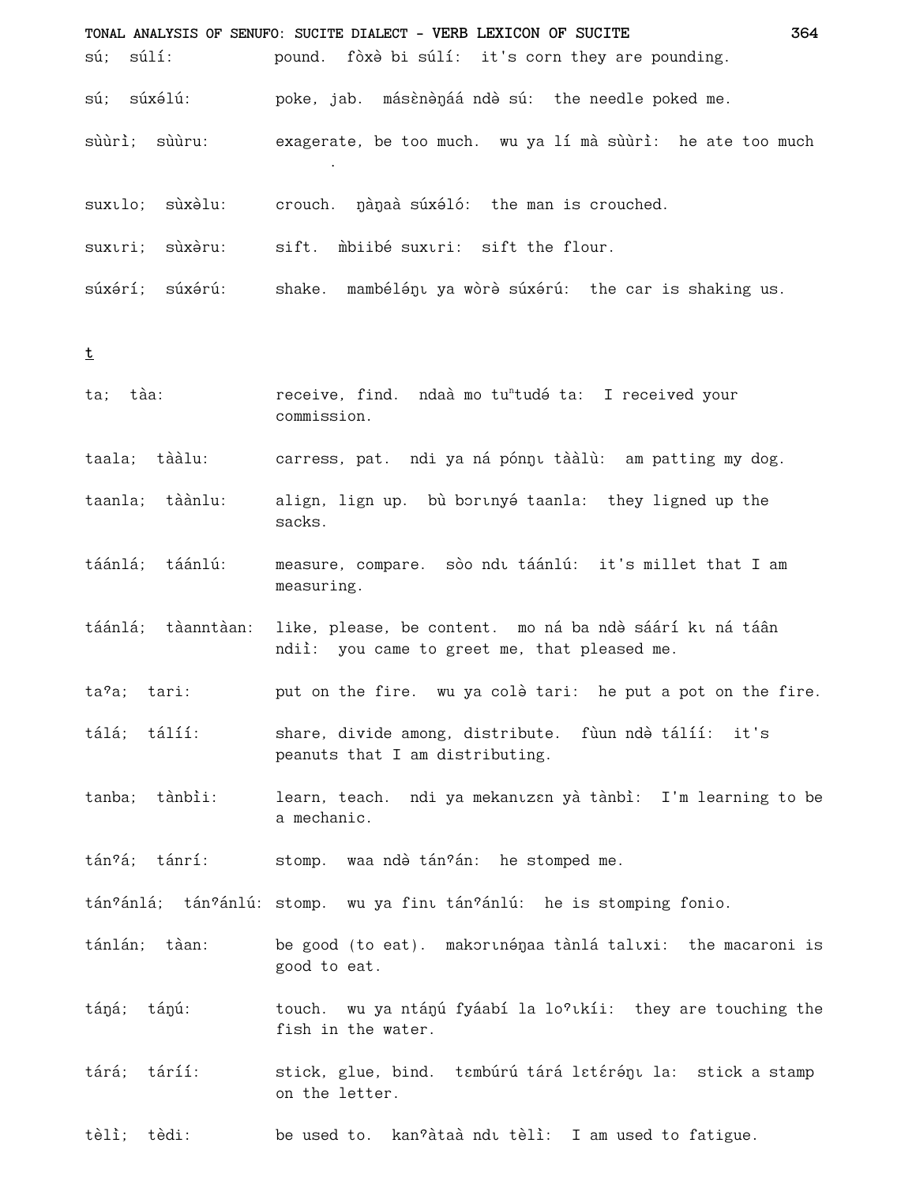súː; súlíː: pound. fòxə bi súlíː: it's corn they are pounding.

sú; súxəlú: poke, jab. másɛ̀nəŋáá ndə̀ sú: the needle poked me.

sùùrì; sùùru: exagerate, be too much. wu ya lí mà sùùrì: he ate too much
.

suxɩlo; sùxəlu: crouch. ŋàŋaà súxéló: the man is crouched.

suxɩri; sùxəru: sift. m̀biibé suxɩri: sift the flour.

súxərí; súxərú: shake. mambéléŋɩ ya wòrə súxərú: the car is shaking us.

t

ta; tàa: receive, find. ndaà mo tuⁿtudé ta: I received your commission.

taala; tààlu: carress, pat. ndi ya ná pónŋɩ tààlù: am patting my dog.

taanla; tàànlu: align, lign up. bù bɔrɩnyə́ taanla: they ligned up the sacks.

táánlá; táánlú: measure, compare. sòo ndɩ táánlú: it's millet that I am measuring.

táánlá; tàanntàan: like, please, be content. mo ná ba ndə̀ sáárí kɩ ná táân ndiì: you came to greet me, that pleased me.

taʔa; tari: put on the fire. wu ya colə̀ tari: he put a pot on the fire.

tálá; tálííː: share, divide among, distribute. fùun ndə̀ tálííː: it's peanuts that I am distributing.

tanba; tànbìi: learn, teach. ndi ya mekanɩzɛn yà tànbì: I'm learning to be a mechanic.

tánʔá; tánrí: stomp. waa ndə̀ tánʔán: he stomped me.

tánʔánlá; tánʔánlú: stomp. wu ya finɩ tánʔánlú: he is stomping fonio.

tánlán; tàan: be good (to eat). makɔrɩnéŋaa tànlá talɩxi: the macaroni is good to eat.

táŋá; táŋú: touch. wu ya ntáŋú fyáabí la loʔɩkíi: they are touching the fish in the water.

tárá; tárííː: stick, glue, bind. tɛmbúrú tárá lɛtɛ́réŋɩ la: stick a stamp on the letter.

tèlì; tèdi: be used to. kanʔàtaà ndɩ tèlì: I am used to fatigue.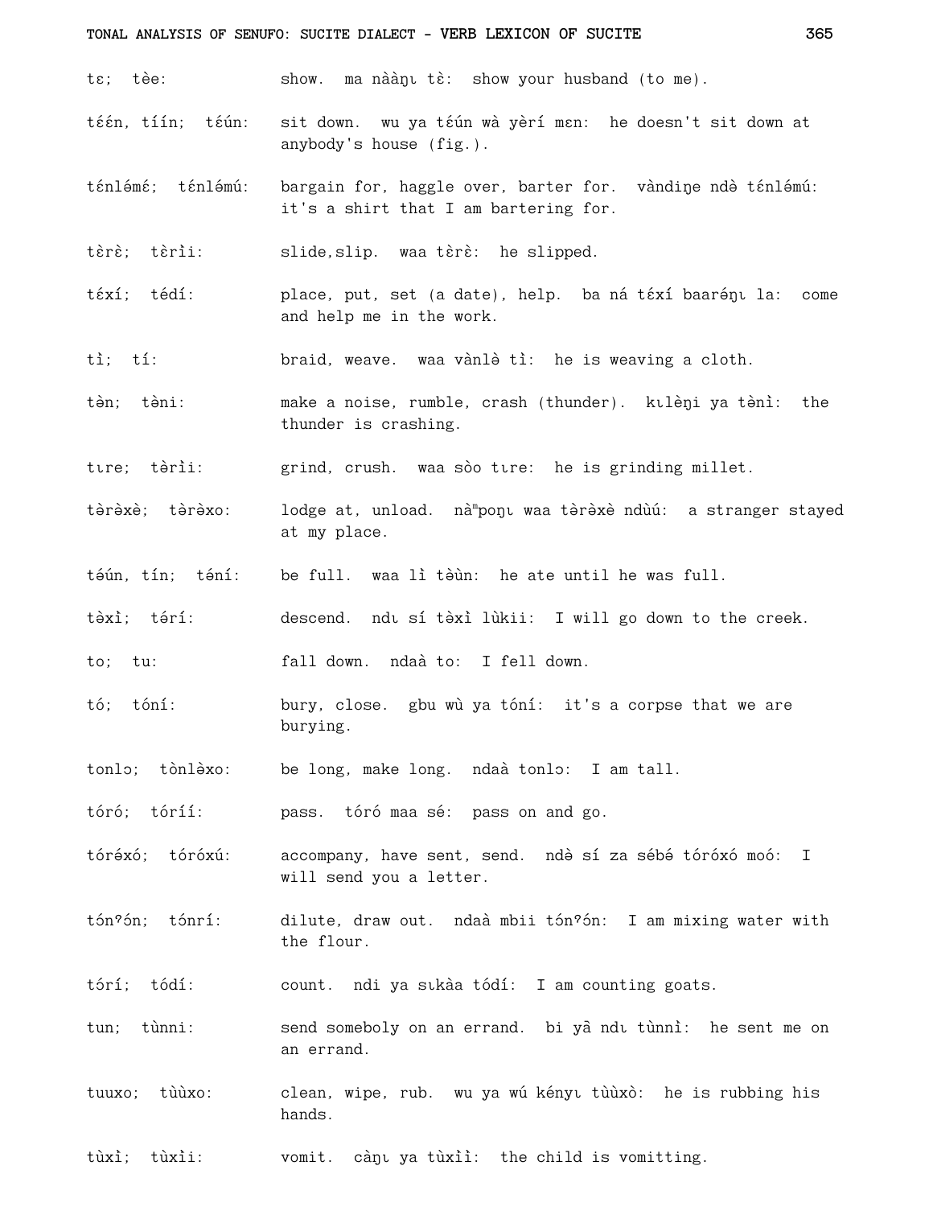tɛ; tèe: show. ma nàànɩ tè: show your husband (to me).

tɛ́ɛ́n, tíín; tɛ́ún: sit down. wu ya tɛ́ún wà yèrí mɛn: he doesn't sit down at anybody's house (fig.).

tɛ́nlə́mɛ́; tɛ́nlə́mú: bargain for, haggle over, barter for. vàndiŋe ndə̀ tɛ́nlə́mú: it's a shirt that I am bartering for.

tɛ̀rɛ̀; tɛ̀rìi: slide,slip. waa tɛ̀rɛ̀: he slipped.

tɛ́xí; tédí: place, put, set (a date), help. ba ná tɛ́xí baarə́ŋɩ la: come and help me in the work.

tì; tí: braid, weave. waa vànlə̀ tì: he is weaving a cloth.

tə̀n; tə̀ni: make a noise, rumble, crash (thunder). kɩlèŋi ya tə̀nì: the thunder is crashing.

tɩre; tə̀rìi: grind, crush. waa sòo tɩre: he is grinding millet.

tə̀rə̀xè; tə̀rə̀xo: lodge at, unload. nàᵐpoŋɩ waa tə̀rə̀xè ndùú: a stranger stayed at my place.

tə́ún, tín; tə́ní: be full. waa lì tə̀ùn: he ate until he was full.

tə̀xì; tə́rí: descend. ndɩ sí tə̀xì lùkii: I will go down to the creek.

to; tu: fall down. ndaà to: I fell down.

tó; tóní: bury, close. gbu wù ya tóní: it's a corpse that we are burying.

tonlɔ; tònlə̀xo: be long, make long. ndaà tonlɔ: I am tall.

tóró; tóríí: pass. tóró maa sé: pass on and go.

tórə́xó; tóróxú: accompany, have sent, send. ndə sí za sébə́ tóróxó moó: I will send you a letter.

tónˀón; tónrí: dilute, draw out. ndaà mbii tónˀón: I am mixing water with the flour.

tórí; tódí: count. ndi ya sɩkàa tódí: I am counting goats.

tun; tùnni: send someboly on an errand. bi yâ ndɩ tùnnì: he sent me on an errand.

tuuxo; tùùxo: clean, wipe, rub. wu ya wú kényɩ tùùxò: he is rubbing his hands.

tùxì; tùxìi: vomit. càŋɩ ya tùxìì: the child is vomitting.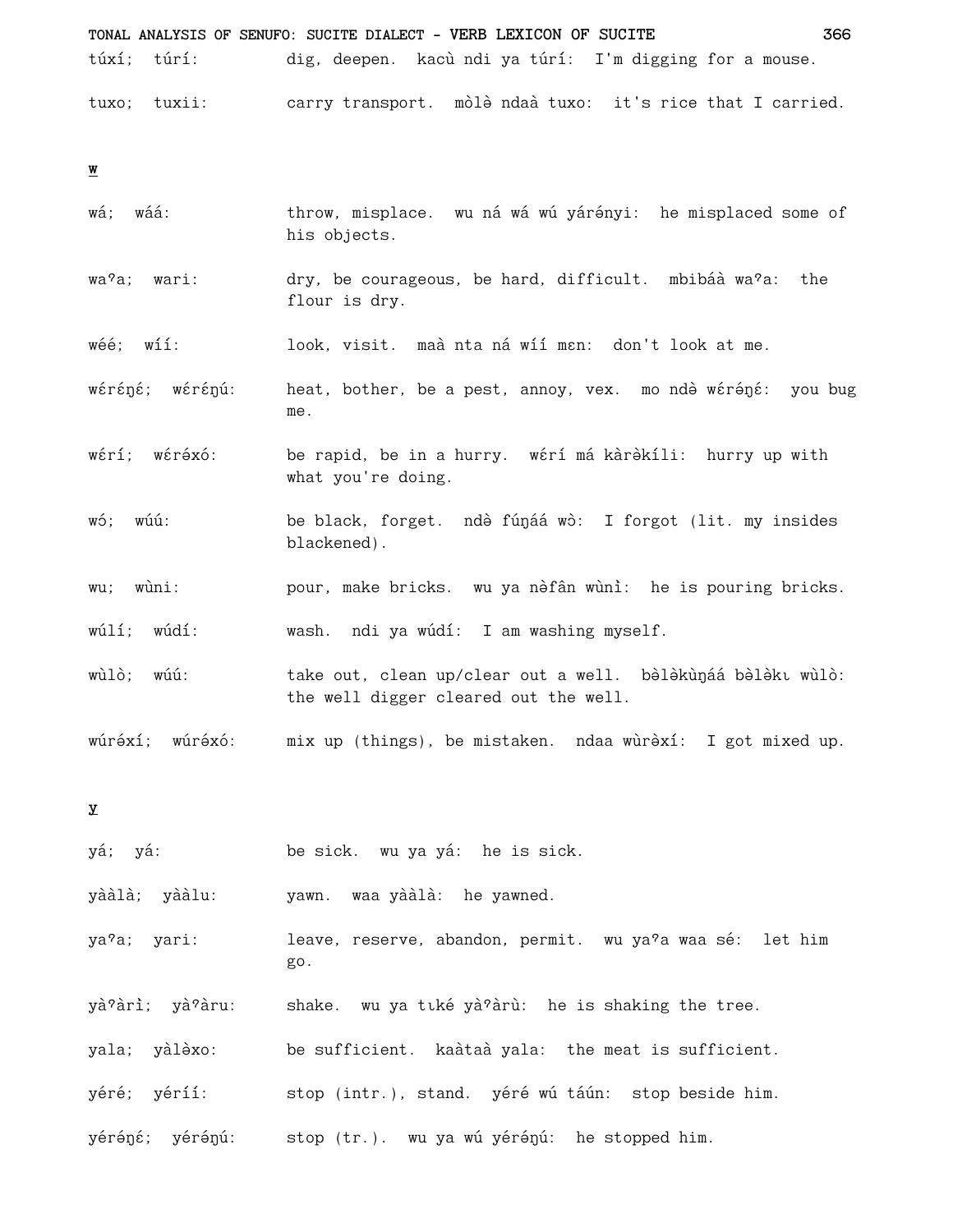túxí; túrí: dig, deepen. kacù ndi ya túrí: I'm digging for a mouse.

tuxo; tuxii: carry transport. mòlə ndaà tuxo: it's rice that I carried.

**w**

wá; wáá: throw, misplace. wu ná wá wú yárényi: he misplaced some of his objects.

waˀa; wari: dry, be courageous, be hard, difficult. mbibáà waˀa: the flour is dry.

wéé; wíí: look, visit. maà nta ná wíí mɛn: don't look at me.

wɛ́rɛ́ŋé; wɛ́rɛ́ŋú: heat, bother, be a pest, annoy, vex. mo ndə̀ wɛ́réŋé: you bug me.

wɛ́rí; wɛ́rə́xó: be rapid, be in a hurry. wɛ́rí má kàrəkíli: hurry up with what you're doing.

wɔ́; wúú: be black, forget. ndə̀ fúŋáá wɔ̀: I forgot (lit. my insides blackened).

wu; wùni: pour, make bricks. wu ya nə̀fân wùnì: he is pouring bricks.

wúlí; wúdí: wash. ndi ya wúdí: I am washing myself.

wùlò; wúú: take out, clean up/clear out a well. bə̀lə̀kùŋáá bə̀lə̀kɩ wùlò: the well digger cleared out the well.

wúrə́xí; wúrə́xó: mix up (things), be mistaken. ndaa wùrə̀xí: I got mixed up.

**y**

yá; yá: be sick. wu ya yá: he is sick.

yààlà; yààlu: yawn. waa yààlà: he yawned.

yaˀa; yari: leave, reserve, abandon, permit. wu yaˀa waa sé: let him go.

yàˀàrì; yàˀàru: shake. wu ya tɩké yàˀàrù: he is shaking the tree.

yala; yàlə̀xo: be sufficient. kaàtaà yala: the meat is sufficient.

yéré; yéríí: stop (intr.), stand. yéré wú táún: stop beside him.

yérə́ŋé; yérə́ŋú: stop (tr.). wu ya wú yérə́ŋú: he stopped him.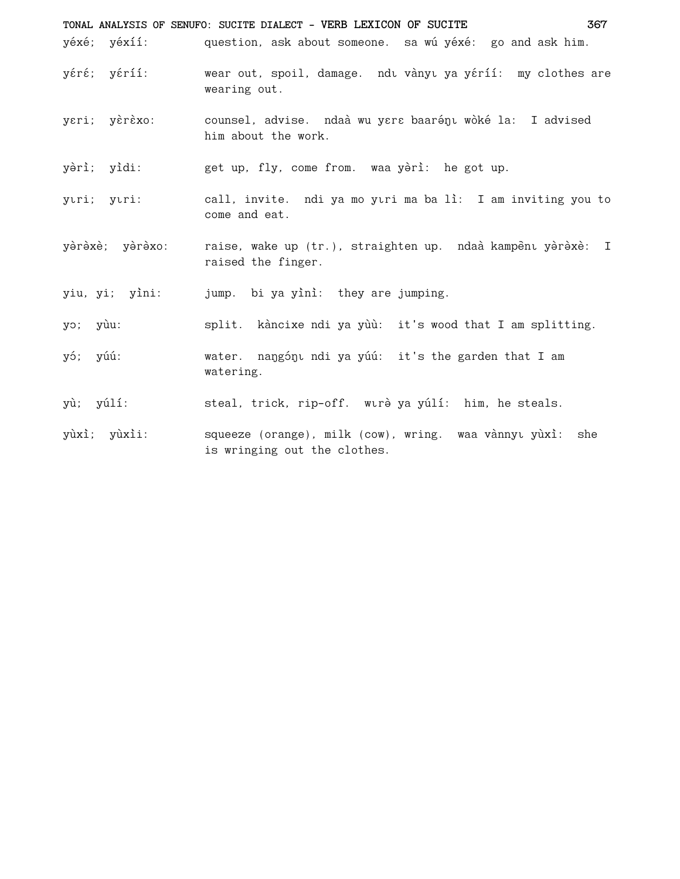yéxé; yéxíí: question, ask about someone. sa wú yéxé: go and ask him.

yɛ́rɛ́; yɛ́ríí: wear out, spoil, damage. ndɩ vànyɩ ya yɛ́ríí: my clothes are wearing out.

yɛri; yɛ̀rɛ̀xo: counsel, advise. ndaà wu yɛrɛ baaréŋɩ wòké la: I advised him about the work.

yə̀rì; yı̀di: get up, fly, come from. waa yə̀rì: he got up.

yɩri; yɩri: call, invite. ndi ya mo yɩri ma ba lì: I am inviting you to come and eat.

yə̀rə̀xè; yə̀rə̀xo: raise, wake up (tr.), straighten up. ndaà kampẽnɩ yə̀rə̀xè: I raised the finger.

yiu, yi; yìni: jump. bi ya yìnì: they are jumping.

yɔ; yùu: split. kàncixe ndi ya yùù: it's wood that I am splitting.

yɔ́; yúú: water. naŋgóŋɩ ndi ya yúú: it's the garden that I am watering.

yù; yúlí: steal, trick, rip-off. wɩrə̀ ya yúlí: him, he steals.

yùxì; yùxìi: squeeze (orange), milk (cow), wring. waa vànnyɩ yùxì: she is wringing out the clothes.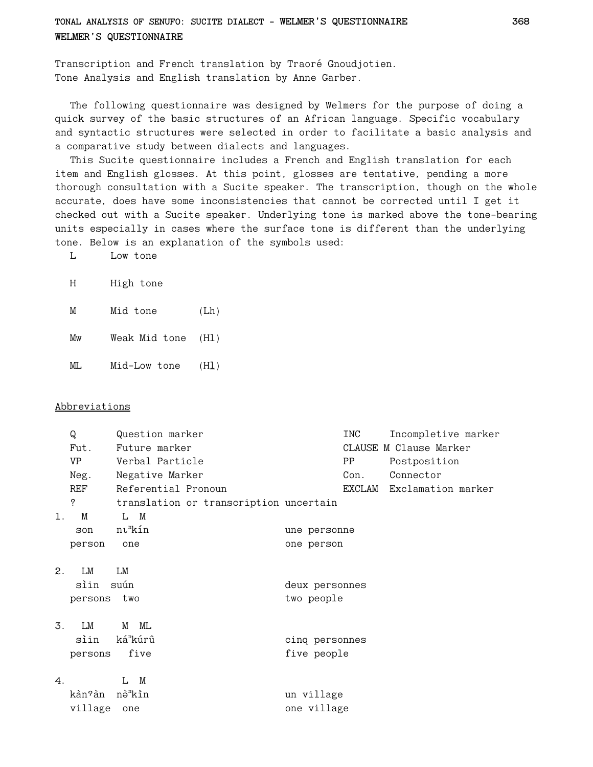## WELMER'S QUESTIONNAIRE

Transcription and French translation by Traoré Gnoudjotien.
Tone Analysis and English translation by Anne Garber.

The following questionnaire was designed by Welmers for the purpose of doing a quick survey of the basic structures of an African language. Specific vocabulary and syntactic structures were selected in order to facilitate a basic analysis and a comparative study between dialects and languages.

This Sucite questionnaire includes a French and English translation for each item and English glosses. At this point, glosses are tentative, pending a more thorough consultation with a Sucite speaker. The transcription, though on the whole accurate, does have some inconsistencies that cannot be corrected until I get it checked out with a Sucite speaker. Underlying tone is marked above the tone-bearing units especially in cases where the surface tone is different than the underlying tone. Below is an explanation of the symbols used:

| | | |
|---|---|---|
| L | Low tone | |
| H | High tone | |
| M | Mid tone | (Lh) |
| Mw | Weak Mid tone | (Hl) |
| ML | Mid-Low tone | (H<u>l</u>) |

<u>Abbreviations</u>

| | | | |
|---|---|---|---|
| Q | Question marker | INC | Incompletive marker |
| Fut. | Future marker | CLAUSE M | Clause Marker |
| VP | Verbal Particle | PP | Postposition |
| Neg. | Negative Marker | Con. | Connector |
| REF | Referential Pronoun | EXCLAM | Exclamation marker |
| ? | translation or transcription uncertain | | |

```
1.  M      L  M
    son    nɩⁿkín                    une personne
    person  one                      one person

2.  LM    LM
    sìin  suún                       deux personnes
    persons  two                     two people

3.  LM      M  ML
    sìin   káⁿkúrû                   cinq personnes
    persons   five                   five people

4.          L  M
    kàn'àn  nə̀ⁿkìn                   un village
    village  one                     one village
```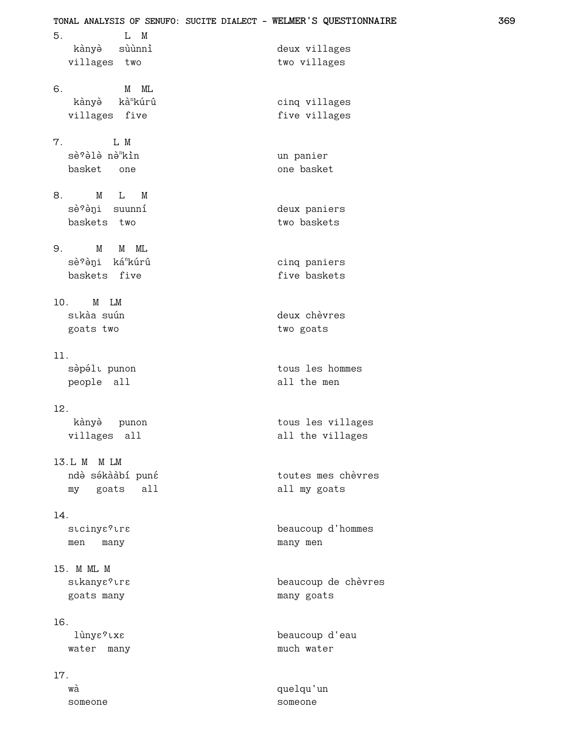5. L M
kànyə̀ sùùnnì — deux villages
villages two — two villages

6. M ML
kànyə̀ kàⁿkúrû — cinq villages
villages five — five villages

7. L M
sèˀə̀lə̀ nə̀ⁿkìn — un panier
basket one — one basket

8. M L M
sèˀə̀ŋi suunní — deux paniers
baskets two — two baskets

9. M M ML
sèˀə̀ŋi káⁿkúrû — cinq paniers
baskets five — five baskets

10. M LM
sɩkàa suún — deux chèvres
goats two — two goats

11.
sə̀pə́lɩ punon — tous les hommes
people all — all the men

12.
kànyə̀ punon — tous les villages
villages all — all the villages

13. L M M LM
ndə̀ sə́kààbí punɛ́ — toutes mes chèvres
my goats all — all my goats

14.
sɩcinyɛˀɩrɛ — beaucoup d'hommes
men many — many men

15. M ML M
sɩkanyɛˀɩrɛ — beaucoup de chèvres
goats many — many goats

16.
lùnyɛˀɩxɛ — beaucoup d'eau
water many — much water

17.
wà — quelqu'un
someone — someone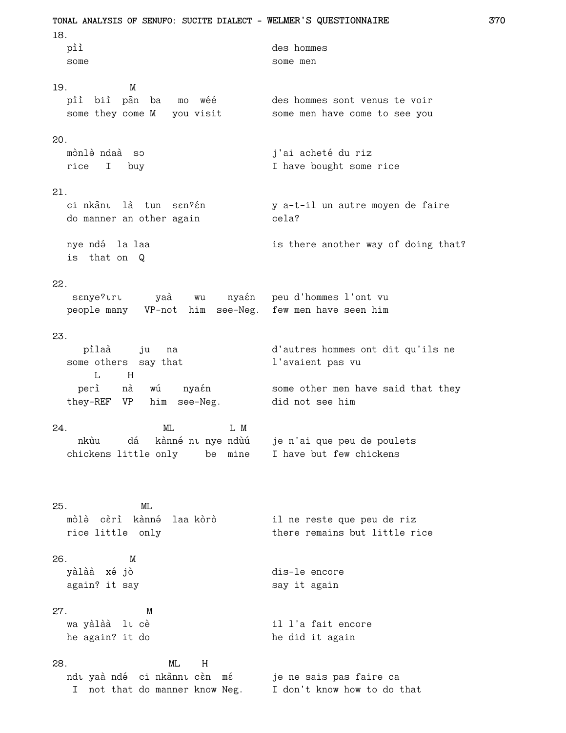18.

```
pìì                              des hommes
some                             some men
```

19.

```
              M
pìì  biì  pần  ba   mo  wéé          des hommes sont venus te voir
some they come M   you visit         some men have come to see you
```

20.

```
mɔ̀nlə̀ ndaà  sɔ                       j'ai acheté du riz
rice   I    buy                      I have bought some rice
```

21.

```
ci nkầnɩ  là  tun  sɛnˀɛ́n           y a-t-il un autre moyen de faire
do manner an other again             cela?

nye ndə́  la laa                      is there another way of doing that?
is  that on  Q
```

22.

```
sɛnyeˀɩrɩ      yaà    wu    nyaɛ́n   peu d'hommes l'ont vu
people many   VP-not  him  see-Neg.  few men have seen him
```

23.

```
  pìlaà     ju   na                  d'autres hommes ont dit qu'ils ne
some others  say that                l'avaient pas vu
     L     H
  perì    nà   wú    nyaɛ́n           some other men have said that they
they-REF  VP   him  see-Neg.         did not see him
```

24.

```
                 ML          L M
  nkùu     dá   kànnə́ nɩ nye ndùú    je n'ai que peu de poulets
chickens little only     be  mine    I have but few chickens
```

25.

```
             ML
mɔ̀lə̀  cɛ̀rì  kànnə́  laa kòrò         il ne reste que peu de riz
rice little  only                    there remains but little rice
```

26.

```
           M
yàlàà  xə́ jò                         dis-le encore
again? it say                        say it again
```

27.

```
             M
wa yàlàà  lɩ cè                      il l'a fait encore
he again? it do                      he did it again
```

28.

```
                   ML    H
ndɩ yaà ndə́  ci nkầnnɩ cɛ̀n  mɛ́       je ne sais pas faire ca
 I  not that do manner know Neg.     I don't know how to do that
```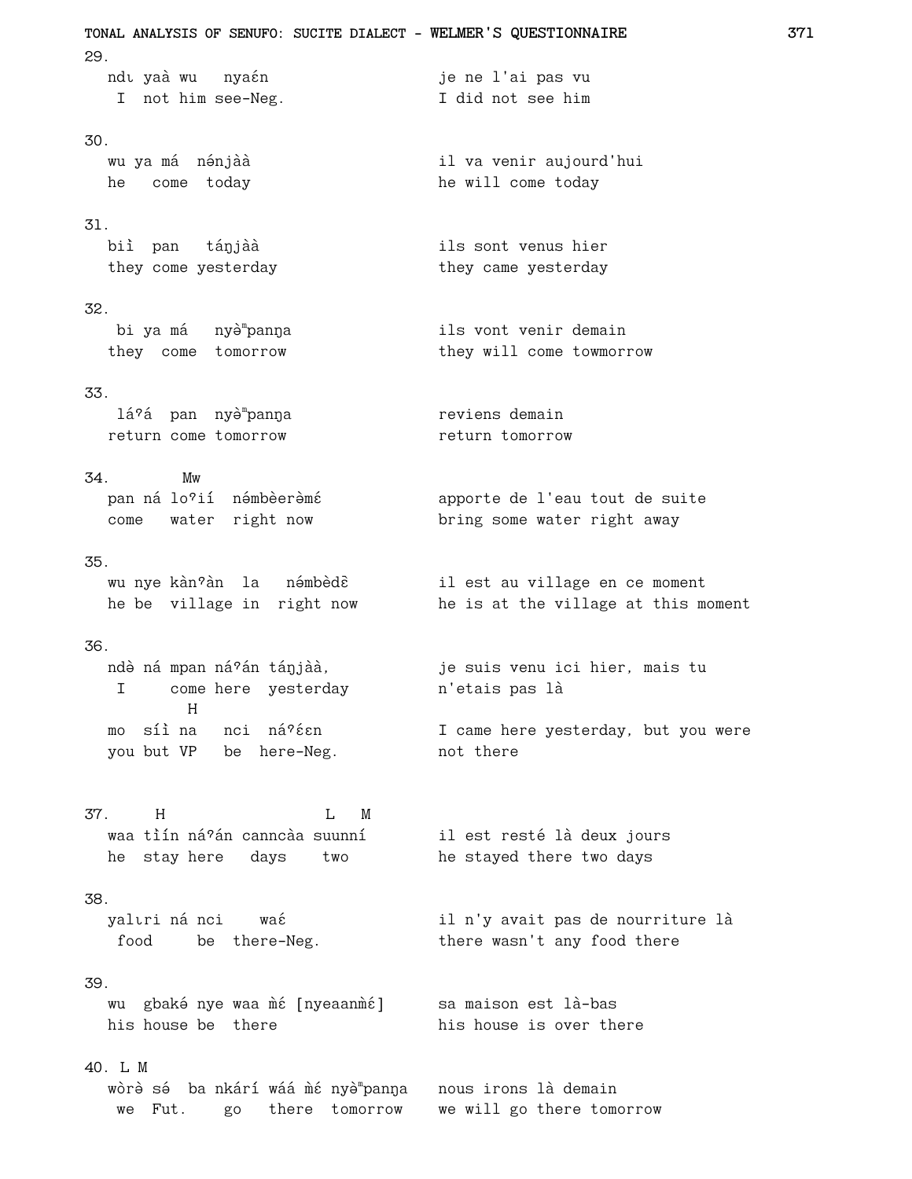29.

ndɩ yaà wu nyaɛ́n — je ne l'ai pas vu
I not him see-Neg. — I did not see him

30.

wu ya má nénjàà — il va venir aujourd'hui
he come today — he will come today

31.

biì pan táŋjàà — ils sont venus hier
they come yesterday — they came yesterday

32.

bi ya má nyèᵐpanŋa — ils vont venir demain
they come tomorrow — they will come towmorrow

33.

láʔá pan nyèᵐpanŋa — reviens demain
return come tomorrow — return tomorrow

34.

Mw
pan ná loʔií némbèerèmɛ́ — apporte de l'eau tout de suite
come water right now — bring some water right away

35.

wu nye kànʔàn la némbèdɛ̃ — il est au village en ce moment
he be village in right now — he is at the village at this moment

36.

ndè ná mpan náʔán táŋjàà, — je suis venu ici hier, mais tu n'etais pas là
I come here yesterday

H
mo síì na nci náʔɛ́ɛn — I came here yesterday, but you were not there
you but VP be here-Neg.

37.

H L M
waa tìín náʔán canncàa suunní — il est resté là deux jours
he stay here days two — he stayed there two days

38.

yalɩri ná nci waɛ́ — il n'y avait pas de nourriture là
food be there-Neg. — there wasn't any food there

39.

wu gbakə́ nye waa m̀ɛ́ [nyeaanm̀ɛ́] — sa maison est là-bas
his house be there — his house is over there

40. L M

wòrə̀ sə́ ba nkárí wáá m̀ɛ́ nyèᵐpanŋa — nous irons là demain
we Fut. go there tomorrow — we will go there tomorrow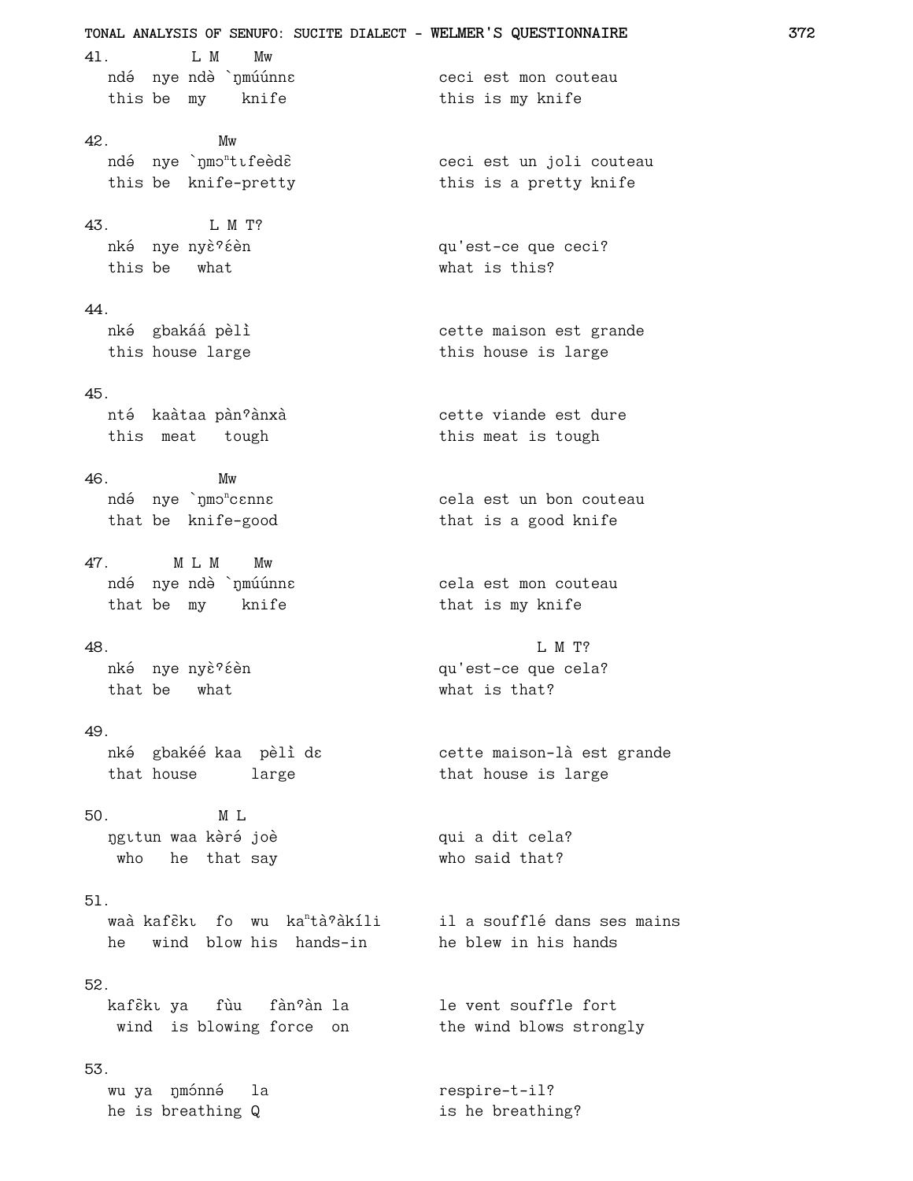41.
```
             L M    Mw
ndé  nye ndè `ŋmúúnnɛ            ceci est mon couteau
this be  my    knife             this is my knife
```

42.
```
                 Mw
ndé  nye `ŋmɔⁿtɩfeèdɛ̂            ceci est un joli couteau
this be  knife-pretty            this is a pretty knife
```

43.
```
             L M T?
nké  nye nyɛ̀ˀɛ́èn                 qu'est-ce que ceci?
this be   what                   what is this?
```

44.
```
nké  gbakáá pèlì                 cette maison est grande
this house large                 this house is large
```

45.
```
nté  kaàtaa pànˀànxà             cette viande est dure
this  meat   tough               this meat is tough
```

46.
```
                 Mw
ndé  nye `ŋmɔⁿcɛnnɛ              cela est un bon couteau
that be  knife-good              that is a good knife
```

47.
```
          M L M    Mw
ndé  nye ndè `ŋmúúnnɛ            cela est mon couteau
that be  my    knife             that is my knife
```

48.
```
                                          L M T?
nké  nye nyɛ̀ˀɛ́èn                 qu'est-ce que cela?
that be   what                   what is that?
```

49.
```
nké  gbakéé kaa  pèlì dɛ         cette maison-là est grande
that house      large            that house is large
```

50.
```
             M L
ŋgɩtun waa kèrə́ joè              qui a dit cela?
 who   he  that say              who said that?
```

51.
```
waà kafɛ̂kɩ  fo  wu  kaⁿtàˀàkíli     il a soufflé dans ses mains
he   wind  blow his  hands-in      he blew in his hands
```

52.
```
kafɛ̂kɩ ya   fùu   fànˀàn la       le vent souffle fort
 wind  is blowing force  on       the wind blows strongly
```

53.
```
wu ya  ŋmɔ́nné   la               respire-t-il?
he is breathing Q                is he breathing?
```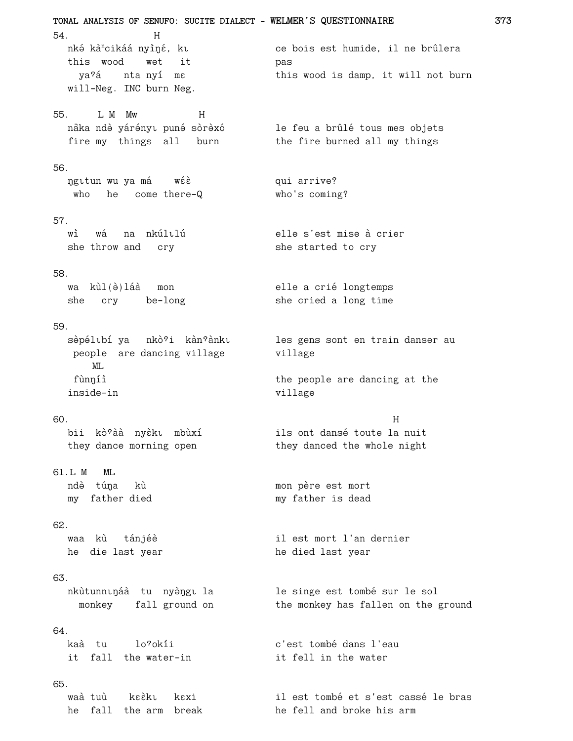54. H
nké kàⁿcikáá nyìŋɛ́, kɩ — ce bois est humide, il ne brûlera pas
this wood wet it
yaˀá nta nyí mɛ — this wood is damp, it will not burn
will-Neg. INC burn Neg.

55. L M Mw H
nâka ndè yárényɩ puné sòrèxó — le feu a brûlé tous mes objets
fire my things all burn — the fire burned all my things

56.
ŋgɩtun wu ya má wɛ́ɛ̀ — qui arrive?
who he come there-Q — who's coming?

57.
wì wá na nkúlɩlú — elle s'est mise à crier
she throw and cry — she started to cry

58.
wa kùl(ə)láà mon — elle a crié longtemps
she cry be-long — she cried a long time

59.
sèpélɩbí ya nkòˀi kànˀànkɩ — les gens sont en train danser au village
people are dancing village
ML
fùnŋíì — the people are dancing at the village
inside-in

60. H
bii kòˀàà nyɛ̀kɩ mbùxí — ils ont dansé toute la nuit
they dance morning open — they danced the whole night

61. L M ML
ndè túŋa kù — mon père est mort
my father died — my father is dead

62.
waa kù tánjéè — il est mort l'an dernier
he die last year — he died last year

63.
nkùtunnɩŋáà tu nyèŋgɩ la — le singe est tombé sur le sol
monkey fall ground on — the monkey has fallen on the ground

64.
kaà tu loˀokíi — c'est tombé dans l'eau
it fall the water-in — it fell in the water

65.
waà tuù kɛɛ̀kɩ kɛxi — il est tombé et s'est cassé le bras
he fall the arm break — he fell and broke his arm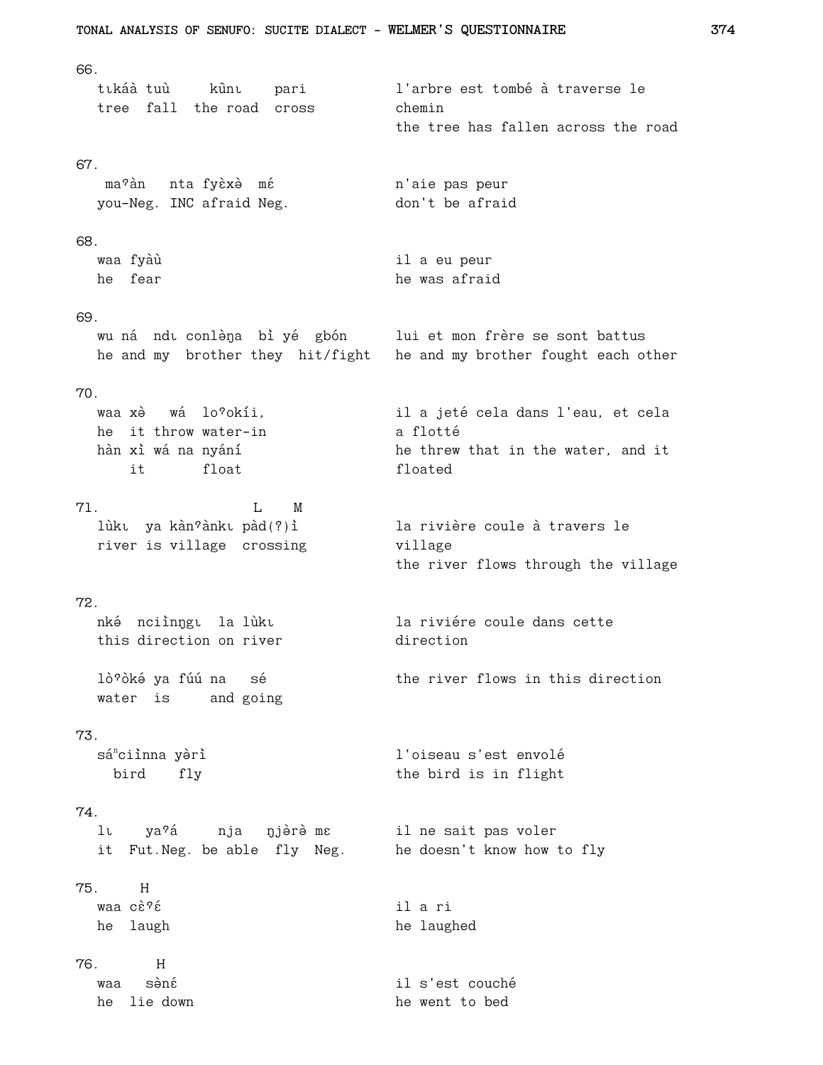66.

```
tɩkáà tuù    kũnɩ    pari          l'arbre est tombé à traverse le
tree  fall  the road  cross        chemin
                                   the tree has fallen across the road
```

67.

```
 maˀàn   nta fyɛ̀xə̀  mɛ́             n'aie pas peur
you-Neg. INC afraid Neg.           don't be afraid
```

68.

```
waa fyàù                           il a eu peur
he  fear                           he was afraid
```

69.

```
wu ná  ndɩ conlə̀ŋa  bì yé  gbón     lui et mon frère se sont battus
he and my  brother they  hit/fight  he and my brother fought each other
```

70.

```
waa xə̀   wá  loˀokíi,              il a jeté cela dans l'eau, et cela
he  it throw water-in              a flotté
hàn xì wá na nyání                 he threw that in the water, and it
   it       float                  floated
```

71.

```
                   L    M
lùkɩ  ya kànˀànkɩ pàd(?)ì          la rivière coule à travers le
river is village  crossing         village
                                   the river flows through the village
```

72.

```
nkə́  nciìnŋgɩ  la lùkɩ             la riviére coule dans cette
this direction on river            direction

lòˀòkə́ ya fúú na   sé             the river flows in this direction
water  is     and going
```

73.

```
sáⁿciìnna yə̀rì                     l'oiseau s'est envolé
  bird    fly                      the bird is in flight
```

74.

```
lɩ    yaˀá     nja   ŋjə̀rə̀ mɛ      il ne sait pas voler
it  Fut.Neg. be able  fly  Neg.    he doesn't know how to fly
```

75.

```
    H
waa cɛ̀ˀɛ́                           il a ri
he  laugh                          he laughed
```

76.

```
      H
waa  sə̀nɛ́                          il s'est couché
he  lie down                       he went to bed
```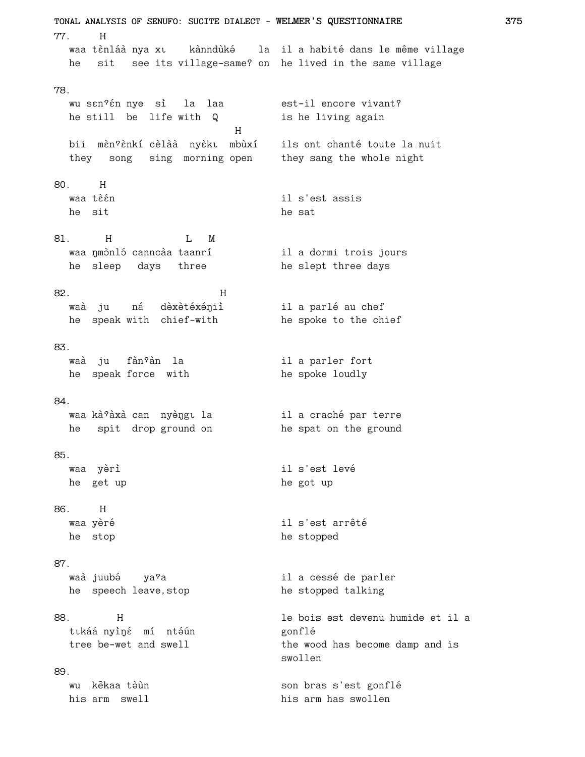77. H
waa tènláà nya xɩ kànndùkə́ la — il a habité dans le même village
he sit see its village-same? on — he lived in the same village

78.
wu sɛnˀɛ́n nye sì la laa — est-il encore vivant?
he still be life with Q — is he living again

H
bii mɛ̀nˀɛ̀nkí cèlàà nyɛ̀kɩ mbùxí — ils ont chanté toute la nuit
they song sing morning open — they sang the whole night

80. H
waa tɛ̀ɛ́n — il s'est assis
he sit — he sat

81. H L M
waa ŋmònló canncàa taanrí — il a dormi trois jours
he sleep days three — he slept three days

82. H
waà ju ná dəxətə́xə́ŋiì — il a parlé au chef
he speak with chief-with — he spoke to the chief

83.
waà ju fànˀàn la — il a parler fort
he speak force with — he spoke loudly

84.
waa kàˀàxà can nyɛ̀ŋgɩ la — il a craché par terre
he spit drop ground on — he spat on the ground

85.
waa yərì — il s'est levé
he get up — he got up

86. H
waa yèré — il s'est arrêté
he stop — he stopped

87.
waà juubə́ yaˀa — il a cessé de parler
he speech leave,stop — he stopped talking

88. H
tɩkáá nyìŋɛ́ mí ntə́ún — le bois est devenu humide et il a gonflé
tree be-wet and swell — the wood has become damp and is swollen

89.
wu kɛ̃kaa təùn — son bras s'est gonflé
his arm swell — his arm has swollen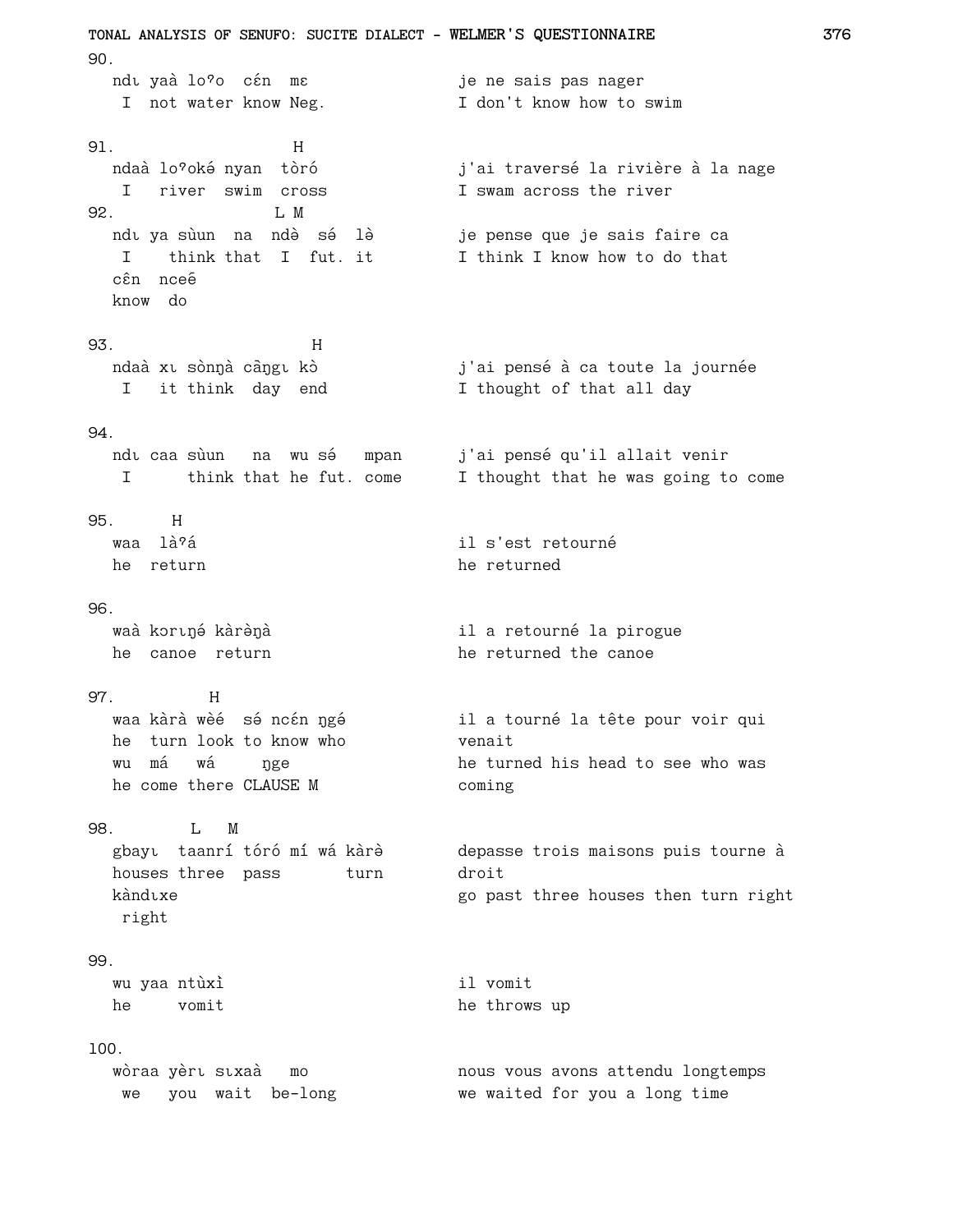90.

```
ndɩ yaà loˀo  cɛ́n  mɛ            je ne sais pas nager
 I  not water know Neg.           I don't know how to swim
```

91.

```
                  H
ndaà loˀoké nyan  tòró            j'ai traversé la rivière à la nage
 I   river  swim  cross           I swam across the river
```

92.

```
                 L M
ndɩ ya sùun  na  ndə̀  sə́  lə̀       je pense que je sais faire ca
 I    think that  I  fut. it      I think I know how to do that
cɛ̂n  nceē
know  do
```

93.

```
                        H
ndaà xɩ sònŋà cāŋgɩ kò            j'ai pensé à ca toute la journée
 I   it think  day  end           I thought of that all day
```

94.

```
ndɩ caa sùun   na  wu sə́   mpan    j'ai pensé qu'il allait venir
 I      think that he fut. come    I thought that he was going to come
```

95.

```
      H
waa  làˀá                         il s'est retourné
he  return                        he returned
```

96.

```
waà kɔrɩŋə́ kàrə̀ŋà                  il a retourné la pirogue
he  canoe  return                 he returned the canoe
```

97.

```
          H
waa kàrà wèé  sə́ ncɛ́n ŋgə́          il a tourné la tête pour voir qui
he  turn look to know who         venait
wu  má   wá     ŋge               he turned his head to see who was
he come there CLAUSE M            coming
```

98.

```
        L   M
gbayɩ  taanrí tóró mí wá kàrè     depasse trois maisons puis tourne à
houses three  pass       turn     droit
kàndɩxe                           go past three houses then turn right
 right
```

99.

```
wu yaa ntùxì                      il vomit
he     vomit                      he throws up
```

100.

```
wòraa yèrɩ sɩxaà   mo             nous vous avons attendu longtemps
 we   you  wait  be-long          we waited for you a long time
```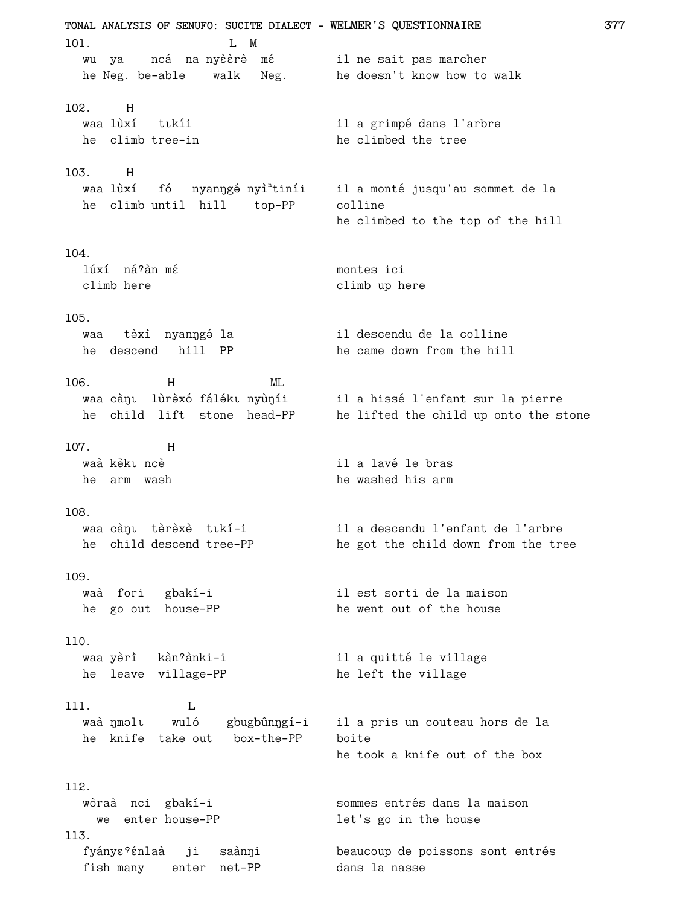101. L M

wu ya ncá na nyɛ̀ɛ̀rè mɛ́ — il ne sait pas marcher

he Neg. be-able walk Neg. — he doesn't know how to walk

102. H

waa lùxí tɩkíi — il a grimpé dans l'arbre

he climb tree-in — he climbed the tree

103. H

waa lùxí fó nyanŋgə́ nyìⁿtiníi — il a monté jusqu'au sommet de la colline

he climb until hill top-PP — he climbed to the top of the hill

104.

lúxí náˀàn mɛ́ — montes ici

climb here — climb up here

105.

waa tə̀xì nyanŋgə́ la — il descendu de la colline

he descend hill PP — he came down from the hill

106. H ML

waa càŋɩ lùrə̀xó fálə́kɩ nyùŋíi — il a hissé l'enfant sur la pierre

he child lift stone head-PP — he lifted the child up onto the stone

107. H

waà kɛ̀̃kɩ ncè — il a lavé le bras

he arm wash — he washed his arm

108.

waa càŋɩ tə̀rə̀xə̀ tɩkí-i — il a descendu l'enfant de l'arbre

he child descend tree-PP — he got the child down from the tree

109.

waà fori gbakí-i — il est sorti de la maison

he go out house-PP — he went out of the house

110.

waa yə̀rì kànˀànki-i — il a quitté le village

he leave village-PP — he left the village

111. L

waà ŋmɔlɩ wuló gbugbûnŋgí-i — il a pris un couteau hors de la boite

he knife take out box-the-PP — he took a knife out of the box

112.

wòraà nci gbakí-i — sommes entrés dans la maison

we enter house-PP — let's go in the house

113.

fyányɛˀɛ́nlaà ji saànŋi — beaucoup de poissons sont entrés dans la nasse

fish many enter net-PP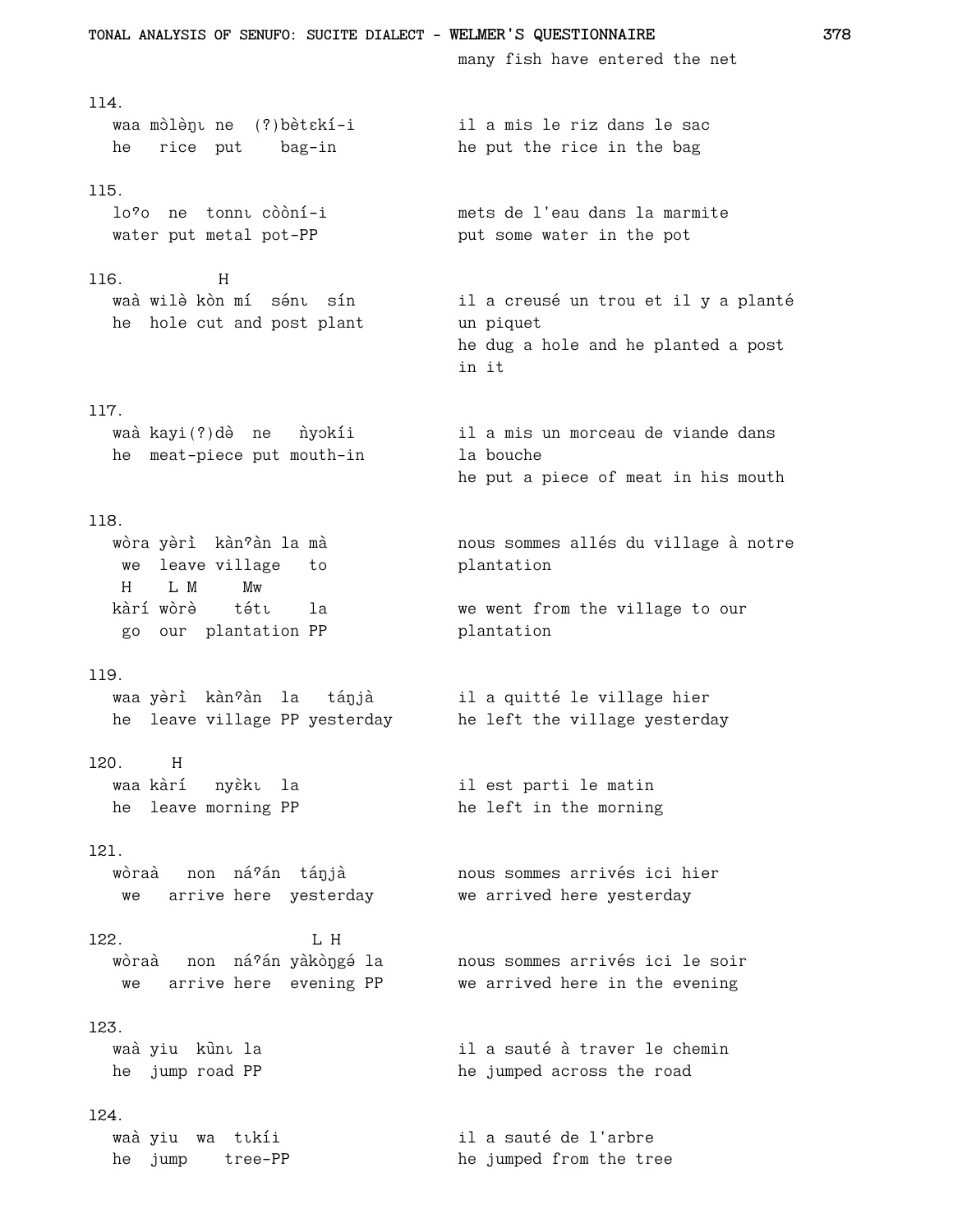many fish have entered the net

114.

```
waa mɔ̀lə̀ŋɩ ne  (?)bètɛkí-i          il a mis le riz dans le sac
he   rice  put    bag-in              he put the rice in the bag
```

115.

```
loˀo  ne  tonnɩ cɔ̀ɔ̀ní-i              mets de l'eau dans la marmite
water put metal pot-PP                put some water in the pot
```

116.

```
              H
waà wilə̀ kɔ̀n mí  sénɩ  sín          il a creusé un trou et il y a planté
he  hole cut and post plant           un piquet
                                      he dug a hole and he planted a post
                                      in it
```

117.

```
waà kayi(?)də̀  ne   ǹyɔkíi           il a mis un morceau de viande dans
he  meat-piece put mouth-in           la bouche
                                      he put a piece of meat in his mouth
```

118.

```
wòra yə̀rì  kànˀàn la mà              nous sommes allés du village à notre
 we  leave village   to               plantation
 H    L M     Mw
kàrí wòrə̀    tə́tɩ    la               we went from the village to our
 go  our  plantation PP               plantation
```

119.

```
waa yə̀rì  kànˀàn  la   táŋjà         il a quitté le village hier
he  leave village PP yesterday        he left the village yesterday
```

120.

```
     H
waa kàrí   nyɛ̀kɩ  la                  il est parti le matin
he  leave morning PP                  he left in the morning
```

121.

```
wòraà   non  náˀán  táŋjà             nous sommes arrivés ici hier
 we   arrive here  yesterday          we arrived here yesterday
```

122.

```
                    L H
wòraà   non  náˀán yàkɔ̀ŋgə́ la         nous sommes arrivés ici le soir
 we   arrive here  evening PP         we arrived here in the evening
```

123.

```
waà yiu  kũnɩ la                      il a sauté à traver le chemin
he  jump road PP                      he jumped across the road
```

124.

```
waà yiu  wa  tɩkíi                    il a sauté de l'arbre
he  jump    tree-PP                   he jumped from the tree
```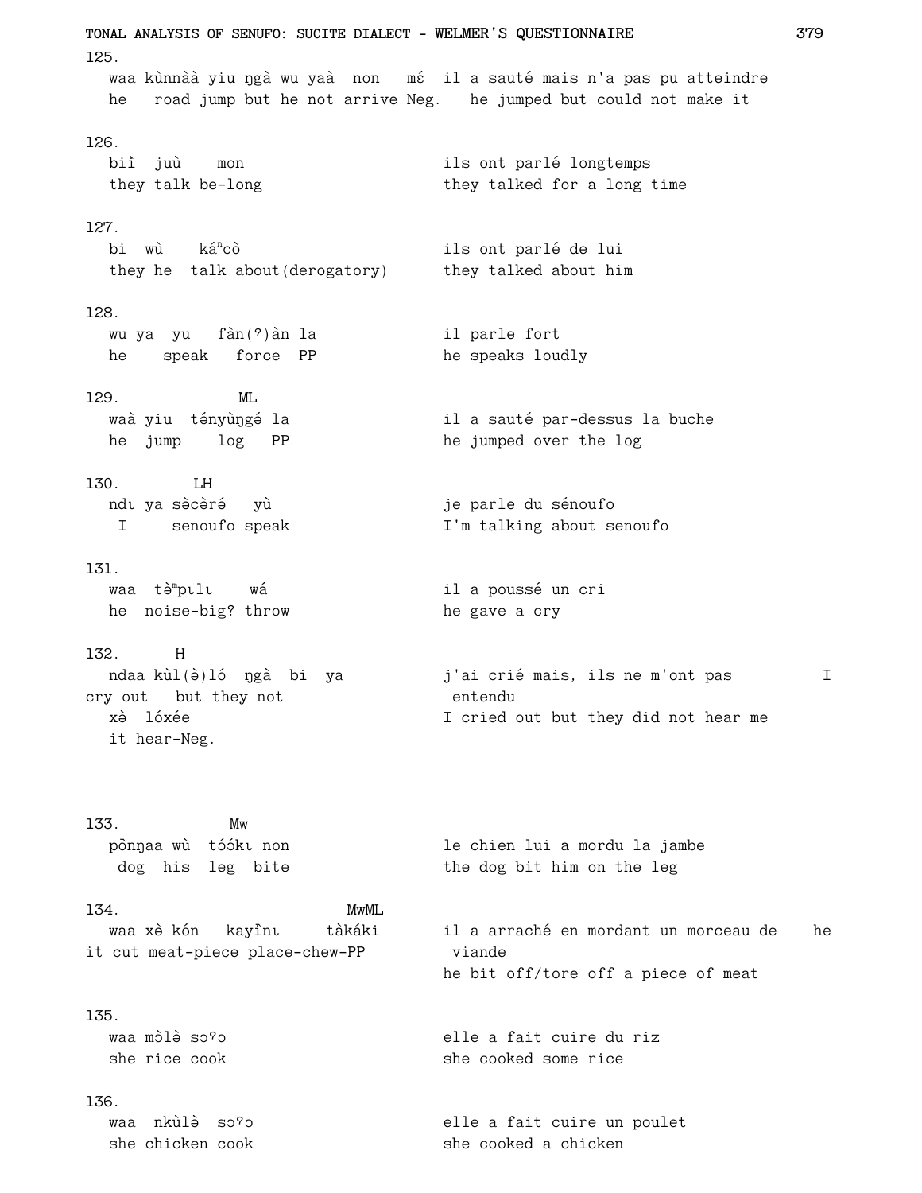125.

waa kùnnàà yiu ŋgà wu yaà non mɛ́ il a sauté mais n'a pas pu atteindre
he road jump but he not arrive Neg. he jumped but could not make it

126.

biì juù mon — ils ont parlé longtemps
they talk be-long — they talked for a long time

127.

bi wù káⁿcò — ils ont parlé de lui
they he talk about(derogatory) — they talked about him

128.

wu ya yu fàn(ʔ)àn la — il parle fort
he speak force PP — he speaks loudly

129. ML

waà yiu tényùŋgé la — il a sauté par-dessus la buche
he jump log PP — he jumped over the log

130. LH

ndɩ ya sɛ̀cɛ̀ré yù — je parle du sénoufo
I senoufo speak — I'm talking about senoufo

131.

waa tə̀ᵐpɩlɩ wá — il a poussé un cri
he noise-big? throw — he gave a cry

132. H

ndaa kùl(ə̀)ló ŋgà bi ya — j'ai crié mais, ils ne m'ont pas entendu
I cry out but they not
xə̀ lóxée — I cried out but they did not hear me
it hear-Neg.

133. Mw

pȍnŋaa wù tɔ́ɔ́kɩ non — le chien lui a mordu la jambe
dog his leg bite — the dog bit him on the leg

134. MwML

waa xə̀ kón kayı̃nɩ tàkáki — il a arraché en mordant un morceau de viande
he it cut meat-piece place-chew-PP — he bit off/tore off a piece of meat

135.

waa mɔ̀lə̀ sɔʔɔ — elle a fait cuire du riz
she rice cook — she cooked some rice

136.

waa nkùlə̀ sɔʔɔ — elle a fait cuire un poulet
she chicken cook — she cooked a chicken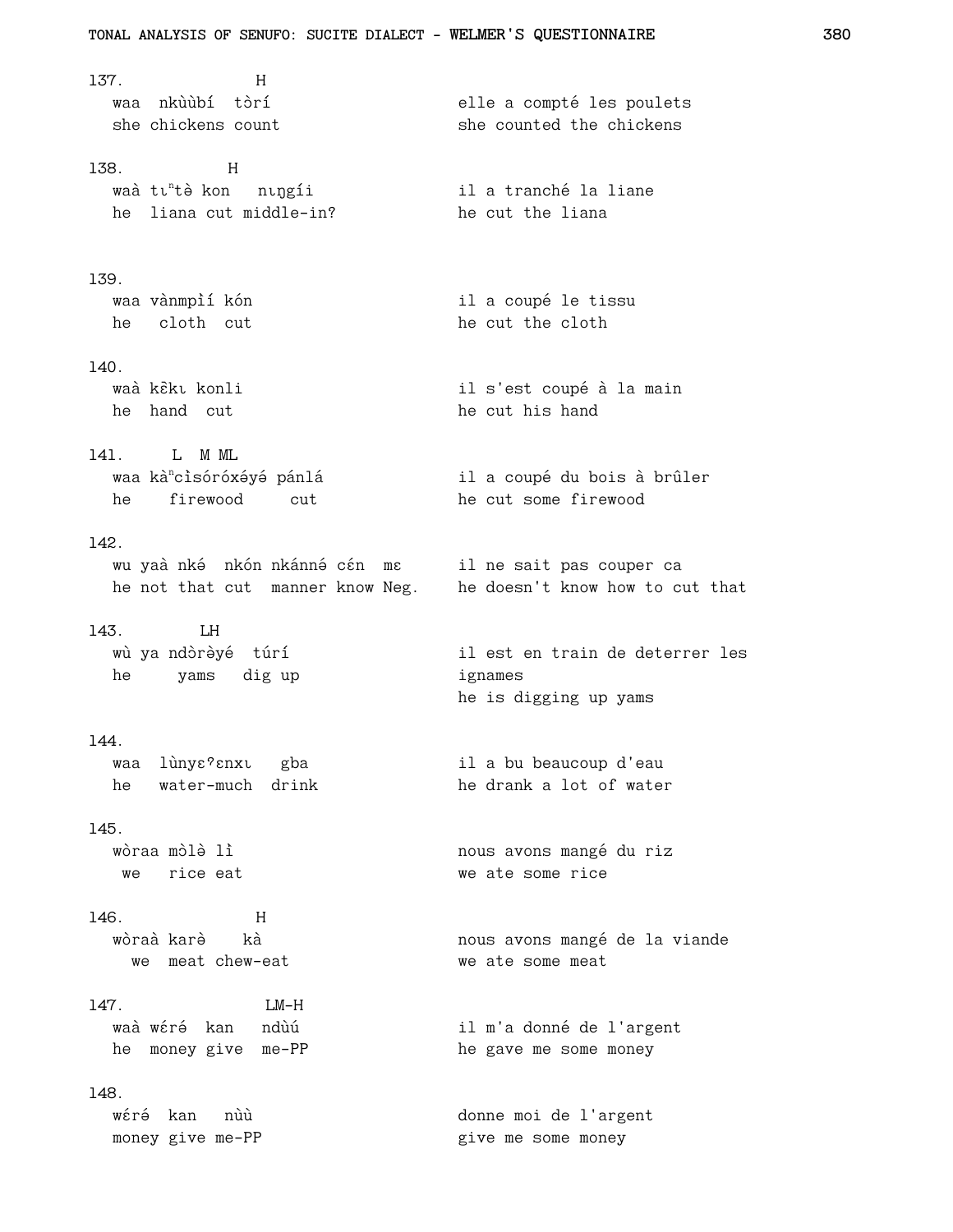137. H
waa nkùùbí tɔ̀rí — elle a compté les poulets
she chickens count — she counted the chickens

138. H
waà tɩⁿtə̀ kon nɩŋgíi — il a tranché la liane
he liana cut middle-in? — he cut the liana

139.
waa vànmpɪ̀í kón — il a coupé le tissu
he cloth cut — he cut the cloth

140.
waà kɛ̃̀kɩ konli — il s'est coupé à la main
he hand cut — he cut his hand

141. L M ML
waa kàⁿcɪ̀sóróxə́yə́ pánlá — il a coupé du bois à brûler
he firewood cut — he cut some firewood

142.
wu yaà nkə́ nkón nkánnə́ cɛ́n mɛ — il ne sait pas couper ca
he not that cut manner know Neg. — he doesn't know how to cut that

143. LH
wù ya ndɔ̀rə̀yé túrí — il est en train de deterrer les ignames
he yams dig up — he is digging up yams

144.
waa lùnyɛˀɛnxɩ gba — il a bu beaucoup d'eau
he water-much drink — he drank a lot of water

145.
wòraa mɔ̀lə̀ lì — nous avons mangé du riz
we rice eat — we ate some rice

146. H
wòraà karə̀ kà — nous avons mangé de la viande
we meat chew-eat — we ate some meat

147. LM-H
waà wɛ́rə́ kan ndùú — il m'a donné de l'argent
he money give me-PP — he gave me some money

148.
wɛ́rə́ kan nùù — donne moi de l'argent
money give me-PP — give me some money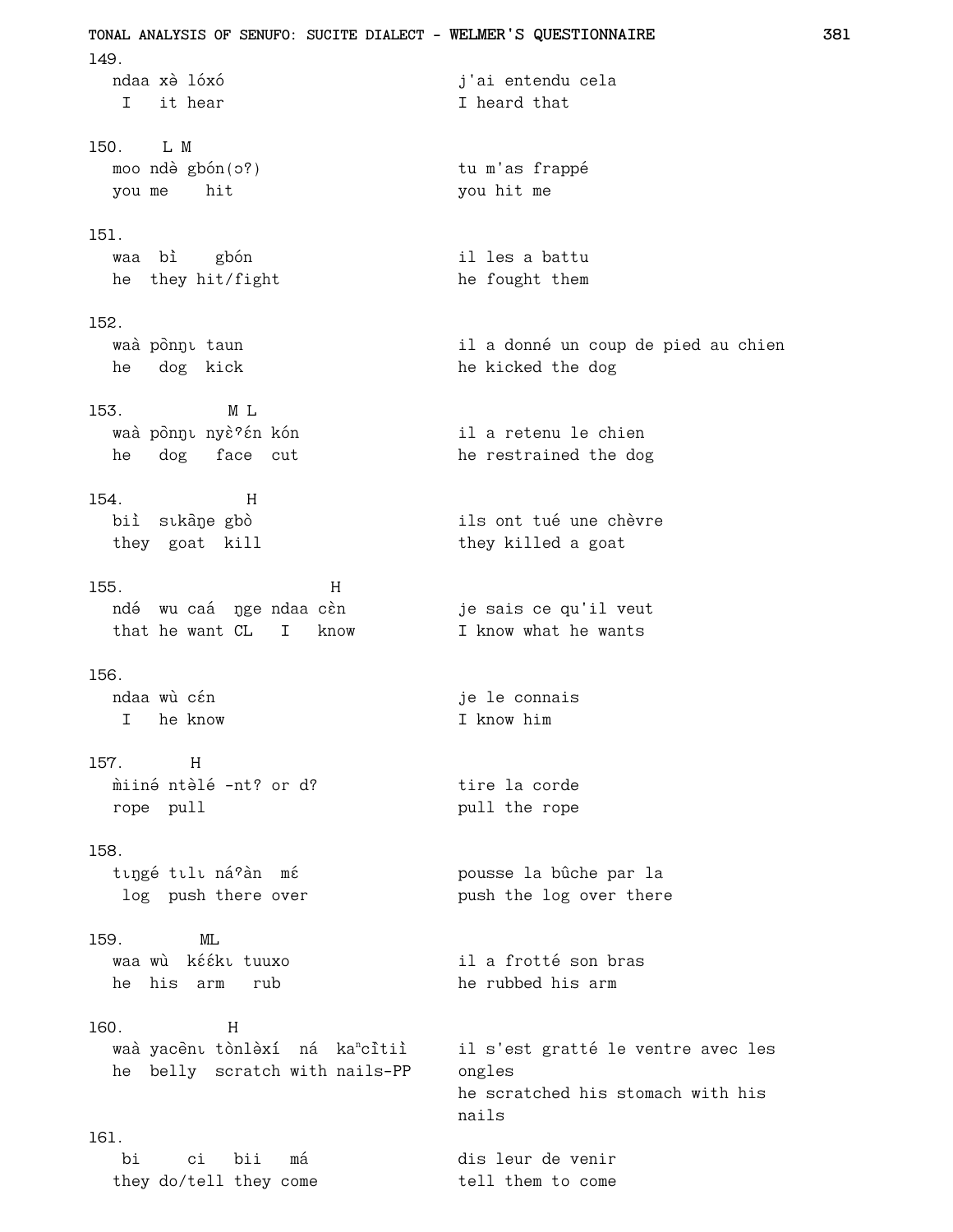149.

```
ndaa xə̀ lóxó                    j'ai entendu cela
 I   it hear                     I heard that
```

150.

```
      L M
moo ndə̀ gbón(ɔ?)                 tu m'as frappé
you me    hit                    you hit me
```

151.

```
waa  bì    gbón                  il les a battu
he  they hit/fight               he fought them
```

152.

```
waà pɔ̀nŋɩ taun                   il a donné un coup de pied au chien
he   dog  kick                   he kicked the dog
```

153.

```
             M L
waà pɔ̀nŋɩ nyɛ̀ˀɛ́n kón             il a retenu le chien
he   dog   face  cut             he restrained the dog
```

154.

```
              H
biì  sɩkã̂ŋe gbò                  ils ont tué une chèvre
they  goat  kill                 they killed a goat
```

155.

```
                          H
ndé  wu caá  ŋge ndaa cɛ̀n         je sais ce qu'il veut
that he want CL   I   know       I know what he wants
```

156.

```
ndaa wù cɛ́n                      je le connais
 I   he know                     I know him
```

157.

```
      H
m̀iiné ntə̀lé -nt? or d?           tire la corde
rope  pull                       pull the rope
```

158.

```
tɩŋgé tɩlɩ náˀàn  mɛ́             pousse la bûche par la
 log  push there over            push the log over there
```

159.

```
        ML
waa wù  kɛ́ɛ́kɩ tuuxo              il a frotté son bras
he  his  arm   rub               he rubbed his arm
```

160.

```
            H
waà yacȇnɩ tònlə̀xí  ná  kaⁿcȋtiì  il s'est gratté le ventre avec les
he  belly  scratch with nails-PP  ongles
                                  he scratched his stomach with his
                                  nails
```

161.

```
 bi     ci   bii   má            dis leur de venir
they do/tell they come           tell them to come
```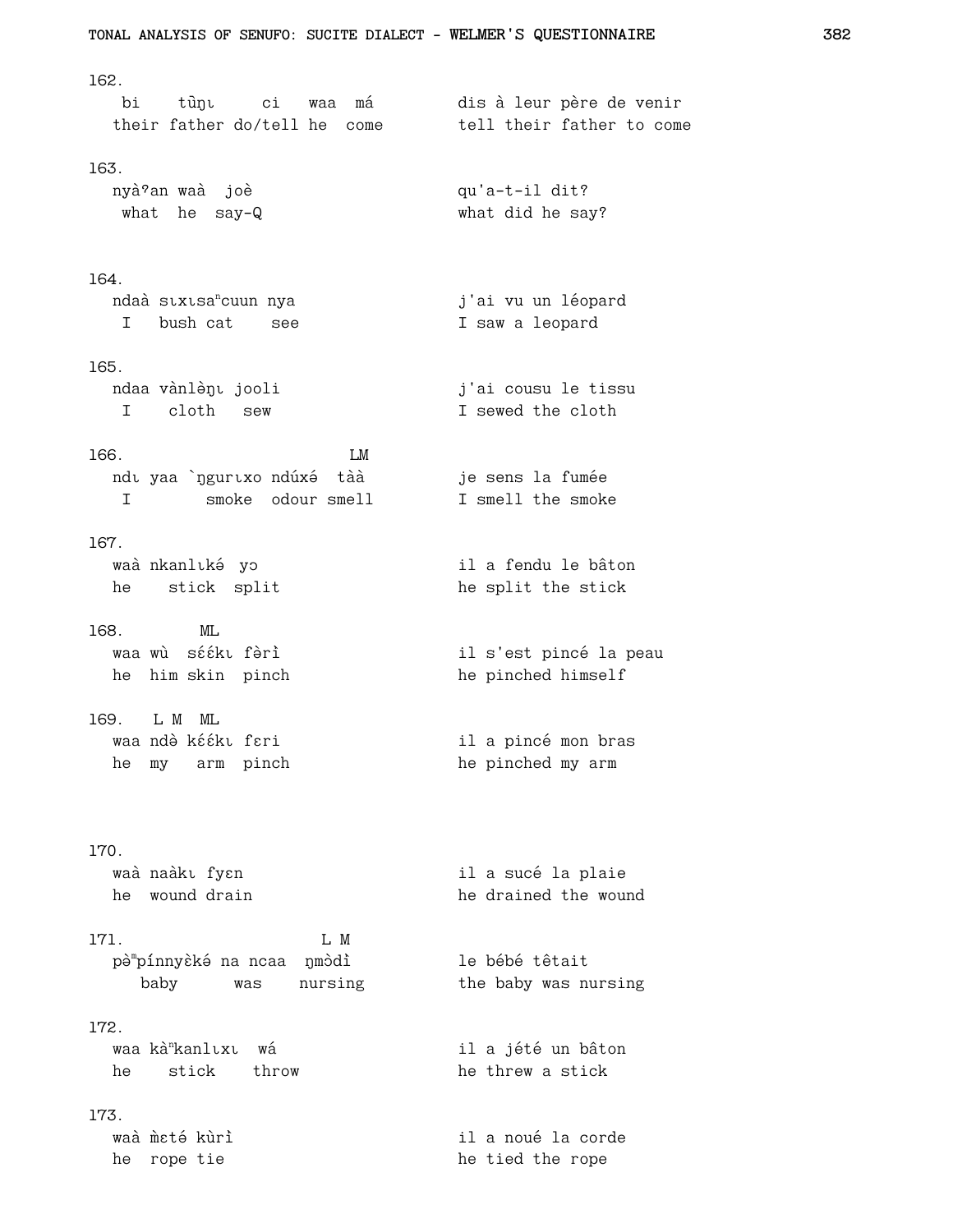162.

```
 bi    tũŋɩ     ci   waa  má        dis à leur père de venir
their father do/tell he  come       tell their father to come
```

163.

```
nyàʔan waà  joè                     qu'a-t-il dit?
 what  he  say-Q                    what did he say?
```

164.

```
ndaà sɩxɩsaⁿcuun nya                j'ai vu un léopard
 I   bush cat    see                I saw a leopard
```

165.

```
ndaa vànlèŋɩ jooli                  j'ai cousu le tissu
 I    cloth   sew                   I sewed the cloth
```

166.

```
                          LM
ndɩ yaa `ŋgurɩxo ndúxé  tàà         je sens la fumée
 I        smoke  odour smell        I smell the smoke
```

167.

```
waà nkanlɩké  yɔ                    il a fendu le bâton
he    stick  split                  he split the stick
```

168.

```
        ML
waa wù  séékɩ fèrì                  il s'est pincé la peau
he  him skin  pinch                 he pinched himself
```

169.

```
   L M  ML
waa ndè kéékɩ fɛri                  il a pincé mon bras
he  my   arm  pinch                 he pinched my arm
```

170.

```
waà naàkɩ fyɛn                      il a sucé la plaie
he  wound drain                     he drained the wound
```

171.

```
                        L M
pèᵐpínnyèké na ncaa  ŋmòdì          le bébé têtait
   baby      was    nursing         the baby was nursing
```

172.

```
waa kàⁿkanlɩxɩ  wá                  il a jété un bâton
he    stick    throw                he threw a stick
```

173.

```
waà m̀ɛté kùrì                      il a noué la corde
he  rope tie                        he tied the rope
```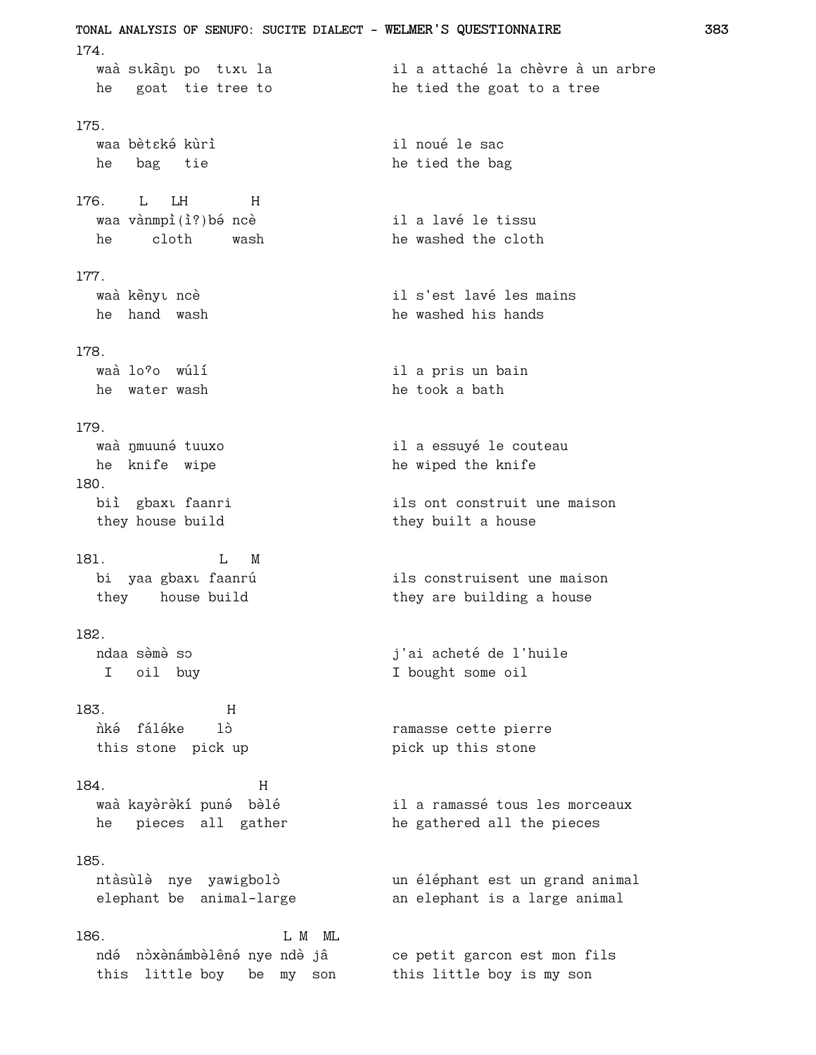174.

```
waà sɩkâŋɩ po  tɩxɩ la          il a attaché la chèvre à un arbre
he   goat  tie tree to          he tied the goat to a tree
```

175.

```
waa bètɛké kùrì                 il noué le sac
he   bag   tie                  he tied the bag
```

176.

```
      L   LH       H
waa vànmpì(ì?)bə́ ncè            il a lavé le tissu
he     cloth     wash           he washed the cloth
```

177.

```
waà kẽnyɩ ncè                   il s'est lavé les mains
he  hand  wash                  he washed his hands
```

178.

```
waà loˀo  wúlí                  il a pris un bain
he  water wash                  he took a bath
```

179.

```
waà ŋmuuné tuuxo                il a essuyé le couteau
he  knife  wipe                 he wiped the knife
```

180.

```
biì  gbaxɩ faanri               ils ont construit une maison
they house build                they built a house
```

181.

```
                 L   M
bi  yaa gbaxɩ faanrú            ils construisent une maison
they    house build             they are building a house
```

182.

```
ndaa sə̀mə̀ sɔ                    j'ai acheté de l'huile
 I   oil  buy                   I bought some oil
```

183.

```
               H
ǹké  fáléke    lɔ̀               ramasse cette pierre
this stone  pick up             pick up this stone
```

184.

```
                     H
waà kayə̀rə̀kí puné  bə̀lé         il a ramassé tous les morceaux
he   pieces  all  gather        he gathered all the pieces
```

185.

```
ntàsùlə̀  nye  yawigbolɔ̀         un éléphant est un grand animal
elephant be  animal-large       an elephant is a large animal
```

186.

```
                           L M  ML
ndé  nɔ̀xə̀námbə̀lênə́ nye ndə̀ jâ    ce petit garcon est mon fils
this  little boy   be  my  son  this little boy is my son
```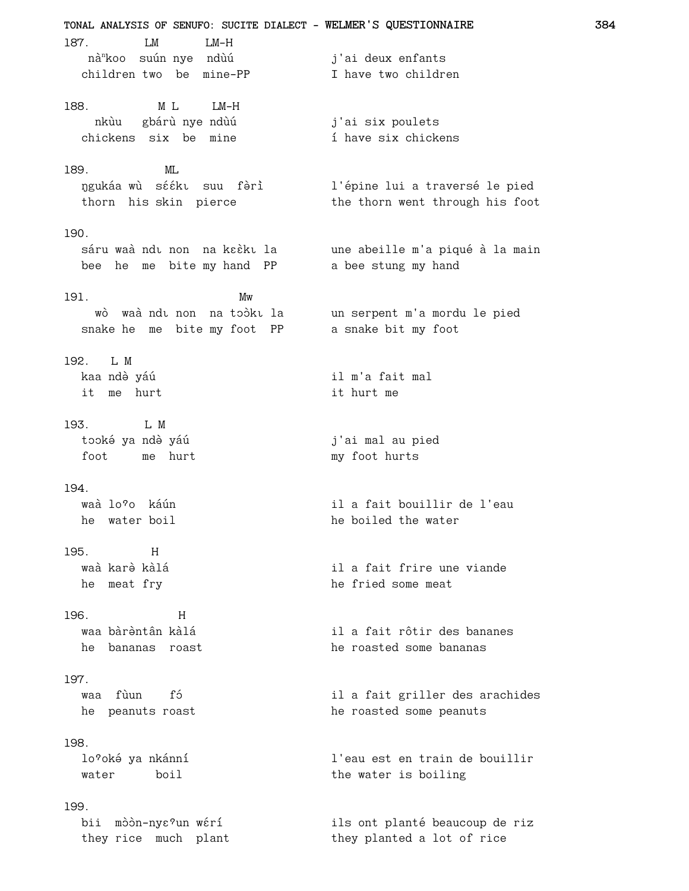```
187.        LM      LM-H
   nàⁿkoo  suún nye  ndùú            j'ai deux enfants
  children two  be  mine-PP          I have two children

188.         M L     LM-H
    nkùu   gbárù nye ndùú            j'ai six poulets
  chickens  six  be  mine            í have six chickens

189.          ML
  ŋgukáa wù  sɛ́ɛ́kɩ  suu  fə̀rì        l'épine lui a traversé le pied
  thorn  his skin  pierce            the thorn went through his foot

190.
  sáru waà ndɩ non  na kɛɛ̀kɩ la      une abeille m'a piqué à la main
  bee  he  me  bite my hand  PP      a bee stung my hand

191.                       Mw
    wò  waà ndɩ non  na tɔɔ̀kɩ la      un serpent m'a mordu le pied
  snake he  me  bite my foot  PP     a snake bit my foot

192.  L M
  kaa ndə̀ yáú                        il m'a fait mal
  it  me  hurt                       it hurt me

193.        L M
  tɔɔkə́ ya ndə̀ yáú                   j'ai mal au pied
  foot     me  hurt                  my foot hurts

194.
  waà loˀo  káún                     il a fait bouillir de l'eau
  he  water boil                     he boiled the water

195.        H
  waà karə̀ kàlá                      il a fait frire une viande
  he  meat fry                       he fried some meat

196.            H
  waa bàrə̀ntân kàlá                  il a fait rôtir des bananes
  he  bananas  roast                 he roasted some bananas

197.
  waa  fùun    fɔ́                     il a fait griller des arachides
  he  peanuts roast                  he roasted some peanuts

198.
  loˀokə́ ya nkánní                   l'eau est en train de bouillir
  water      boil                    the water is boiling

199.
  bii  mɔ̀ɔ̀n-nyɛˀun wɛ́rí               ils ont planté beaucoup de riz
  they rice  much  plant             they planted a lot of rice
```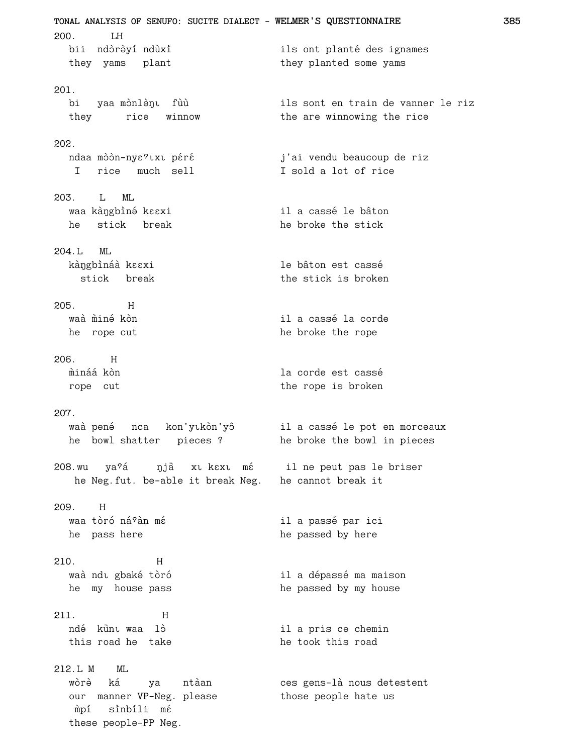200. LH

bii ndɔ̀rəyí ndùxì — ils ont planté des ignames
they yams plant — they planted some yams

201.

bi yaa mɔ̀nlə̀ŋɩ fùù — ils sont en train de vanner le riz
they rice winnow — the are winnowing the rice

202.

ndaa mɔ̀ɔ̀n-nyɛˀɩxɩ pɛ́rɛ́ — j'ai vendu beaucoup de riz
I rice much sell — I sold a lot of rice

203. L ML

waa kàŋgbìnə́ kɛɛxi — il a cassé le bâton
he stick break — he broke the stick

204. L ML

kàŋgbìnáà kɛɛxi — le bâton est cassé
stick break — the stick is broken

205. H

waà m̀iné kòn — il a cassé la corde
he rope cut — he broke the rope

206. H

m̀ináá kòn — la corde est cassé
rope cut — the rope is broken

207.

waà penə́ nca kon'yɩkòn'yô — il a cassé le pot en morceaux
he bowl shatter pieces ? — he broke the bowl in pieces

208. wu yaˀá ŋjā xɩ kɛxɩ mɛ́ — il ne peut pas le briser
he Neg.fut. be-able it break Neg. — he cannot break it

209. H

waa tòró náˀàn mɛ́ — il a passé par ici
he pass here — he passed by here

210. H

waà ndɩ gbakə́ tòró — il a dépassé ma maison
he my house pass — he passed by my house

211. H

ndə́ kũnɩ waa lɔ̀ — il a pris ce chemin
this road he take — he took this road

212. L M ML

wòrə̀ ká ya ntàan — ces gens-là nous detestent
our manner VP-Neg. please — those people hate us
m̀pí sìnbíli mɛ́
these people-PP Neg.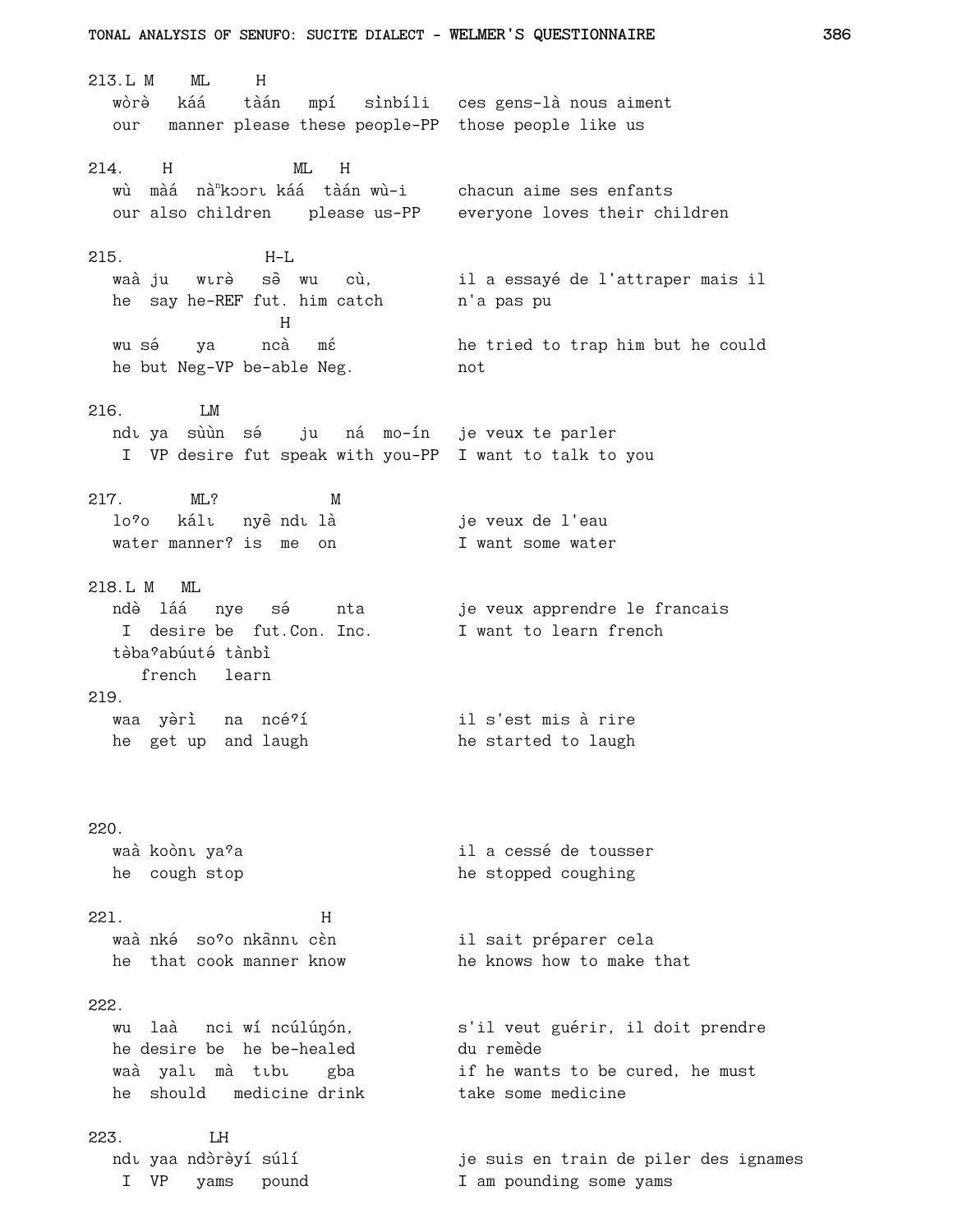```
213.L M    ML     H
   wòrə  káá   tàán  mpí  sìnbíli   ces gens-là nous aiment
   our  manner please these people-PP  those people like us

214.   H              ML  H
   wù  màá  nàⁿkɔɔrɩ káá  tàán wù-i     chacun aime ses enfants
   our also children    please us-PP    everyone loves their children

215.               H-L
   waà ju  wɩrə  sə̀ wu  cù,         il a essayé de l'attraper mais il
   he  say he-REF fut. him catch        n'a pas pu
                   H
   wu sə́   ya    ncà  mɛ́            he tried to trap him but he could
   he but Neg-VP be-able Neg.          not

216.        LM
   ndɩ ya  sùùn  sə́   ju   ná  mo-ín   je veux te parler
    I  VP desire fut speak with you-PP  I want to talk to you

217.      ML?          M
   loʔo   kálɩ   nyɛ̀ ndɩ là           je veux de l'eau
   water manner? is  me  on            I want some water

218.L M   ML
   ndè  láá   nye   sə́    nta         je veux apprendre le francais
    I  desire be  fut.Con. Inc.        I want to learn french
   tèbaʔabúutə́ tànbì
      french   learn
219.
   waa  yərì   na  ncéʔí             il s'est mis à rire
   he  get up  and laugh             he started to laugh

220.
   waà koònɩ yaʔa                   il a cessé de tousser
   he  cough stop                   he stopped coughing

221.                    H
   waà nkə́  soʔo nkãnnɩ cèn          il sait préparer cela
   he  that cook manner know         he knows how to make that

222.
   wu  laà   nci wí ncúlúŋón,         s'il veut guérir, il doit prendre
   he desire be  he be-healed         du remède
   waà  yalɩ  mà  tɩbɩ   gba          if he wants to be cured, he must
   he  should   medicine drink         take some medicine

223.        LH
   ndɩ yaa ndòrèyí súlí              je suis en train de piler des ignames
    I  VP   yams  pound              I am pounding some yams
```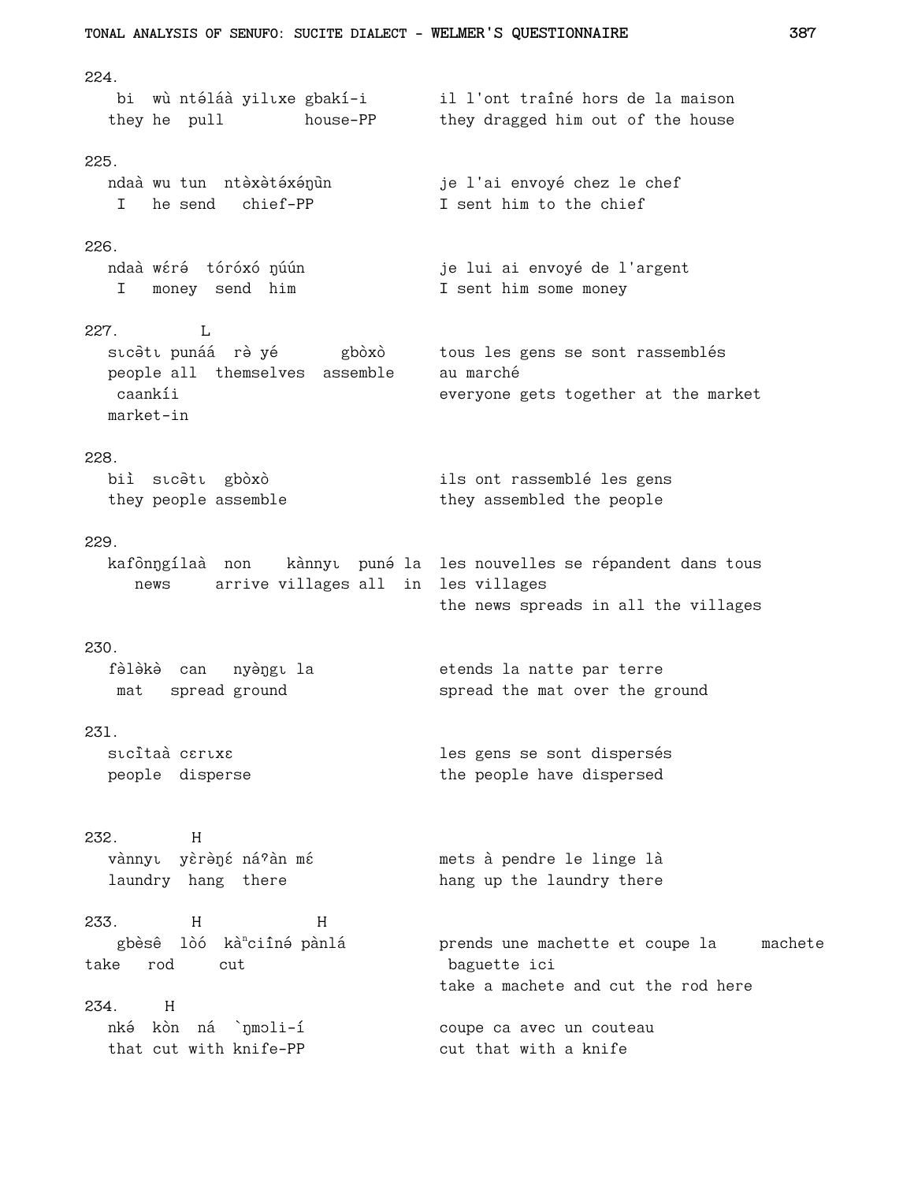224.

```
 bi  wù ntə́láà yilɩxe gbakí-i        il l'ont traîné hors de la maison
they he  pull         house-PP       they dragged him out of the house
```

225.

```
ndaà wu tun  ntə̀xə̀tə́xə́ŋǜn           je l'ai envoyé chez le chef
 I   he send   chief-PP              I sent him to the chief
```

226.

```
ndaà wɛ́rə́  tóróxó ŋúún               je lui ai envoyé de l'argent
 I   money  send  him                I sent him some money
```

227.

```
          L
sɩcə̀tɩ punáá  rə̀ yé       gbòxò      tous les gens se sont rassemblés
people all  themselves  assemble     au marché
 caankíi                             everyone gets together at the market
market-in
```

228.

```
biì  sɩcə̀tɩ  gbòxò                   ils ont rassemblé les gens
they people assemble                 they assembled the people
```

229.

```
kafȏnŋgílaà  non    kànnyɩ  punə́ la  les nouvelles se répandent dans tous
   news     arrive villages all  in  les villages
                                     the news spreads in all the villages
```

230.

```
fə̀lə̀kə̀  can   nyə̀ŋgɩ la              etends la natte par terre
 mat   spread ground                 spread the mat over the ground
```

231.

```
sɩcȉtaà cɛrɩxɛ                       les gens se sont dispersés
people  disperse                     the people have dispersed
```

232.

```
         H
vànnyɩ  yɛ̀rə̀ŋɛ́ náˀàn mɛ́              mets à pendre le linge là
laundry  hang  there                 hang up the laundry there
```

233.

```
        H            H
 gbèsê  lòó  kàⁿciîné pànlá           prends une machette et coupe la     machete
take   rod     cut                    baguette ici
                                     take a machete and cut the rod here
```

234.

```
     H
nkə́  kòn  ná  `ŋmoli-í               coupe ca avec un couteau
that cut with knife-PP               cut that with a knife
```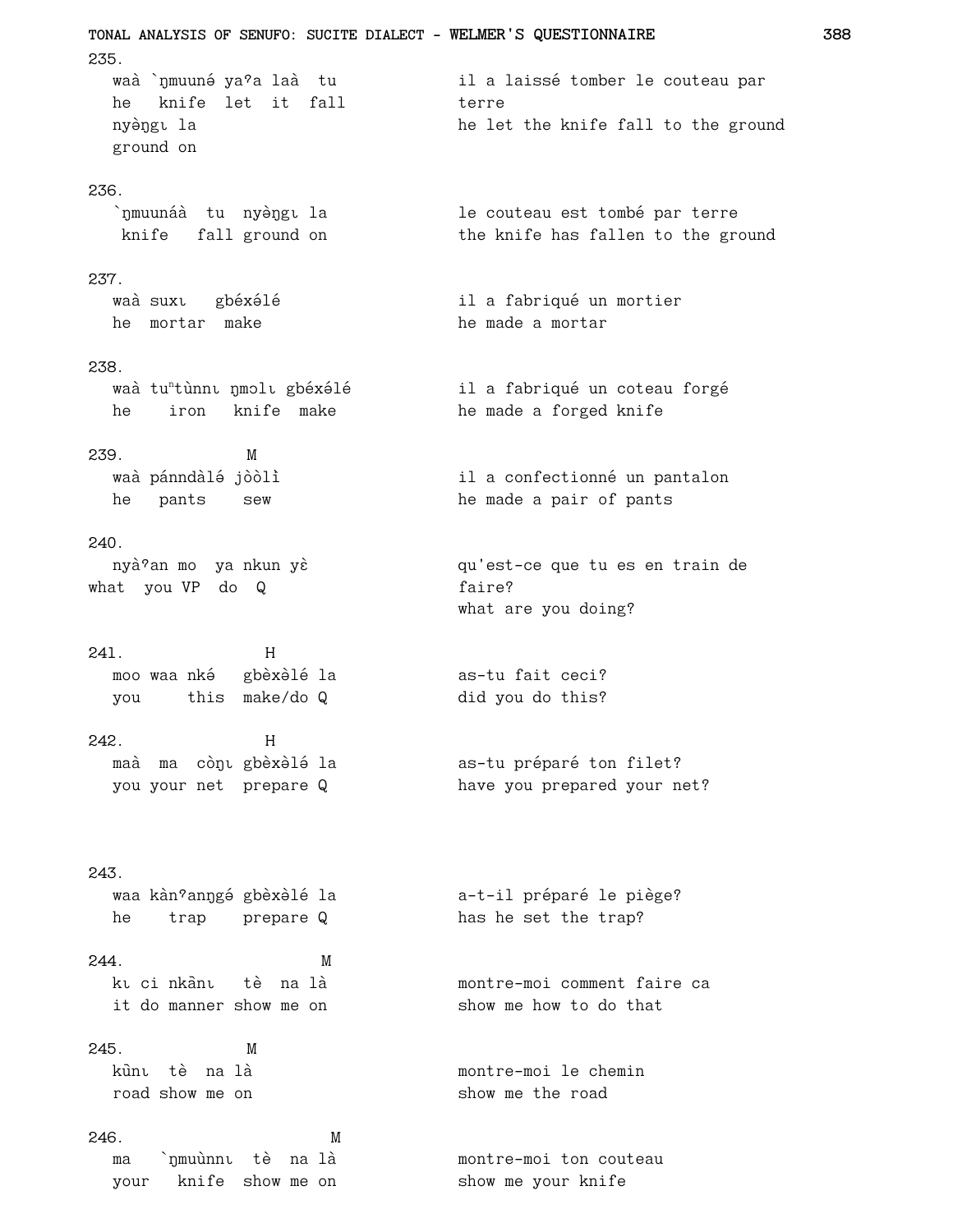235.

```
waà `ŋmuunə́ yaˀa laà  tu          il a laissé tomber le couteau par
he   knife  let  it  fall          terre
nyɛ̀ŋgɩ la                          he let the knife fall to the ground
ground on
```

236.

```
`ŋmuunáà  tu  nyɛ̀ŋgɩ la            le couteau est tombé par terre
 knife   fall ground on            the knife has fallen to the ground
```

237.

```
waà suxɩ   gbéxə̀lé                  il a fabriqué un mortier
he  mortar  make                   he made a mortar
```

238.

```
waà tuⁿtùnnɩ ŋmɔlɩ gbéxə̀lé          il a fabriqué un coteau forgé
he    iron   knife  make           he made a forged knife
```

239.

```
             M
waà pánndàlə́ jɔ̀ɔ̀lì                   il a confectionné un pantalon
he   pants    sew                  he made a pair of pants
```

240.

```
nyàˀan mo  ya nkun yɛ̀               qu'est-ce que tu es en train de
what  you VP  do  Q                faire?
                                   what are you doing?
```

241.

```
             H
moo waa nkə́   gbèxə̀lé la            as-tu fait ceci?
you     this  make/do Q            did you do this?
```

242.

```
             H
maà  ma  cɔ̀ŋɩ gbèxə̀lə́ la            as-tu préparé ton filet?
you your net  prepare Q            have you prepared your net?
```

243.

```
waa kànˀanŋgé gbèxə̀lé la            a-t-il préparé le piège?
he    trap    prepare Q            has he set the trap?
```

244.

```
                     M
kɩ ci nkânɩ   tè  na là            montre-moi comment faire ca
it do manner show me on            show me how to do that
```

245.

```
           M
kũ̀nɩ  tè  na là                     montre-moi le chemin
road show me on                    show me the road
```

246.

```
                     M
ma   `ŋmuùnnɩ  tè  na là            montre-moi ton couteau
your   knife  show me on           show me your knife
```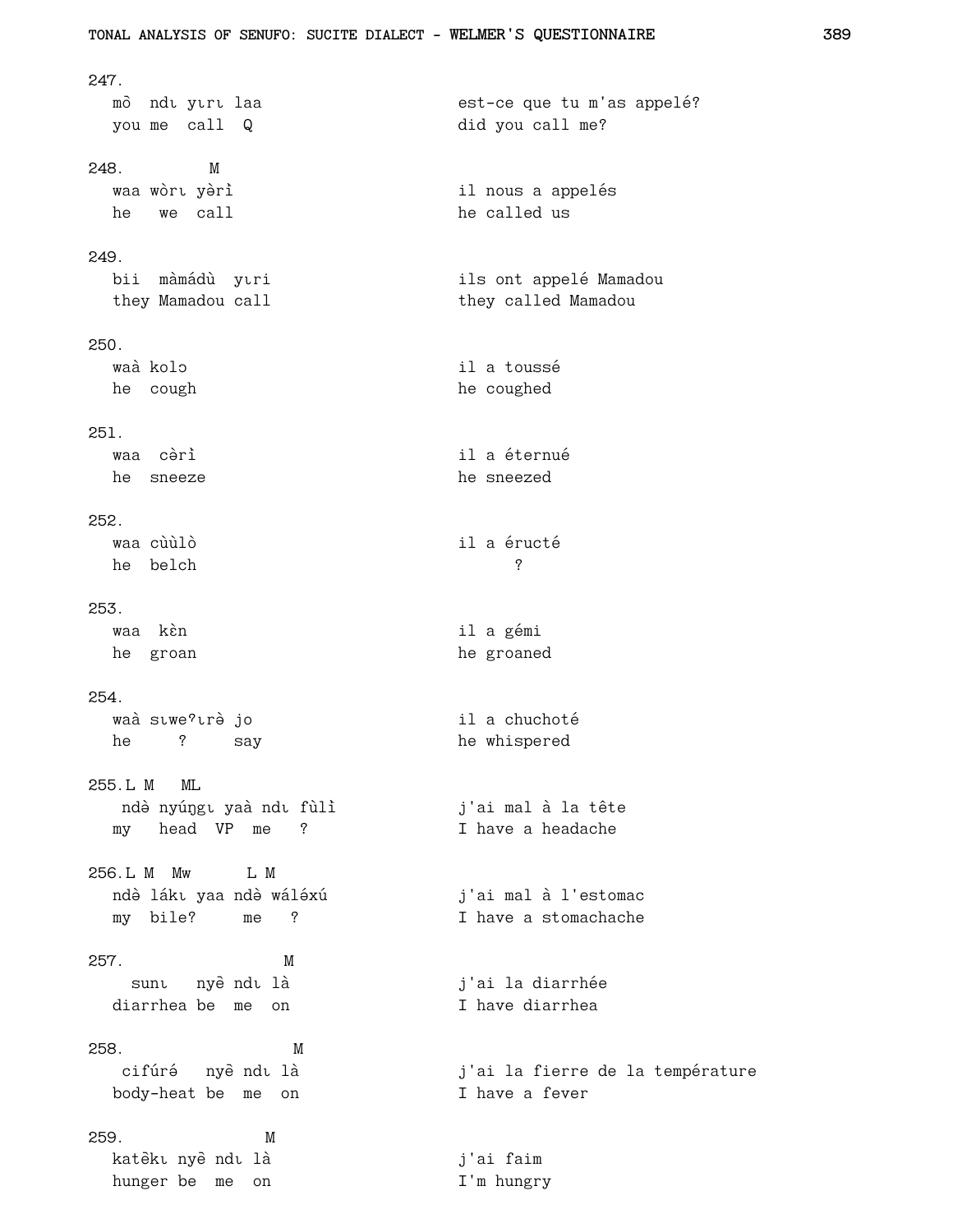247.

```
mɔ̂  ndɩ yɩrɩ laa                    est-ce que tu m'as appelé?
you me  call  Q                     did you call me?
```

248.

```
           M
waa wòrɩ yèrì                       il nous a appelés
he   we  call                       he called us
```

249.

```
bii  màmádù  yɩri                   ils ont appelé Mamadou
they Mamadou call                   they called Mamadou
```

250.

```
waà kolɔ                            il a toussé
he  cough                           he coughed
```

251.

```
waa  cə̀rì                           il a éternué
he  sneeze                          he sneezed
```

252.

```
waa cùùlò                           il a éructé
he  belch                                 ?
```

253.

```
waa  kɛ̀n                            il a gémi
he  groan                           he groaned
```

254.

```
waà sɩweʔɩrè jo                     il a chuchoté
he     ?     say                    he whispered
```

255.

```
 L M   ML
 ndə̀ nyúŋgɩ yaà ndɩ fùlì            j'ai mal à la tête
my   head  VP  me   ?               I have a headache
```

256.

```
 L M  Mw      L M
ndə̀ lákɩ yaa ndə̀ wáléxú             j'ai mal à l'estomac
my  bile?     me   ?                I have a stomachache
```

257.

```
                  M
  sunɩ   nyɛ̃ ndɩ là                  j'ai la diarrhée
diarrhea be  me  on                 I have diarrhea
```

258.

```
                   M
 cifúrə́   nyɛ̃ ndɩ là                  j'ai la fierre de la température
body-heat be  me  on                I have a fever
```

259.

```
               M
katɛ̃kɩ nyɛ̃ ndɩ là                    j'ai faim
hunger be  me  on                   I'm hungry
```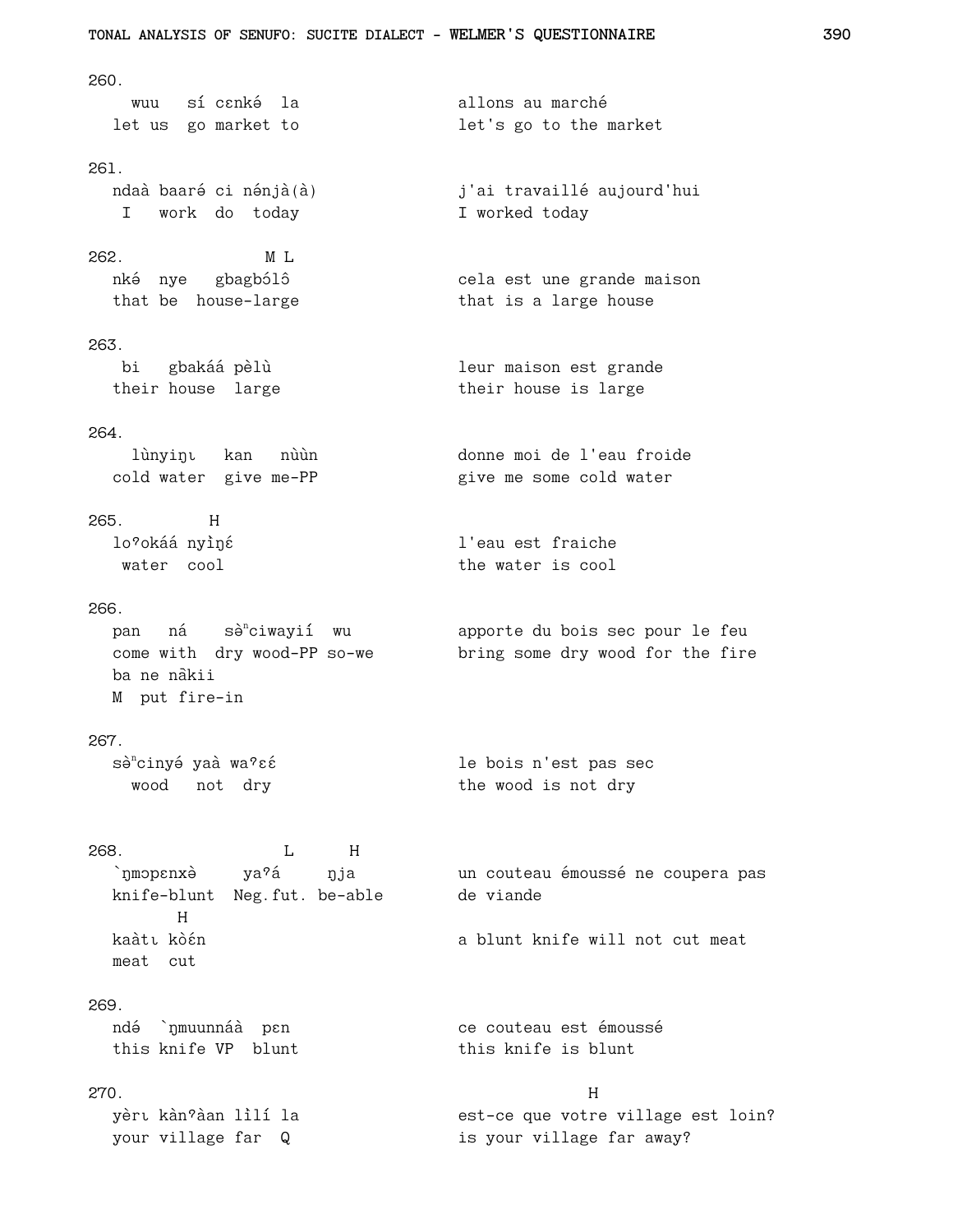260.

```
  wuu   sí cɛnkə́  la              allons au marché
let us  go market to              let's go to the market
```

261.

```
ndaà baaré ci nə́njà(à)            j'ai travaillé aujourd'hui
 I   work  do  today              I worked today
```

262.

```
                M L
nkə́  nye   gbagbɔ́lɔ̂               cela est une grande maison
that be  house-large              that is a large house
```

263.

```
 bi   gbakáá pèlù                 leur maison est grande
their house  large                their house is large
```

264.

```
  lùnyiŋɩ   kan   nùùn            donne moi de l'eau froide
cold water  give me-PP            give me some cold water
```

265.

```
         H
loˀokáá nyìŋɛ́                     l'eau est fraiche
 water  cool                      the water is cool
```

266.

```
pan   ná    sə̀ⁿciwayií  wu        apporte du bois sec pour le feu
come with  dry wood-PP so-we      bring some dry wood for the fire
ba ne nã̀kii
M  put fire-in
```

267.

```
sə̀ⁿcinyə́ yaà waˀɛɛ́                le bois n'est pas sec
  wood   not  dry                 the wood is not dry
```

268.

```
                L      H
`ŋmɔpɛnxə̀     yaˀá     ŋja        un couteau émoussé ne coupera pas
knife-blunt  Neg.fut. be-able     de viande
      H
kaàtɩ kòɛ́n                        a blunt knife will not cut meat
meat  cut
```

269.

```
ndə́  `ŋmuunnáà  pɛn               ce couteau est émoussé
this knife VP  blunt              this knife is blunt
```

270.

```
                                                   H
yèrɩ kàn̄ˀàan lìlí la              est-ce que votre village est loin?
your village far  Q               is your village far away?
```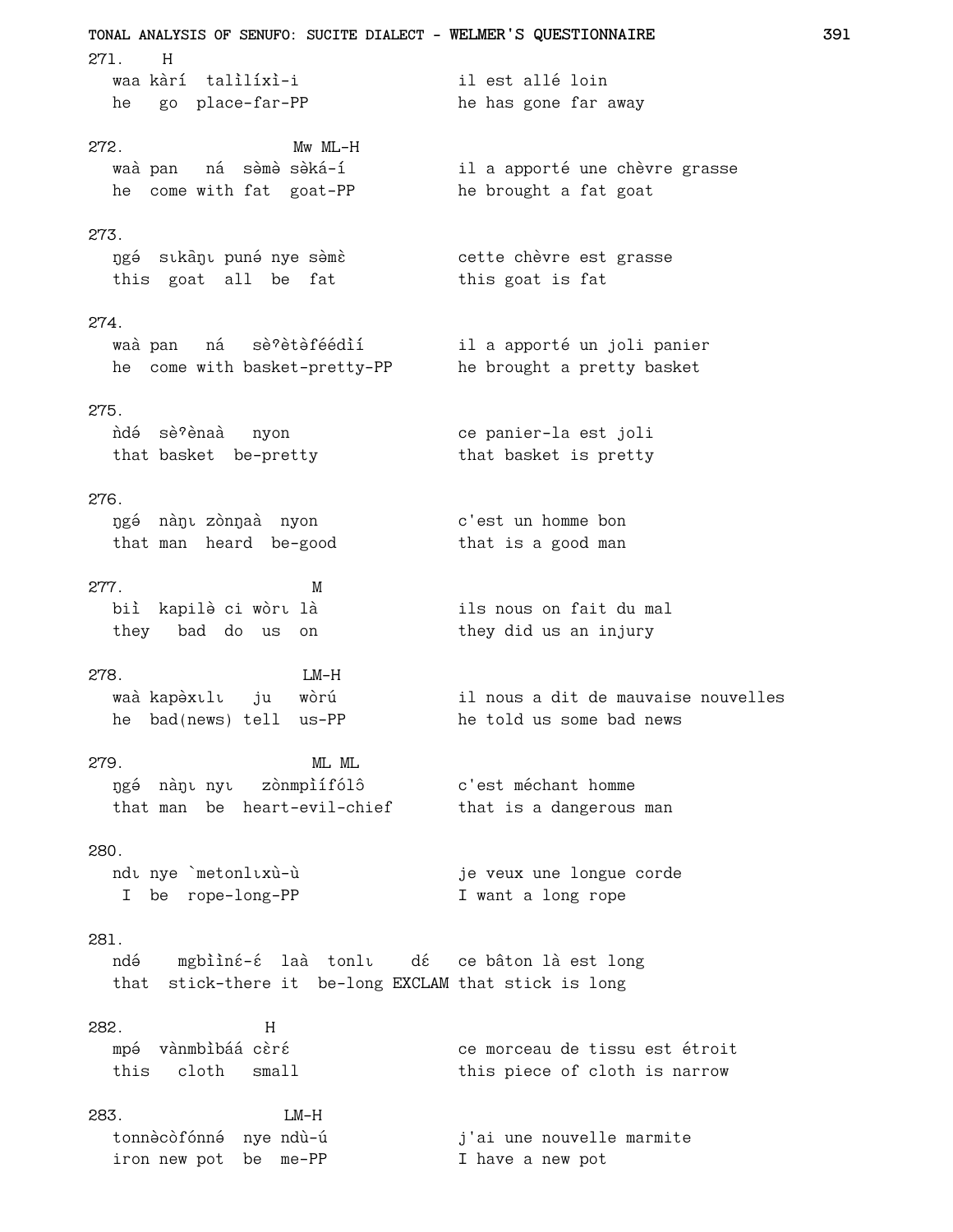271. H
waa kàrí talìlíxì-i — il est allé loin
he go place-far-PP — he has gone far away

272. Mw ML-H
waà pan ná sèmə̀ sèká-í — il a apporté une chèvre grasse
he come with fat goat-PP — he brought a fat goat

273.
ŋgə́ sɩkãŋɩ punə́ nye sèmɛ̀ — cette chèvre est grasse
this goat all be fat — this goat is fat

274.
waà pan ná sèˀètə̀féédìí — il a apporté un joli panier
he come with basket-pretty-PP — he brought a pretty basket

275.
ǹdə́ sèˀènaà nyon — ce panier-la est joli
that basket be-pretty — that basket is pretty

276.
ŋgə́ nàŋɩ zònŋaà nyon — c'est un homme bon
that man heard be-good — that is a good man

277. M
biì kapilə̀ ci wòrɩ là — ils nous on fait du mal
they bad do us on — they did us an injury

278. LM-H
waà kapə̀xɩlɩ ju wòrú — il nous a dit de mauvaise nouvelles
he bad(news) tell us-PP — he told us some bad news

279. ML ML
ŋgə́ nàŋɩ nyɩ zònmpìífólô — c'est méchant homme
that man be heart-evil-chief — that is a dangerous man

280.
ndɩ nye `metonlɩxù-ù — je veux une longue corde
I be rope-long-PP — I want a long rope

281.
ndə́ mgbìinɛ́-ɛ́ laà tonlɩ dɛ́ — ce bâton là est long
that stick-there it be-long EXCLAM — that stick is long

282. H
mpə́ vànmbìbáá cɛ̀rɛ́ — ce morceau de tissu est étroit
this cloth small — this piece of cloth is narrow

283. LM-H
tonnə̀còfónnə́ nye ndù-ú — j'ai une nouvelle marmite
iron new pot be me-PP — I have a new pot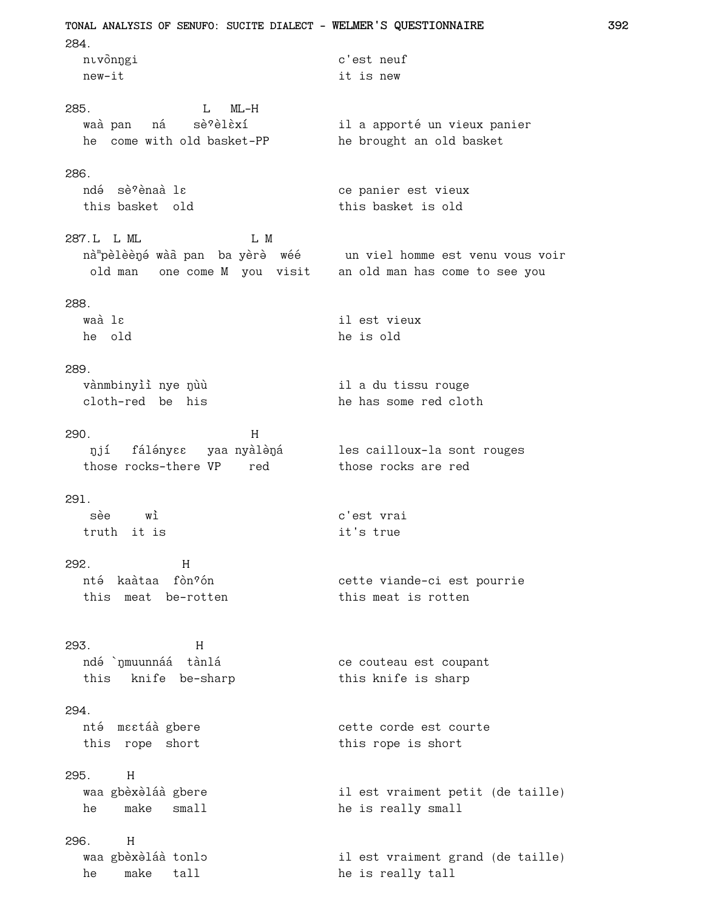284.

```
  nɩvɔ̀nŋgi                          c'est neuf
  new-it                            it is new
```

285.

```
                  L   ML-H
  waà pan   ná    sè'èlɛ̀xí          il a apporté un vieux panier
  he  come with old basket-PP       he brought an old basket
```

286.

```
  ndə́  sè'ènaà lɛ                   ce panier est vieux
  this basket  old                  this basket is old
```

287.

```
L  L ML                 L M
  nàᵐpèlèèŋə́ wàā pan  ba yèrè  wéé    un viel homme est venu vous voir
   old man   one come M  you  visit   an old man has come to see you
```

288.

```
  waà lɛ                            il est vieux
  he  old                           he is old
```

289.

```
  vànmbinyìì nye ŋùù                il a du tissu rouge
  cloth-red  be  his                he has some red cloth
```

290.

```
                            H
   ŋjí   fálə́nyɛɛ   yaa nyàlə̀ŋá     les cailloux-la sont rouges
  those rocks-there VP    red       those rocks are red
```

291.

```
   sèe     wì                       c'est vrai
  truth  it is                      it's true
```

292.

```
               H
  ntə́  kaàtaa  fòn'ón               cette viande-ci est pourrie
  this  meat  be-rotten             this meat is rotten
```

293.

```
                 H
  ndə́ `ŋmuunnáá  tànlá              ce couteau est coupant
  this   knife  be-sharp            this knife is sharp
```

294.

```
  ntə́  mɛɛtáà gbere                 cette corde est courte
  this  rope  short                 this rope is short
```

295.

```
       H
  waa gbèxəláà gbere                il est vraiment petit (de taille)
  he    make   small                he is really small
```

296.

```
       H
  waa gbèxəláà tonlɔ                il est vraiment grand (de taille)
  he    make   tall                 he is really tall
```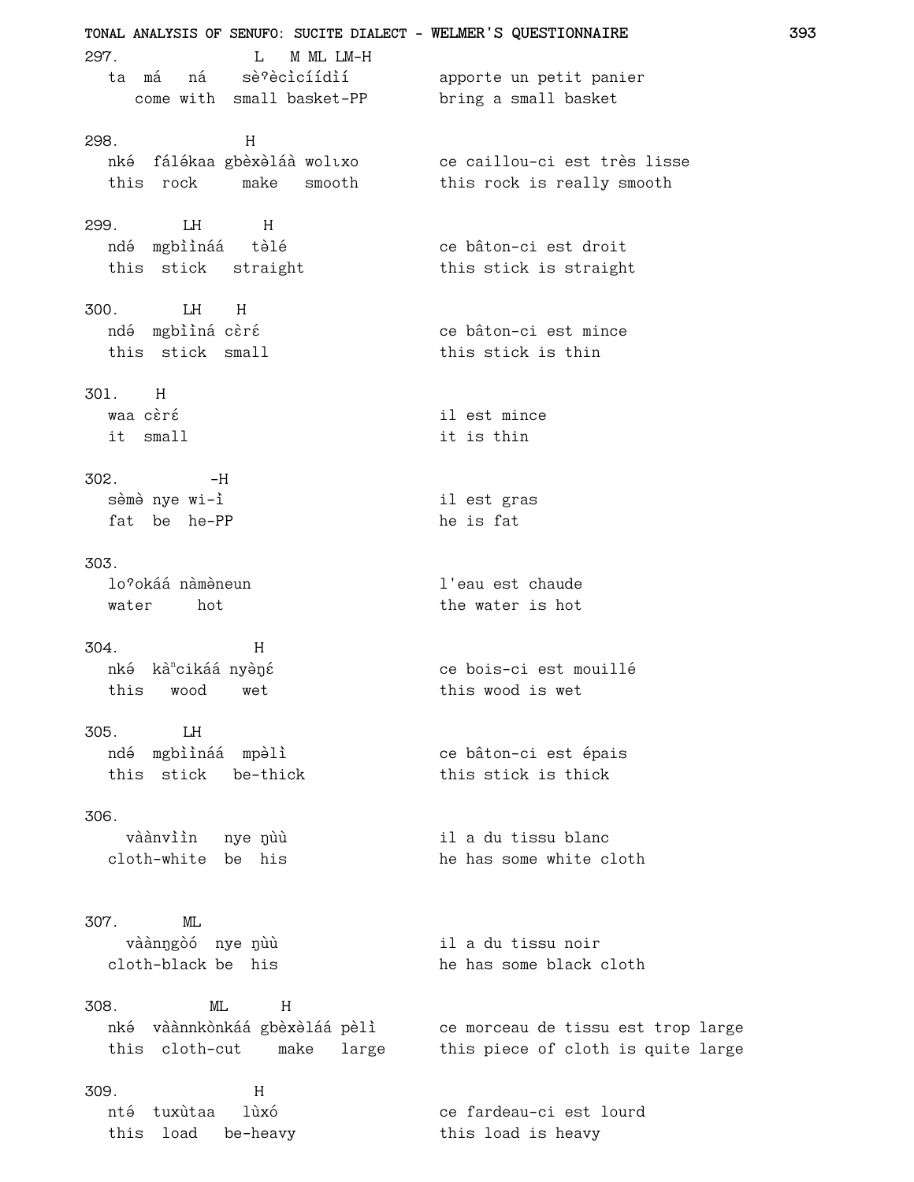```
297.              L   M ML LM-H
   ta  má   ná    sèˀèc̀ìcíídìí          apporte un petit panier
      come with  small basket-PP        bring a small basket

298.              H
   nké  fáləkaa gbèxèláà wolɩxo         ce caillou-ci est très lisse
   this  rock     make   smooth         this rock is really smooth

299.       LH       H
   ndé  mgbììnáá   tèlé                 ce bâton-ci est droit
   this  stick   straight               this stick is straight

300.       LH    H
   ndé  mgbììná cɛ̀rɛ́                     ce bâton-ci est mince
   this  stick  small                   this stick is thin

301.    H
   waa cɛ̀rɛ́                              il est mince
   it  small                            it is thin

302.          -H
   səmə nye wi-ì                        il est gras
   fat  be  he-PP                       he is fat

303.
   loˀokáá nàmèneun                     l'eau est chaude
   water     hot                        the water is hot

304.              H
   nké  kàⁿcikáá nyɛ̀ŋɛ́                   ce bois-ci est mouillé
   this   wood    wet                   this wood is wet

305.       LH
   ndé  mgbììnáá  mpèlì                 ce bâton-ci est épais
   this  stick   be-thick               this stick is thick

306.
      vààn̄vììn   nye ŋùù                il a du tissu blanc
   cloth-white  be  his                 he has some white cloth

307.       ML
      vààŋgòó  nye ŋùù                  il a du tissu noir
   cloth-black be  his                  he has some black cloth

308.          ML      H
   nké  vààn̄nkònkáá gbèxèláá pèlì        ce morceau de tissu est trop large
   this  cloth-cut    make   large      this piece of cloth is quite large

309.              H
   nté  tuxùtaa   lùxó                  ce fardeau-ci est lourd
   this  load   be-heavy                this load is heavy
```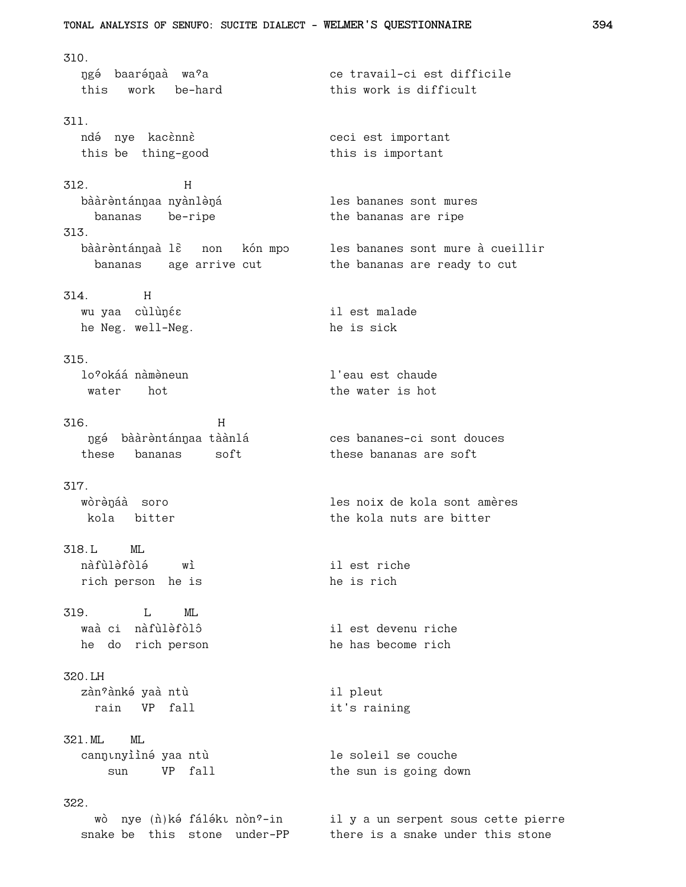310.

| | |
|---|---|
| ŋgé baaréŋaà waʔa | ce travail-ci est difficile |
| this work be-hard | this work is difficult |

311.

| | |
|---|---|
| ndé nye kacɛ̀nnɛ̀ | ceci est important |
| this be thing-good | this is important |

312. H

| | |
|---|---|
| bààrə̀ntánŋaa nyànlə̀ŋá | les bananes sont mures |
| bananas be-ripe | the bananas are ripe |

313.

| | |
|---|---|
| bààrə̀ntánŋaà lɛ̃ non kón mpɔ | les bananes sont mure à cueillir |
| bananas age arrive cut | the bananas are ready to cut |

314. H

| | |
|---|---|
| wu yaa cùlùŋɛ́ɛ | il est malade |
| he Neg. well-Neg. | he is sick |

315.

| | |
|---|---|
| loʔokáá nàmèneun | l'eau est chaude |
| water hot | the water is hot |

316. H

| | |
|---|---|
| ŋgé bààrə̀ntánŋaa tàànlá | ces bananes-ci sont douces |
| these bananas soft | these bananas are soft |

317.

| | |
|---|---|
| wòrə̀ŋáà soro | les noix de kola sont amères |
| kola bitter | the kola nuts are bitter |

318. L ML

| | |
|---|---|
| nàfùlə̀fòlə́ wì | il est riche |
| rich person he is | he is rich |

319. L ML

| | |
|---|---|
| waà ci nàfùlə̀fòlô | il est devenu riche |
| he do rich person | he has become rich |

320. LH

| | |
|---|---|
| zànʔànkə́ yaà ntù | il pleut |
| rain VP fall | it's raining |

321. ML ML

| | |
|---|---|
| canŋɩnyììné yaa ntù | le soleil se couche |
| sun VP fall | the sun is going down |

322.

| | |
|---|---|
| wò nye (ǹ)kə́ fáləkɩ nònʔ-in | il y a un serpent sous cette pierre |
| snake be this stone under-PP | there is a snake under this stone |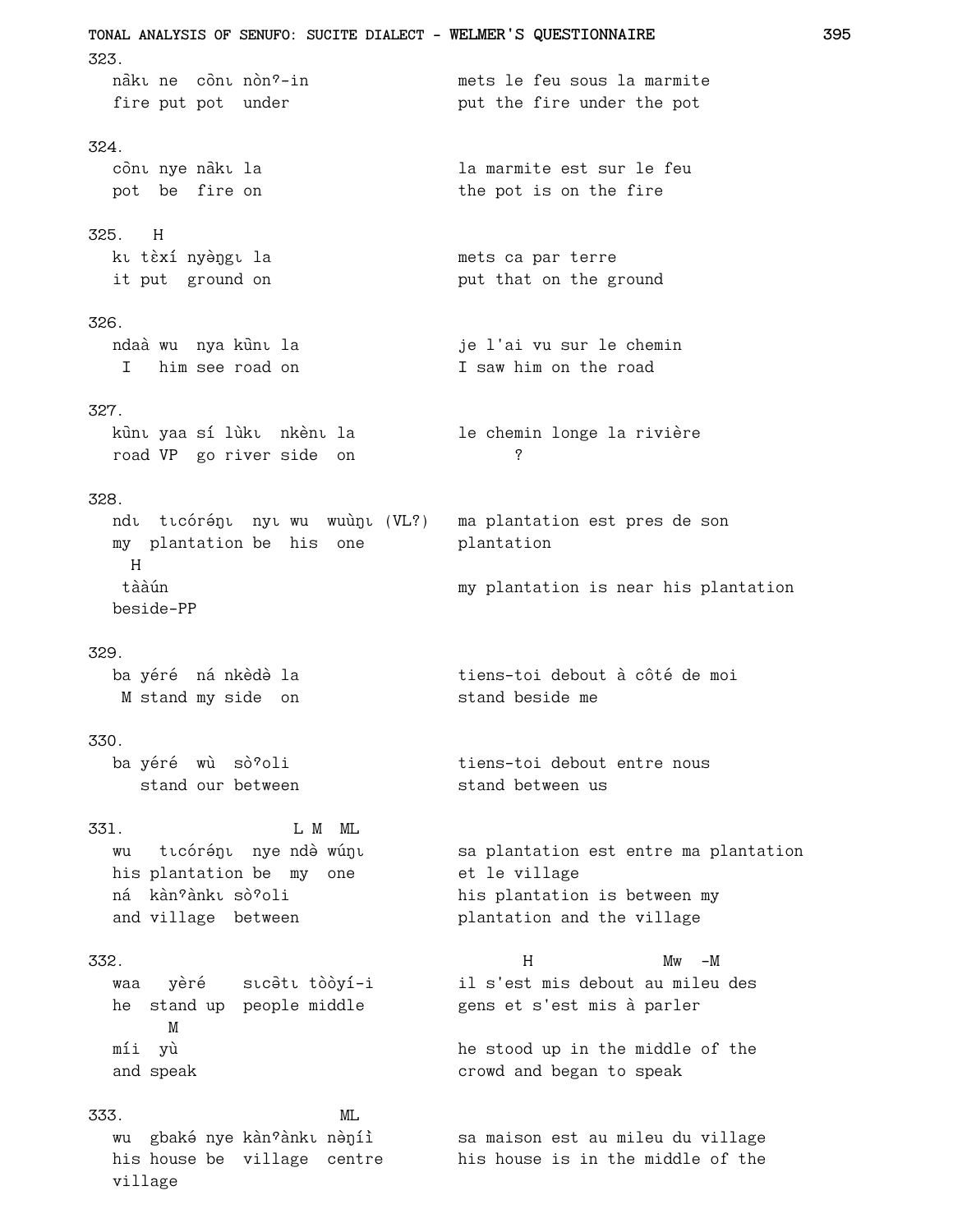323.

```
nâkɩ ne  cõnɩ nòn'-in            mets le feu sous la marmite
fire put pot  under              put the fire under the pot
```

324.

```
cõnɩ nye nâkɩ la                 la marmite est sur le feu
pot  be  fire on                 the pot is on the fire
```

325.

```
      H
kɩ tɛ̀xí nyɛ̀ŋgɩ la                mets ca par terre
it put  ground on                put that on the ground
```

326.

```
ndaà wu  nya kũnɩ la             je l'ai vu sur le chemin
 I   him see road on             I saw him on the road
```

327.

```
kũnɩ yaa sí lùkɩ  nkènɩ la        le chemin longe la rivière
road VP  go river side  on              ?
```

328.

```
ndɩ  tɩcóréŋɩ  nyɩ wu  wuùŋɩ (VL?)  ma plantation est pres de son
my  plantation be  his  one         plantation
  H
 tààún                              my plantation is near his plantation
beside-PP
```

329.

```
ba yéré  ná nkèdè la             tiens-toi debout à côté de moi
 M stand my side  on             stand beside me
```

330.

```
ba yéré  wù  sò'oli              tiens-toi debout entre nous
   stand our between             stand between us
```

331.

```
                  L M  ML
wu   tɩcóréŋɩ  nye ndè wúŋɩ        sa plantation est entre ma plantation
his plantation be  my  one         et le village
ná  kàn'ànkɩ sò'oli               his plantation is between my
and village  between              plantation and the village
```

332.

```
                                       H              Mw  -M
waa   yèré    sɩcə̂tɩ tòòyí-i       il s'est mis debout au mileu des
he  stand up  people middle        gens et s'est mis à parler
      M
míi  yù                            he stood up in the middle of the
and speak                          crowd and began to speak
```

333.

```
                          ML
wu  gbakə́ nye kàn'ànkɩ nèŋíì       sa maison est au mileu du village
his house be  village  centre      his house is in the middle of the
village
```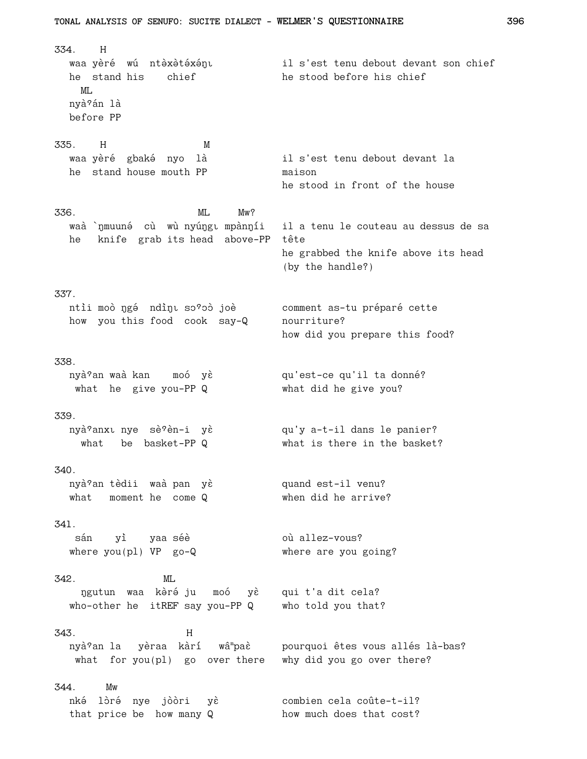334. H

```
   waa yèré  wú  ntèxètéxéŋɩ          il s'est tenu debout devant son chief
   he  stand his    chief             he stood before his chief
     ML
   nyàˀán là
   before PP
```

335. H M

```
   waa yèré  gbakə́  nyo  là           il s'est tenu debout devant la
   he  stand house mouth PP           maison
                                      he stood in front of the house
```

336. ML Mw?

```
   waà `ŋmuunə́  cù  wù nyúŋgɩ mpànŋíi   il a tenu le couteau au dessus de sa
   he   knife  grab its head  above-PP  tête
                                        he grabbed the knife above its head
                                        (by the handle?)
```

337.

```
   ntìi moò ŋgə́  ndìŋɩ sɔˀɔ̀ɔ joè       comment as-tu préparé cette
   how  you this food  cook  say-Q     nourriture?
                                       how did you prepare this food?
```

338.

```
   nyàˀan waà kan    moó  yɛ̀          qu'est-ce qu'il ta donné?
    what  he  give you-PP Q           what did he give you?
```

339.

```
   nyàˀanxɩ nye  sèˀèn-i  yɛ̀          qu'y a-t-il dans le panier?
     what   be  basket-PP Q           what is there in the basket?
```

340.

```
   nyàˀan tèdii  waà pan  yɛ̀          quand est-il venu?
   what   moment he  come Q           when did he arrive?
```

341.

```
    sán    yì    yaa séè              où allez-vous?
   where you(pl) VP  go-Q             where are you going?
```

342. ML

```
    ŋgutun  waa  kèrə́ ju   moó   yɛ̀   qui t'a dit cela?
   who-other he  itREF say you-PP Q    who told you that?
```

343. H

```
   nyàˀan la   yèraa  kàrí   wâᵐpaɛ̀     pourquoi êtes vous allés là-bas?
    what  for you(pl)  go  over there   why did you go over there?
```

344. Mw

```
   nkə́  lòrə́  nye  jòòri   yɛ̀          combien cela coûte-t-il?
   that price be  how many Q           how much does that cost?
```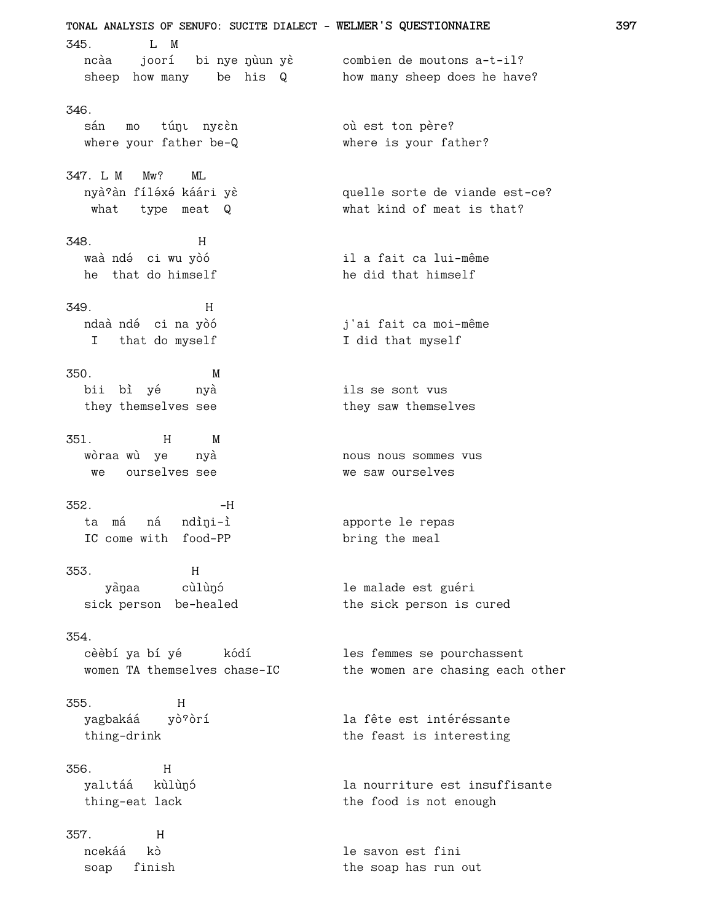345. L M
ncàa joorí bi nye ŋùun yɛ̀ — combien de moutons a-t-il?
sheep how many be his Q — how many sheep does he have?

346.
sán mo túŋɩ nyɛɛ̀n — où est ton père?
where your father be-Q — where is your father?

347. L M Mw? ML
nyàˀàn fíléxé káári yɛ̀ — quelle sorte de viande est-ce?
what type meat Q — what kind of meat is that?

348. H
waà ndé ci wu yòó — il a fait ca lui-même
he that do himself — he did that himself

349. H
ndaà ndé ci na yòó — j'ai fait ca moi-même
I that do myself — I did that myself

350. M
bii bì yé nyà — ils se sont vus
they themselves see — they saw themselves

351. H M
wòraa wù ye nyà — nous nous sommes vus
we ourselves see — we saw ourselves

352. -H
ta má ná ndìŋi-ì — apporte le repas
IC come with food-PP — bring the meal

353. H
yàŋaa cùlùŋó — le malade est guéri
sick person be-healed — the sick person is cured

354.
cèèbí ya bí yé kódí — les femmes se pourchassent
women TA themselves chase-IC — the women are chasing each other

355. H
yagbakáá yòˀòrí — la fête est intéréssante
thing-drink — the feast is interesting

356. H
yalɩtáá kùlùŋó — la nourriture est insuffisante
thing-eat lack — the food is not enough

357. H
ncekáá kò — le savon est fini
soap finish — the soap has run out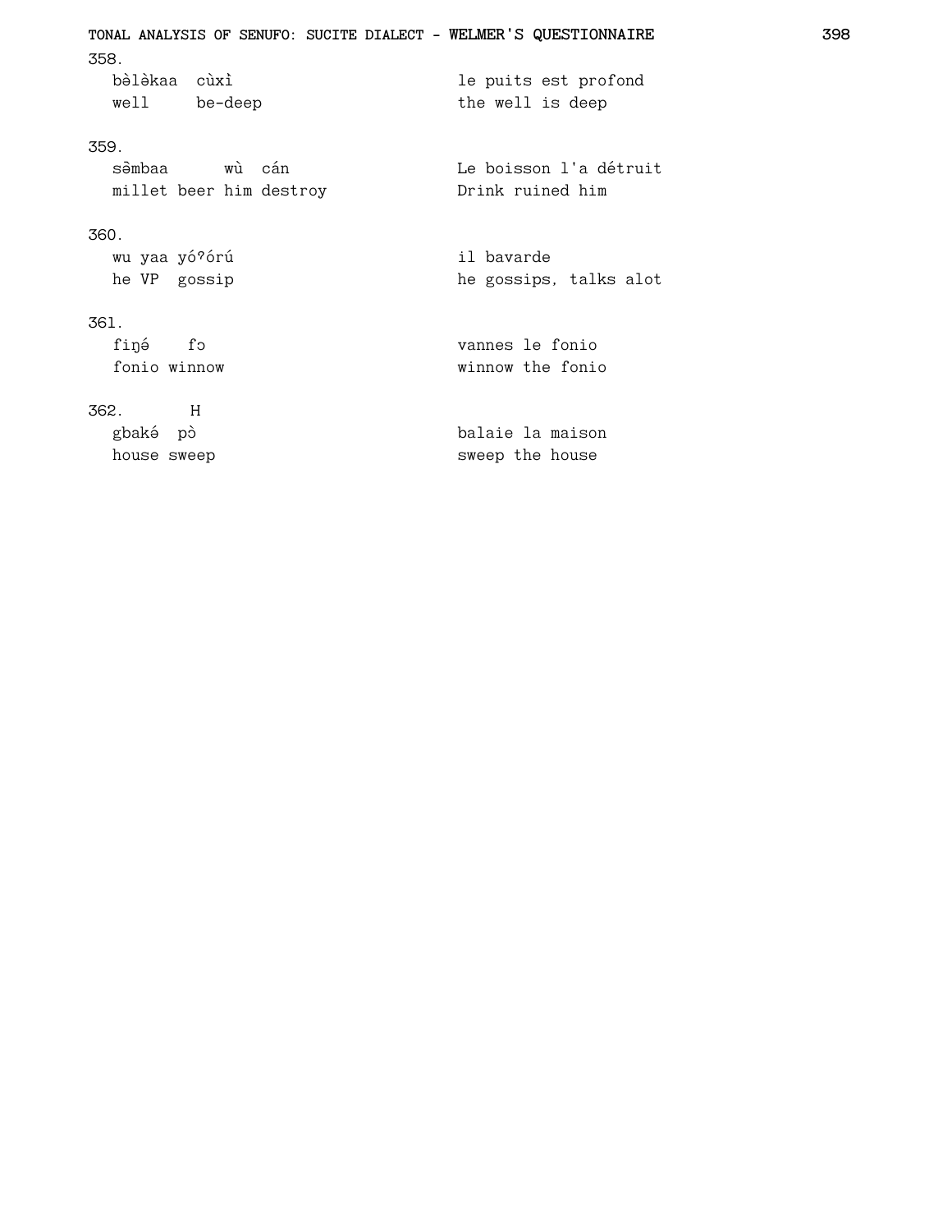358.

```
bὲlə̀kaa  cùxì                    le puits est profond
well      be-deep                 the well is deep
```

359.

```
sə̀mbaa      wù  cán               Le boisson l'a détruit
millet beer him destroy           Drink ruined him
```

360.

```
wu yaa yóˀórú                     il bavarde
he VP  gossip                     he gossips, talks alot
```

361.

```
fiŋə́    fɔ                        vannes le fonio
fonio winnow                      winnow the fonio
```

362. H

```
gbakə́  pɔ̀                        balaie la maison
house sweep                       sweep the house
```